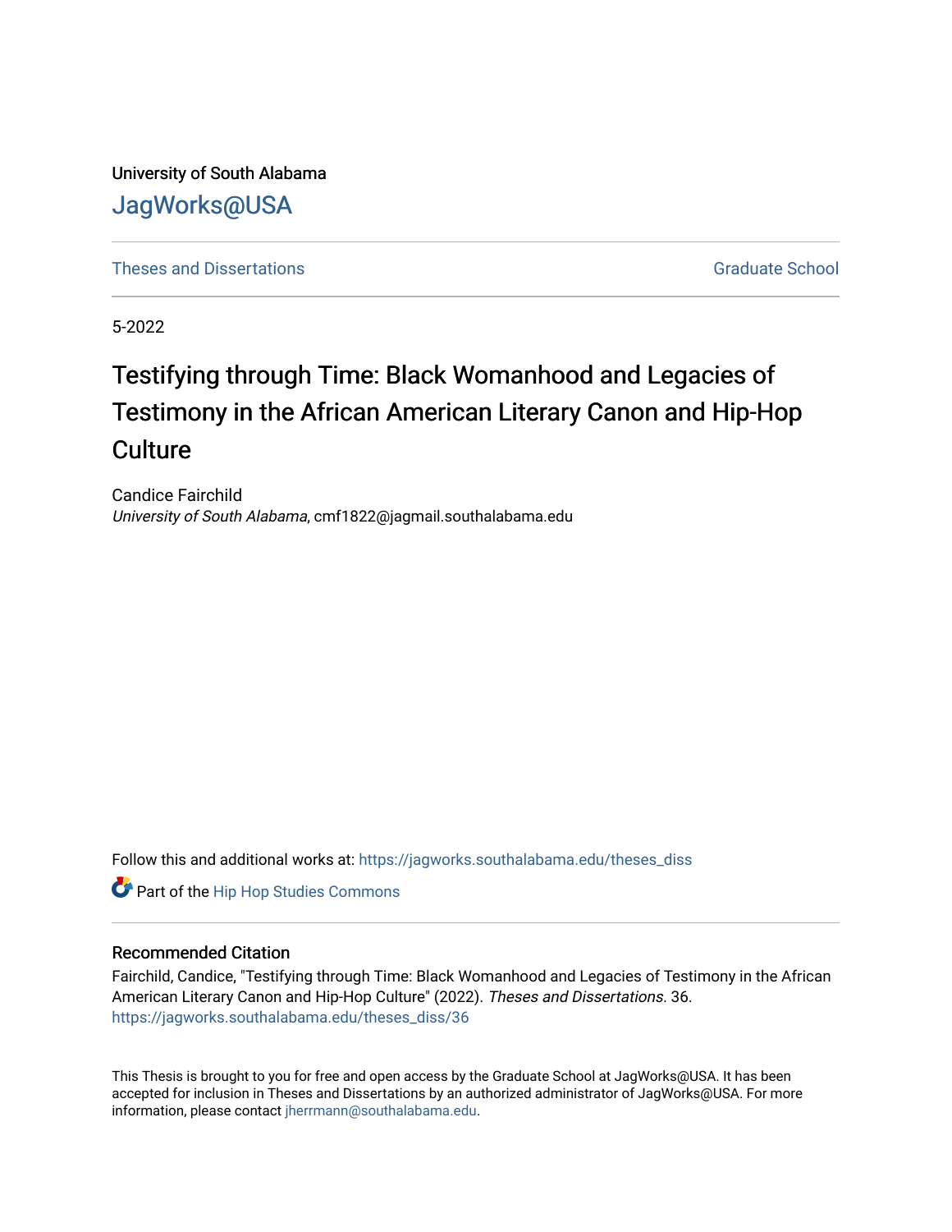University of South Alabama

JagWorks@USA

Theses and Dissertations | Graduate School

5-2022

# Testifying through Time: Black Womanhood and Legacies of Testimony in the African American Literary Canon and Hip-Hop Culture

Candice Fairchild
*University of South Alabama*, cmf1822@jagmail.southalabama.edu

Follow this and additional works at: https://jagworks.southalabama.edu/theses_diss

Part of the Hip Hop Studies Commons

## Recommended Citation

Fairchild, Candice, "Testifying through Time: Black Womanhood and Legacies of Testimony in the African American Literary Canon and Hip-Hop Culture" (2022). *Theses and Dissertations*. 36.
https://jagworks.southalabama.edu/theses_diss/36

This Thesis is brought to you for free and open access by the Graduate School at JagWorks@USA. It has been accepted for inclusion in Theses and Dissertations by an authorized administrator of JagWorks@USA. For more information, please contact jherrmann@southalabama.edu.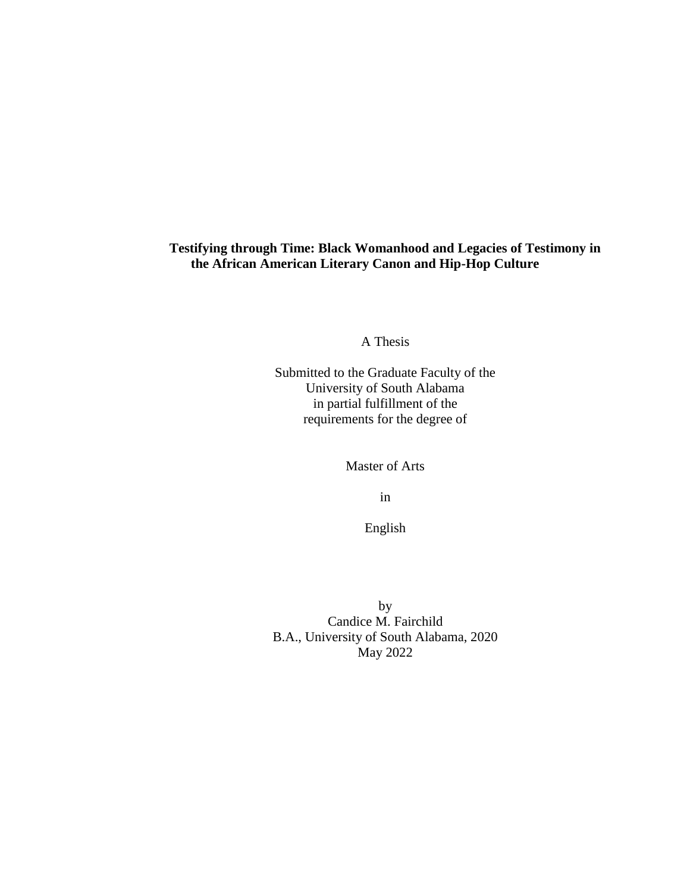# Testifying through Time: Black Womanhood and Legacies of Testimony in the African American Literary Canon and Hip-Hop Culture

A Thesis

Submitted to the Graduate Faculty of the
University of South Alabama
in partial fulfillment of the
requirements for the degree of

Master of Arts

in

English

by
Candice M. Fairchild
B.A., University of South Alabama, 2020
May 2022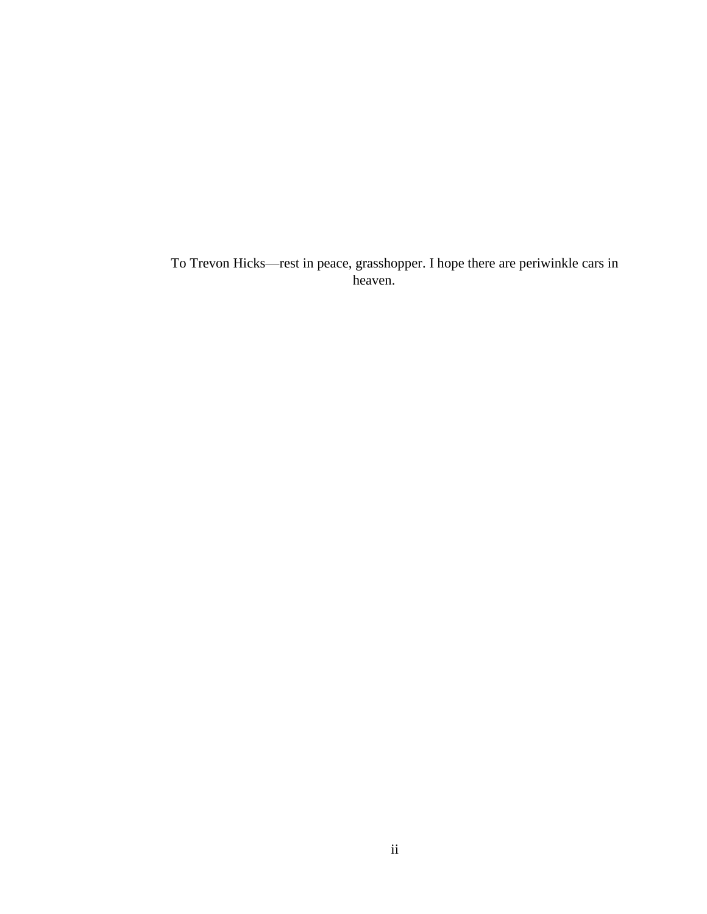To Trevon Hicks—rest in peace, grasshopper. I hope there are periwinkle cars in heaven.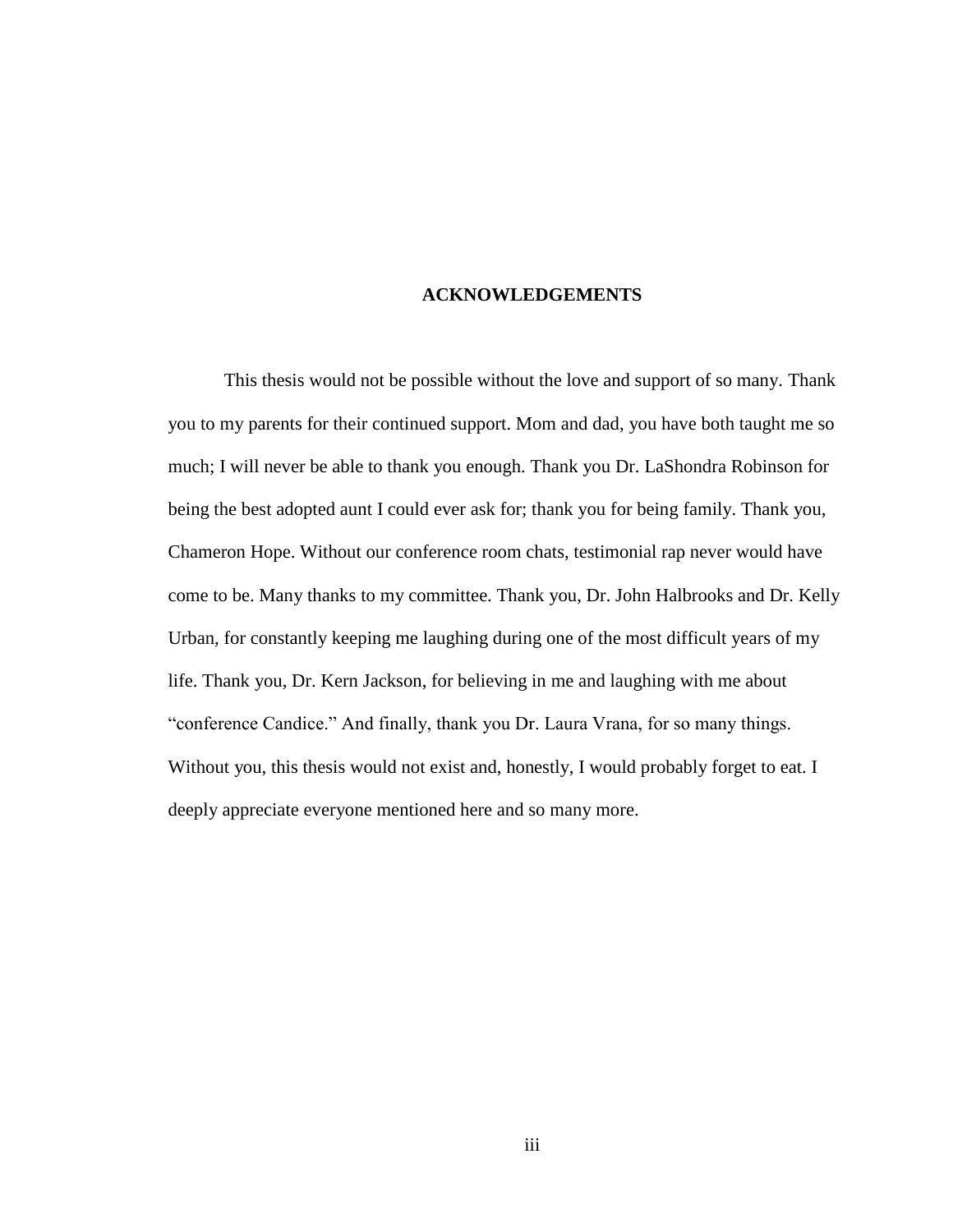# ACKNOWLEDGEMENTS

This thesis would not be possible without the love and support of so many. Thank you to my parents for their continued support. Mom and dad, you have both taught me so much; I will never be able to thank you enough. Thank you Dr. LaShondra Robinson for being the best adopted aunt I could ever ask for; thank you for being family. Thank you, Chameron Hope. Without our conference room chats, testimonial rap never would have come to be. Many thanks to my committee. Thank you, Dr. John Halbrooks and Dr. Kelly Urban, for constantly keeping me laughing during one of the most difficult years of my life. Thank you, Dr. Kern Jackson, for believing in me and laughing with me about "conference Candice." And finally, thank you Dr. Laura Vrana, for so many things. Without you, this thesis would not exist and, honestly, I would probably forget to eat. I deeply appreciate everyone mentioned here and so many more.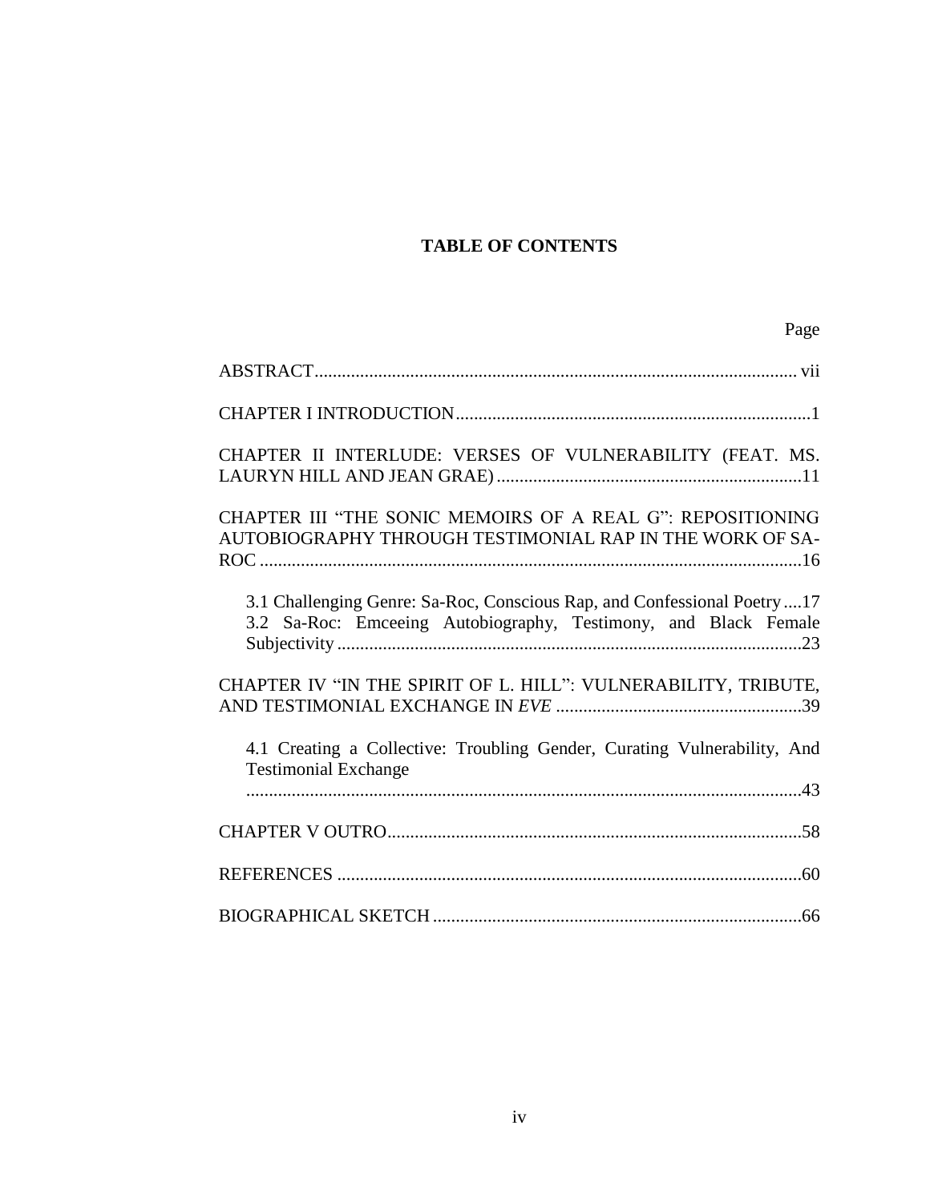**TABLE OF CONTENTS**

| | Page |
|---|---|
| ABSTRACT | vii |
| CHAPTER I INTRODUCTION | 1 |
| CHAPTER II INTERLUDE: VERSES OF VULNERABILITY (FEAT. MS. LAURYN HILL AND JEAN GRAE) | 11 |
| CHAPTER III “THE SONIC MEMOIRS OF A REAL G”: REPOSITIONING AUTOBIOGRAPHY THROUGH TESTIMONIAL RAP IN THE WORK OF SA-ROC | 16 |
| 3.1 Challenging Genre: Sa-Roc, Conscious Rap, and Confessional Poetry | 17 |
| 3.2 Sa-Roc: Emceeing Autobiography, Testimony, and Black Female Subjectivity | 23 |
| CHAPTER IV “IN THE SPIRIT OF L. HILL”: VULNERABILITY, TRIBUTE, AND TESTIMONIAL EXCHANGE IN *EVE* | 39 |
| 4.1 Creating a Collective: Troubling Gender, Curating Vulnerability, And Testimonial Exchange | 43 |
| CHAPTER V OUTRO | 58 |
| REFERENCES | 60 |
| BIOGRAPHICAL SKETCH | 66 |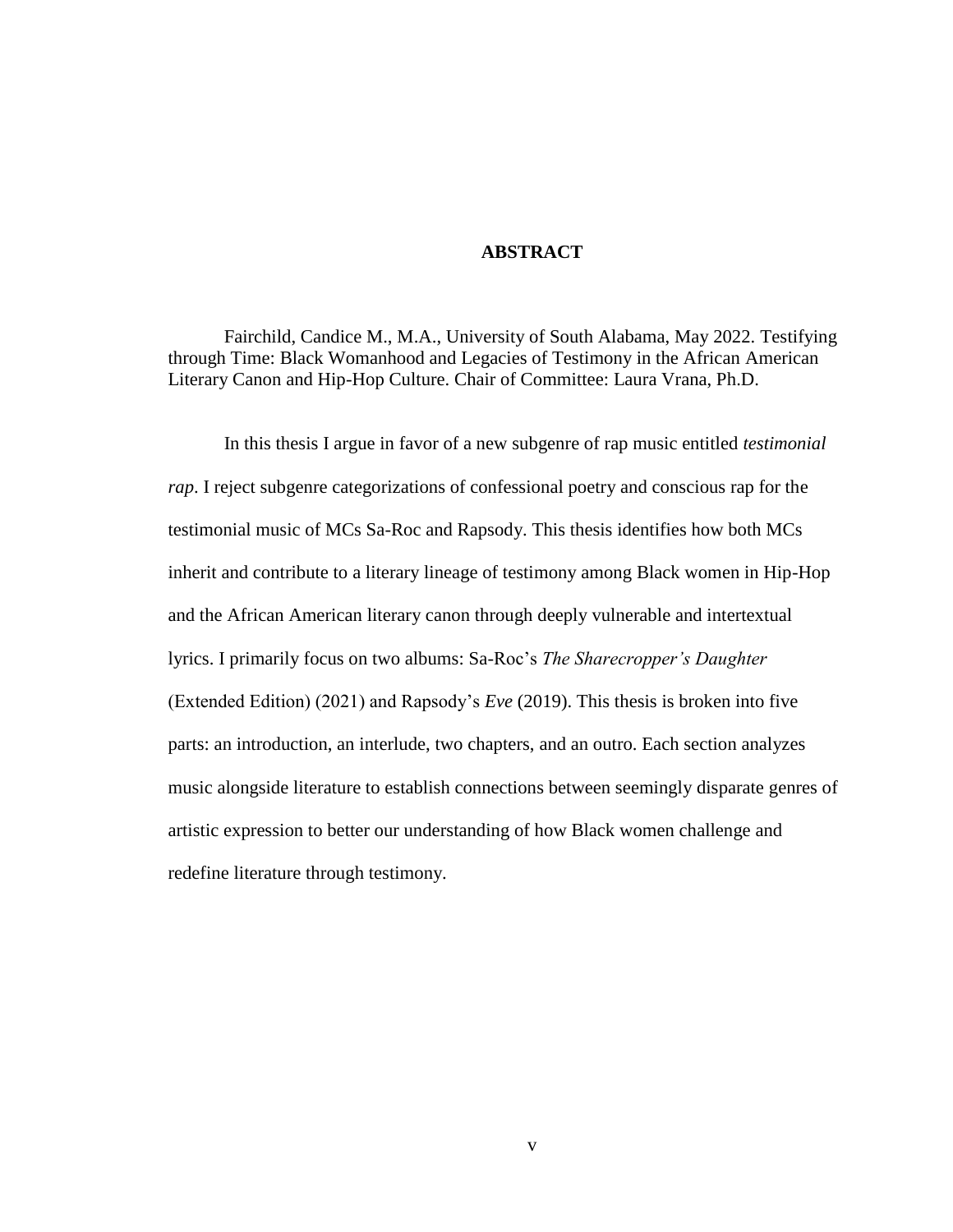# ABSTRACT

Fairchild, Candice M., M.A., University of South Alabama, May 2022. Testifying through Time: Black Womanhood and Legacies of Testimony in the African American Literary Canon and Hip-Hop Culture. Chair of Committee: Laura Vrana, Ph.D.

In this thesis I argue in favor of a new subgenre of rap music entitled *testimonial rap*. I reject subgenre categorizations of confessional poetry and conscious rap for the testimonial music of MCs Sa-Roc and Rapsody. This thesis identifies how both MCs inherit and contribute to a literary lineage of testimony among Black women in Hip-Hop and the African American literary canon through deeply vulnerable and intertextual lyrics. I primarily focus on two albums: Sa-Roc's *The Sharecropper's Daughter* (Extended Edition) (2021) and Rapsody's *Eve* (2019). This thesis is broken into five parts: an introduction, an interlude, two chapters, and an outro. Each section analyzes music alongside literature to establish connections between seemingly disparate genres of artistic expression to better our understanding of how Black women challenge and redefine literature through testimony.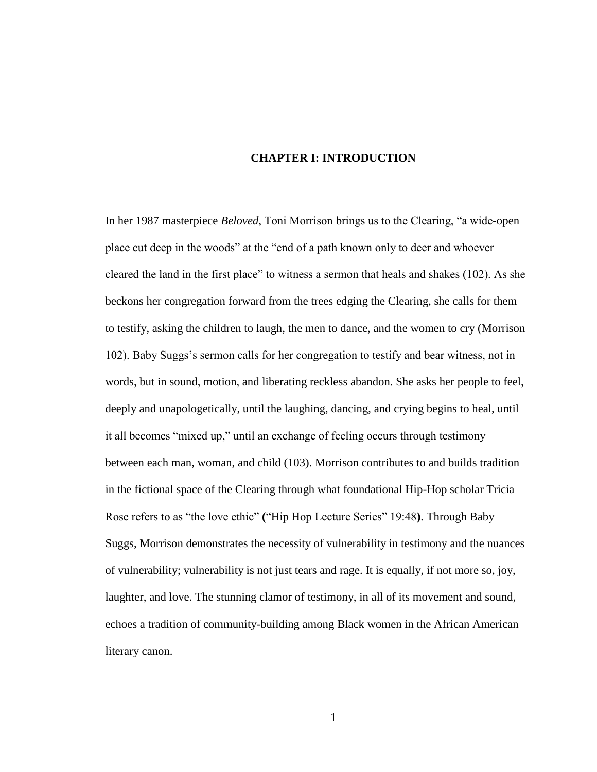# CHAPTER I: INTRODUCTION

In her 1987 masterpiece *Beloved*, Toni Morrison brings us to the Clearing, "a wide-open place cut deep in the woods" at the "end of a path known only to deer and whoever cleared the land in the first place" to witness a sermon that heals and shakes (102). As she beckons her congregation forward from the trees edging the Clearing, she calls for them to testify, asking the children to laugh, the men to dance, and the women to cry (Morrison 102). Baby Suggs's sermon calls for her congregation to testify and bear witness, not in words, but in sound, motion, and liberating reckless abandon. She asks her people to feel, deeply and unapologetically, until the laughing, dancing, and crying begins to heal, until it all becomes "mixed up," until an exchange of feeling occurs through testimony between each man, woman, and child (103). Morrison contributes to and builds tradition in the fictional space of the Clearing through what foundational Hip-Hop scholar Tricia Rose refers to as "the love ethic" **(**"Hip Hop Lecture Series" 19:48**)**. Through Baby Suggs, Morrison demonstrates the necessity of vulnerability in testimony and the nuances of vulnerability; vulnerability is not just tears and rage. It is equally, if not more so, joy, laughter, and love. The stunning clamor of testimony, in all of its movement and sound, echoes a tradition of community-building among Black women in the African American literary canon.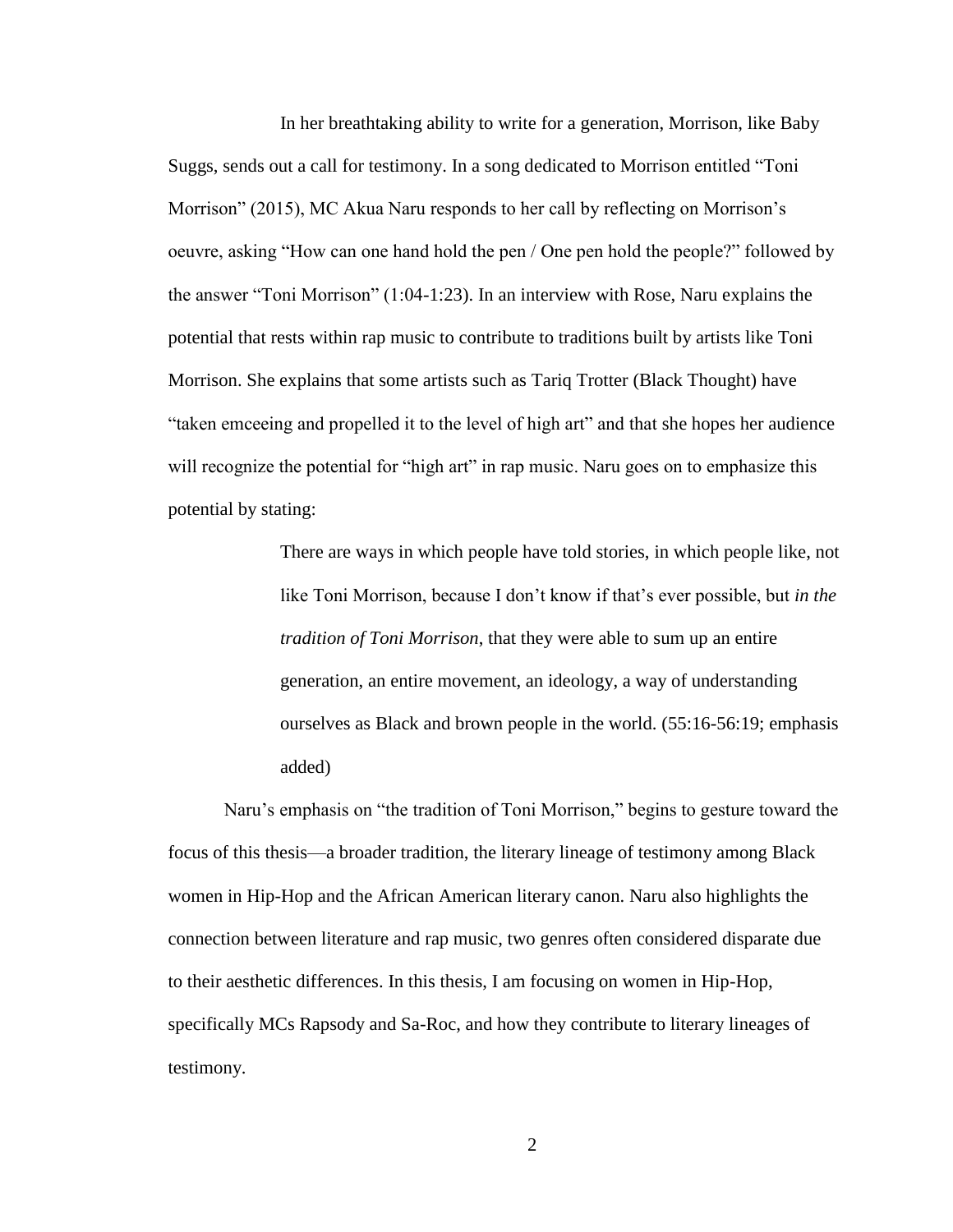In her breathtaking ability to write for a generation, Morrison, like Baby Suggs, sends out a call for testimony. In a song dedicated to Morrison entitled "Toni Morrison" (2015), MC Akua Naru responds to her call by reflecting on Morrison's oeuvre, asking "How can one hand hold the pen / One pen hold the people?" followed by the answer "Toni Morrison" (1:04-1:23). In an interview with Rose, Naru explains the potential that rests within rap music to contribute to traditions built by artists like Toni Morrison. She explains that some artists such as Tariq Trotter (Black Thought) have "taken emceeing and propelled it to the level of high art" and that she hopes her audience will recognize the potential for "high art" in rap music. Naru goes on to emphasize this potential by stating:

> There are ways in which people have told stories, in which people like, not like Toni Morrison, because I don't know if that's ever possible, but *in the tradition of Toni Morrison*, that they were able to sum up an entire generation, an entire movement, an ideology, a way of understanding ourselves as Black and brown people in the world. (55:16-56:19; emphasis added)

Naru's emphasis on "the tradition of Toni Morrison," begins to gesture toward the focus of this thesis—a broader tradition, the literary lineage of testimony among Black women in Hip-Hop and the African American literary canon. Naru also highlights the connection between literature and rap music, two genres often considered disparate due to their aesthetic differences. In this thesis, I am focusing on women in Hip-Hop, specifically MCs Rapsody and Sa-Roc, and how they contribute to literary lineages of testimony.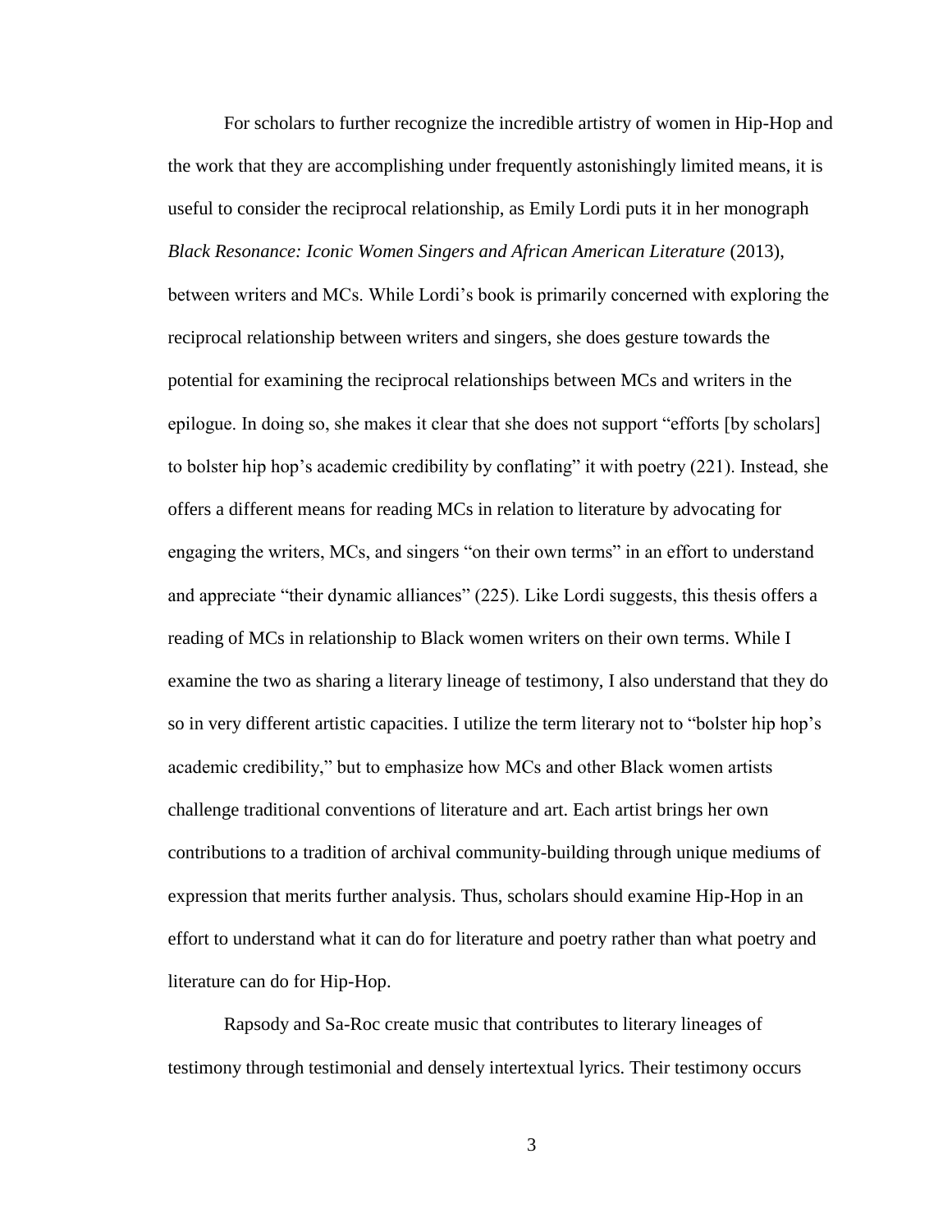For scholars to further recognize the incredible artistry of women in Hip-Hop and the work that they are accomplishing under frequently astonishingly limited means, it is useful to consider the reciprocal relationship, as Emily Lordi puts it in her monograph *Black Resonance: Iconic Women Singers and African American Literature* (2013), between writers and MCs. While Lordi's book is primarily concerned with exploring the reciprocal relationship between writers and singers, she does gesture towards the potential for examining the reciprocal relationships between MCs and writers in the epilogue. In doing so, she makes it clear that she does not support "efforts [by scholars] to bolster hip hop's academic credibility by conflating" it with poetry (221). Instead, she offers a different means for reading MCs in relation to literature by advocating for engaging the writers, MCs, and singers "on their own terms" in an effort to understand and appreciate "their dynamic alliances" (225). Like Lordi suggests, this thesis offers a reading of MCs in relationship to Black women writers on their own terms. While I examine the two as sharing a literary lineage of testimony, I also understand that they do so in very different artistic capacities. I utilize the term literary not to "bolster hip hop's academic credibility," but to emphasize how MCs and other Black women artists challenge traditional conventions of literature and art. Each artist brings her own contributions to a tradition of archival community-building through unique mediums of expression that merits further analysis. Thus, scholars should examine Hip-Hop in an effort to understand what it can do for literature and poetry rather than what poetry and literature can do for Hip-Hop.

Rapsody and Sa-Roc create music that contributes to literary lineages of testimony through testimonial and densely intertextual lyrics. Their testimony occurs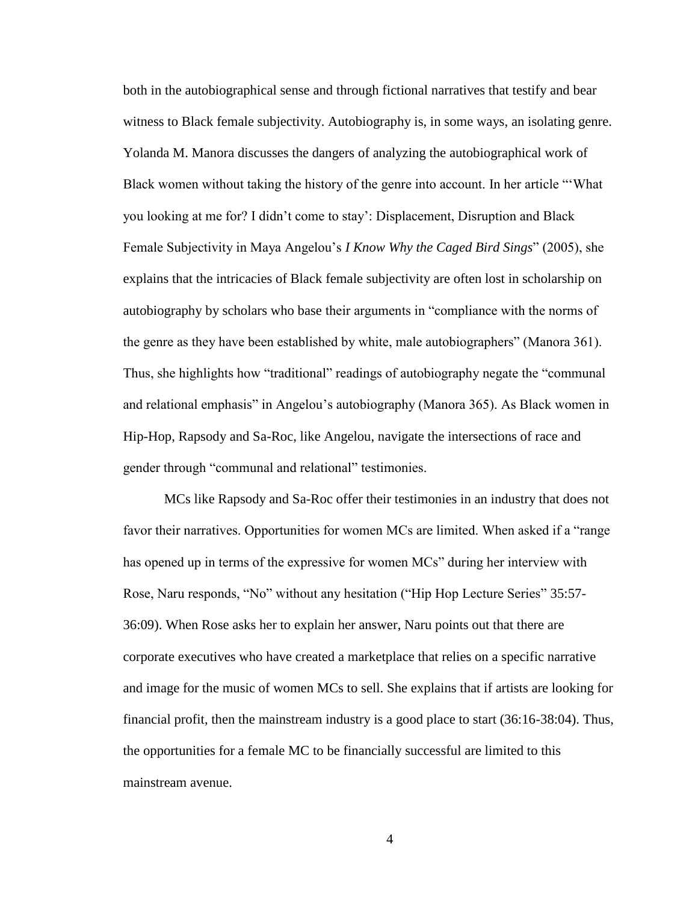both in the autobiographical sense and through fictional narratives that testify and bear witness to Black female subjectivity. Autobiography is, in some ways, an isolating genre. Yolanda M. Manora discusses the dangers of analyzing the autobiographical work of Black women without taking the history of the genre into account. In her article "'What you looking at me for? I didn't come to stay': Displacement, Disruption and Black Female Subjectivity in Maya Angelou's *I Know Why the Caged Bird Sings*" (2005), she explains that the intricacies of Black female subjectivity are often lost in scholarship on autobiography by scholars who base their arguments in "compliance with the norms of the genre as they have been established by white, male autobiographers" (Manora 361). Thus, she highlights how "traditional" readings of autobiography negate the "communal and relational emphasis" in Angelou's autobiography (Manora 365). As Black women in Hip-Hop, Rapsody and Sa-Roc, like Angelou, navigate the intersections of race and gender through "communal and relational" testimonies.

MCs like Rapsody and Sa-Roc offer their testimonies in an industry that does not favor their narratives. Opportunities for women MCs are limited. When asked if a "range has opened up in terms of the expressive for women MCs" during her interview with Rose, Naru responds, "No" without any hesitation ("Hip Hop Lecture Series" 35:57-36:09). When Rose asks her to explain her answer, Naru points out that there are corporate executives who have created a marketplace that relies on a specific narrative and image for the music of women MCs to sell. She explains that if artists are looking for financial profit, then the mainstream industry is a good place to start (36:16-38:04). Thus, the opportunities for a female MC to be financially successful are limited to this mainstream avenue.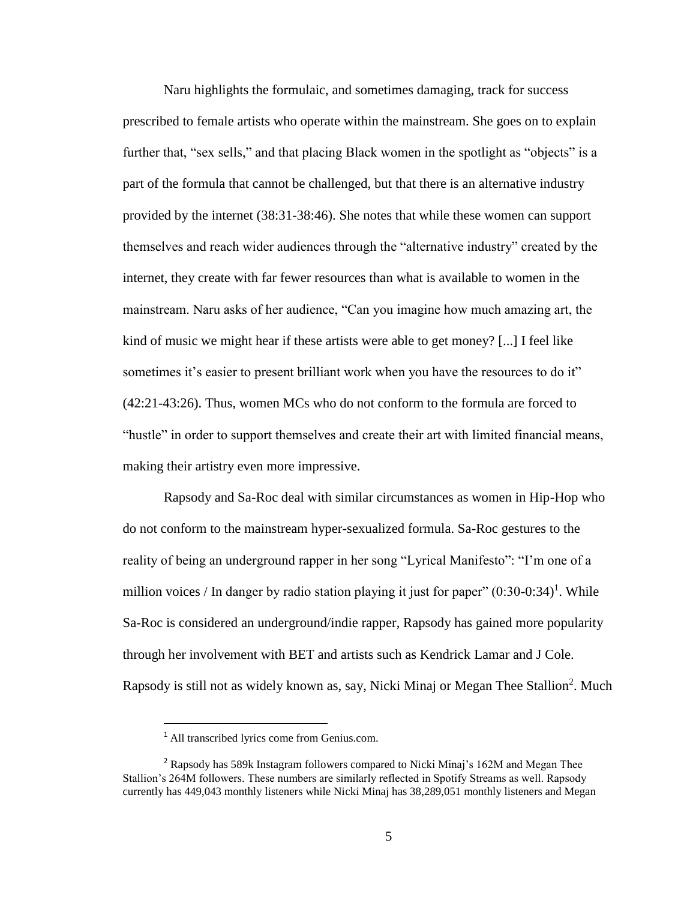Naru highlights the formulaic, and sometimes damaging, track for success prescribed to female artists who operate within the mainstream. She goes on to explain further that, "sex sells," and that placing Black women in the spotlight as "objects" is a part of the formula that cannot be challenged, but that there is an alternative industry provided by the internet (38:31-38:46). She notes that while these women can support themselves and reach wider audiences through the "alternative industry" created by the internet, they create with far fewer resources than what is available to women in the mainstream. Naru asks of her audience, "Can you imagine how much amazing art, the kind of music we might hear if these artists were able to get money? [...] I feel like sometimes it's easier to present brilliant work when you have the resources to do it" (42:21-43:26). Thus, women MCs who do not conform to the formula are forced to "hustle" in order to support themselves and create their art with limited financial means, making their artistry even more impressive.

Rapsody and Sa-Roc deal with similar circumstances as women in Hip-Hop who do not conform to the mainstream hyper-sexualized formula. Sa-Roc gestures to the reality of being an underground rapper in her song "Lyrical Manifesto": "I'm one of a million voices / In danger by radio station playing it just for paper" (0:30-0:34)[1]. While Sa-Roc is considered an underground/indie rapper, Rapsody has gained more popularity through her involvement with BET and artists such as Kendrick Lamar and J Cole. Rapsody is still not as widely known as, say, Nicki Minaj or Megan Thee Stallion[2]. Much

---

[1] All transcribed lyrics come from Genius.com.

[2] Rapsody has 589k Instagram followers compared to Nicki Minaj's 162M and Megan Thee Stallion's 264M followers. These numbers are similarly reflected in Spotify Streams as well. Rapsody currently has 449,043 monthly listeners while Nicki Minaj has 38,289,051 monthly listeners and Megan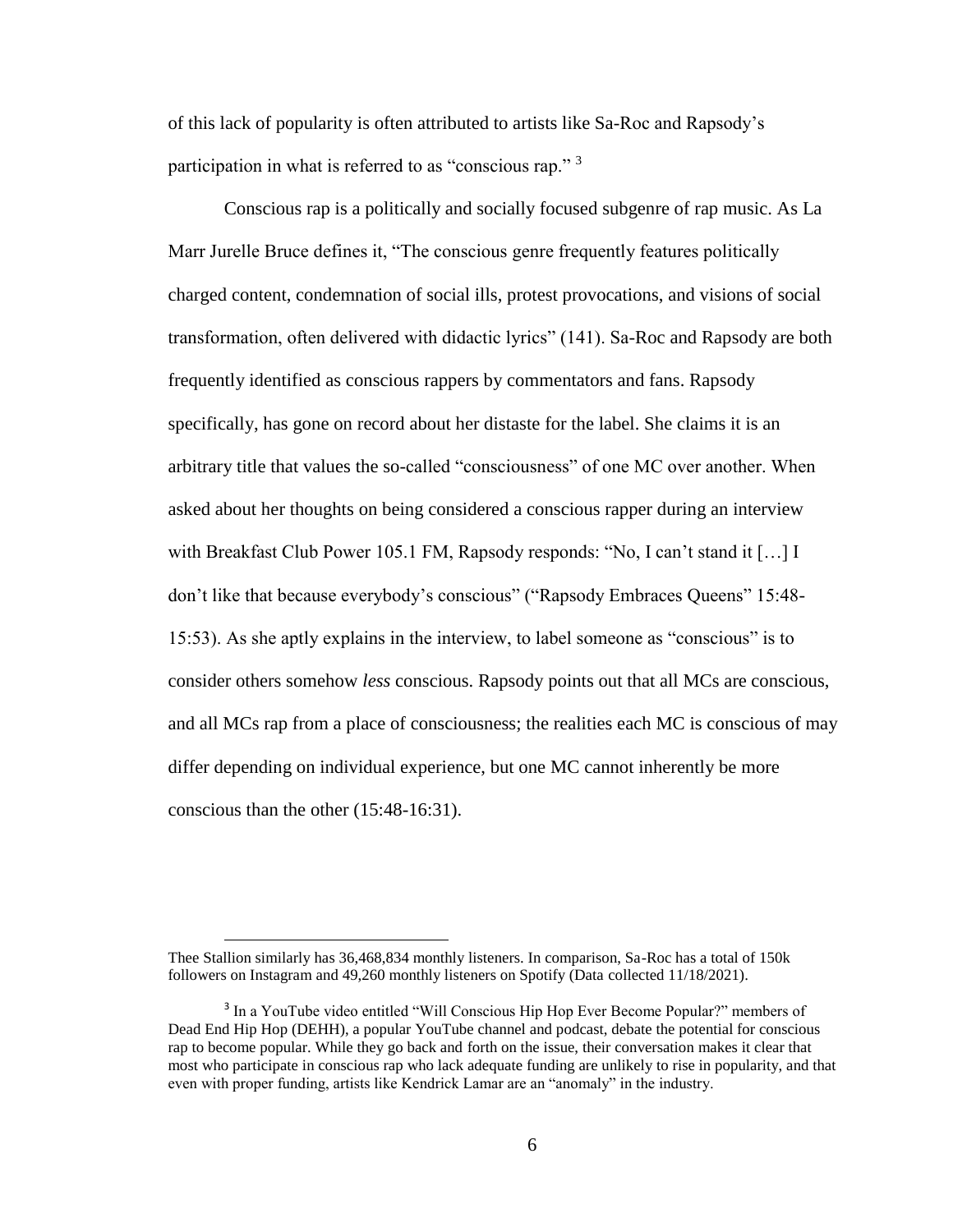of this lack of popularity is often attributed to artists like Sa-Roc and Rapsody's participation in what is referred to as "conscious rap." [3]

Conscious rap is a politically and socially focused subgenre of rap music. As La Marr Jurelle Bruce defines it, "The conscious genre frequently features politically charged content, condemnation of social ills, protest provocations, and visions of social transformation, often delivered with didactic lyrics" (141). Sa-Roc and Rapsody are both frequently identified as conscious rappers by commentators and fans. Rapsody specifically, has gone on record about her distaste for the label. She claims it is an arbitrary title that values the so-called "consciousness" of one MC over another. When asked about her thoughts on being considered a conscious rapper during an interview with Breakfast Club Power 105.1 FM, Rapsody responds: "No, I can't stand it […] I don't like that because everybody's conscious" ("Rapsody Embraces Queens" 15:48-15:53). As she aptly explains in the interview, to label someone as "conscious" is to consider others somehow *less* conscious. Rapsody points out that all MCs are conscious, and all MCs rap from a place of consciousness; the realities each MC is conscious of may differ depending on individual experience, but one MC cannot inherently be more conscious than the other (15:48-16:31).

---

Thee Stallion similarly has 36,468,834 monthly listeners. In comparison, Sa-Roc has a total of 150k followers on Instagram and 49,260 monthly listeners on Spotify (Data collected 11/18/2021).

[3] In a YouTube video entitled "Will Conscious Hip Hop Ever Become Popular?" members of Dead End Hip Hop (DEHH), a popular YouTube channel and podcast, debate the potential for conscious rap to become popular. While they go back and forth on the issue, their conversation makes it clear that most who participate in conscious rap who lack adequate funding are unlikely to rise in popularity, and that even with proper funding, artists like Kendrick Lamar are an "anomaly" in the industry.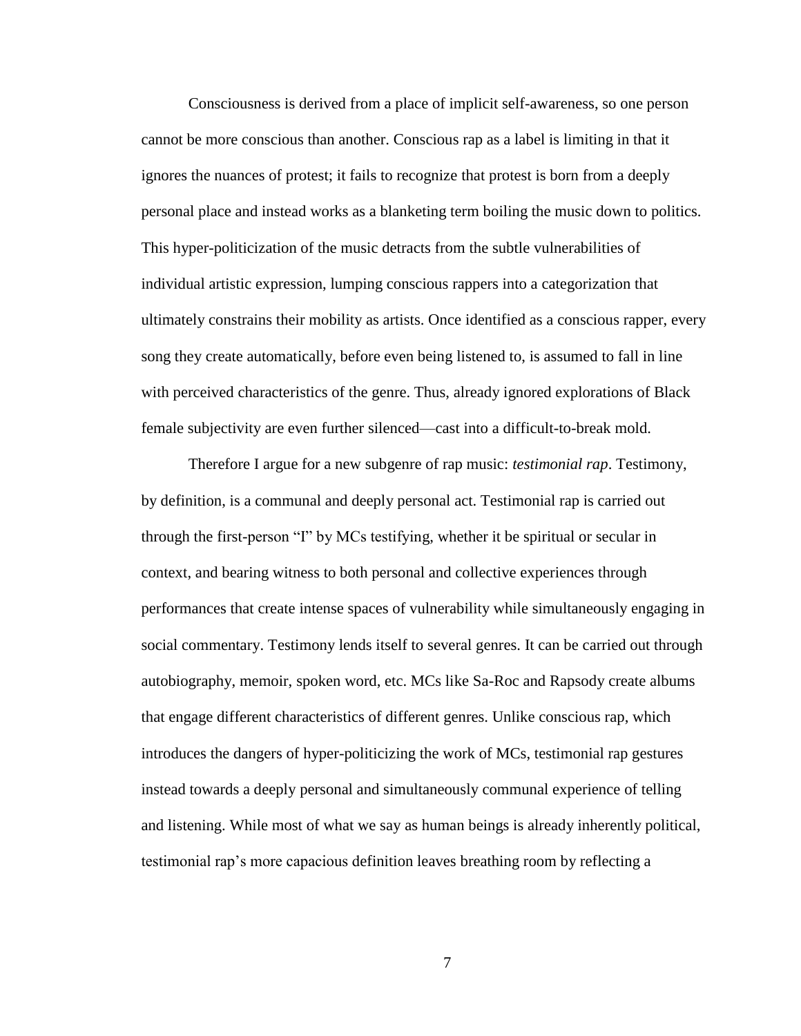Consciousness is derived from a place of implicit self-awareness, so one person cannot be more conscious than another. Conscious rap as a label is limiting in that it ignores the nuances of protest; it fails to recognize that protest is born from a deeply personal place and instead works as a blanketing term boiling the music down to politics. This hyper-politicization of the music detracts from the subtle vulnerabilities of individual artistic expression, lumping conscious rappers into a categorization that ultimately constrains their mobility as artists. Once identified as a conscious rapper, every song they create automatically, before even being listened to, is assumed to fall in line with perceived characteristics of the genre. Thus, already ignored explorations of Black female subjectivity are even further silenced—cast into a difficult-to-break mold.

Therefore I argue for a new subgenre of rap music: *testimonial rap*. Testimony, by definition, is a communal and deeply personal act. Testimonial rap is carried out through the first-person "I" by MCs testifying, whether it be spiritual or secular in context, and bearing witness to both personal and collective experiences through performances that create intense spaces of vulnerability while simultaneously engaging in social commentary. Testimony lends itself to several genres. It can be carried out through autobiography, memoir, spoken word, etc. MCs like Sa-Roc and Rapsody create albums that engage different characteristics of different genres. Unlike conscious rap, which introduces the dangers of hyper-politicizing the work of MCs, testimonial rap gestures instead towards a deeply personal and simultaneously communal experience of telling and listening. While most of what we say as human beings is already inherently political, testimonial rap's more capacious definition leaves breathing room by reflecting a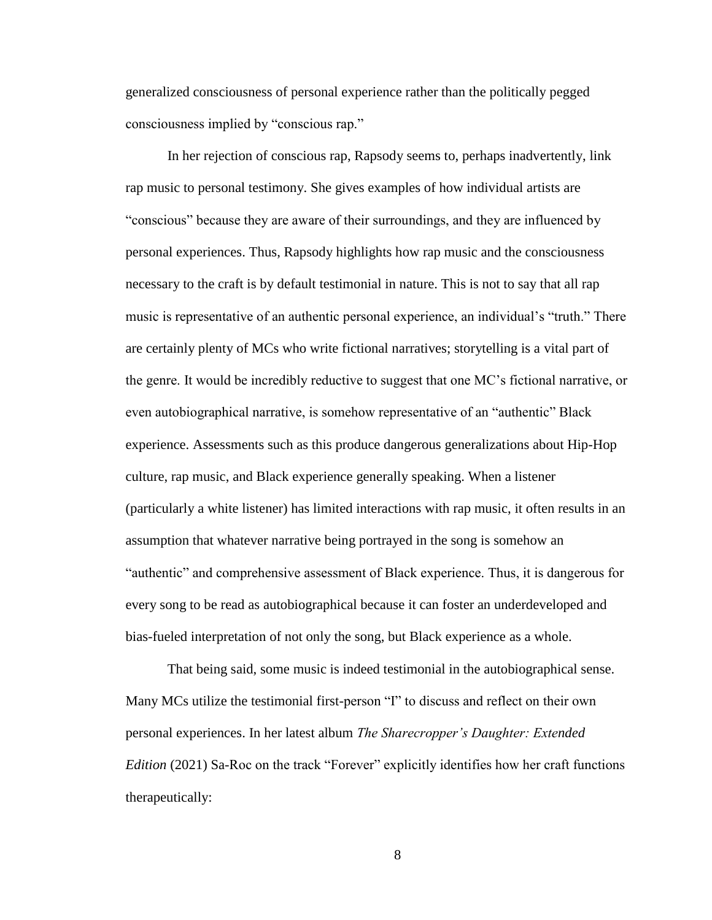generalized consciousness of personal experience rather than the politically pegged consciousness implied by "conscious rap."

In her rejection of conscious rap, Rapsody seems to, perhaps inadvertently, link rap music to personal testimony. She gives examples of how individual artists are "conscious" because they are aware of their surroundings, and they are influenced by personal experiences. Thus, Rapsody highlights how rap music and the consciousness necessary to the craft is by default testimonial in nature. This is not to say that all rap music is representative of an authentic personal experience, an individual's "truth." There are certainly plenty of MCs who write fictional narratives; storytelling is a vital part of the genre. It would be incredibly reductive to suggest that one MC's fictional narrative, or even autobiographical narrative, is somehow representative of an "authentic" Black experience. Assessments such as this produce dangerous generalizations about Hip-Hop culture, rap music, and Black experience generally speaking. When a listener (particularly a white listener) has limited interactions with rap music, it often results in an assumption that whatever narrative being portrayed in the song is somehow an "authentic" and comprehensive assessment of Black experience. Thus, it is dangerous for every song to be read as autobiographical because it can foster an underdeveloped and bias-fueled interpretation of not only the song, but Black experience as a whole.

That being said, some music is indeed testimonial in the autobiographical sense. Many MCs utilize the testimonial first-person "I" to discuss and reflect on their own personal experiences. In her latest album *The Sharecropper's Daughter: Extended Edition* (2021) Sa-Roc on the track "Forever" explicitly identifies how her craft functions therapeutically: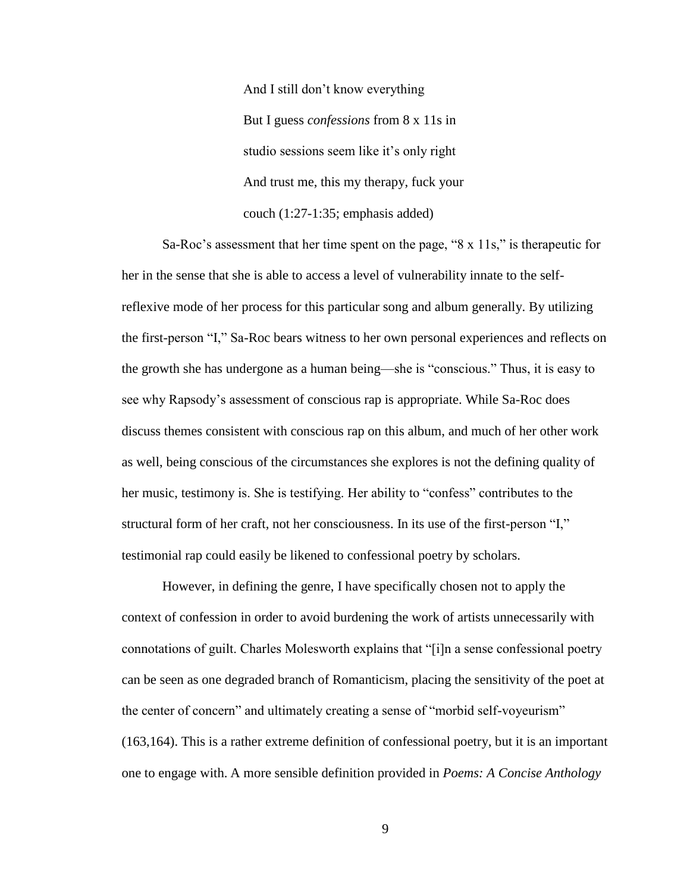> And I still don't know everything
> But I guess *confessions* from 8 x 11s in
> studio sessions seem like it's only right
> And trust me, this my therapy, fuck your
> couch (1:27-1:35; emphasis added)

Sa-Roc's assessment that her time spent on the page, "8 x 11s," is therapeutic for her in the sense that she is able to access a level of vulnerability innate to the self-reflexive mode of her process for this particular song and album generally. By utilizing the first-person "I," Sa-Roc bears witness to her own personal experiences and reflects on the growth she has undergone as a human being—she is "conscious." Thus, it is easy to see why Rapsody's assessment of conscious rap is appropriate. While Sa-Roc does discuss themes consistent with conscious rap on this album, and much of her other work as well, being conscious of the circumstances she explores is not the defining quality of her music, testimony is. She is testifying. Her ability to "confess" contributes to the structural form of her craft, not her consciousness. In its use of the first-person "I," testimonial rap could easily be likened to confessional poetry by scholars.

However, in defining the genre, I have specifically chosen not to apply the context of confession in order to avoid burdening the work of artists unnecessarily with connotations of guilt. Charles Molesworth explains that "[i]n a sense confessional poetry can be seen as one degraded branch of Romanticism, placing the sensitivity of the poet at the center of concern" and ultimately creating a sense of "morbid self-voyeurism" (163,164). This is a rather extreme definition of confessional poetry, but it is an important one to engage with. A more sensible definition provided in *Poems: A Concise Anthology*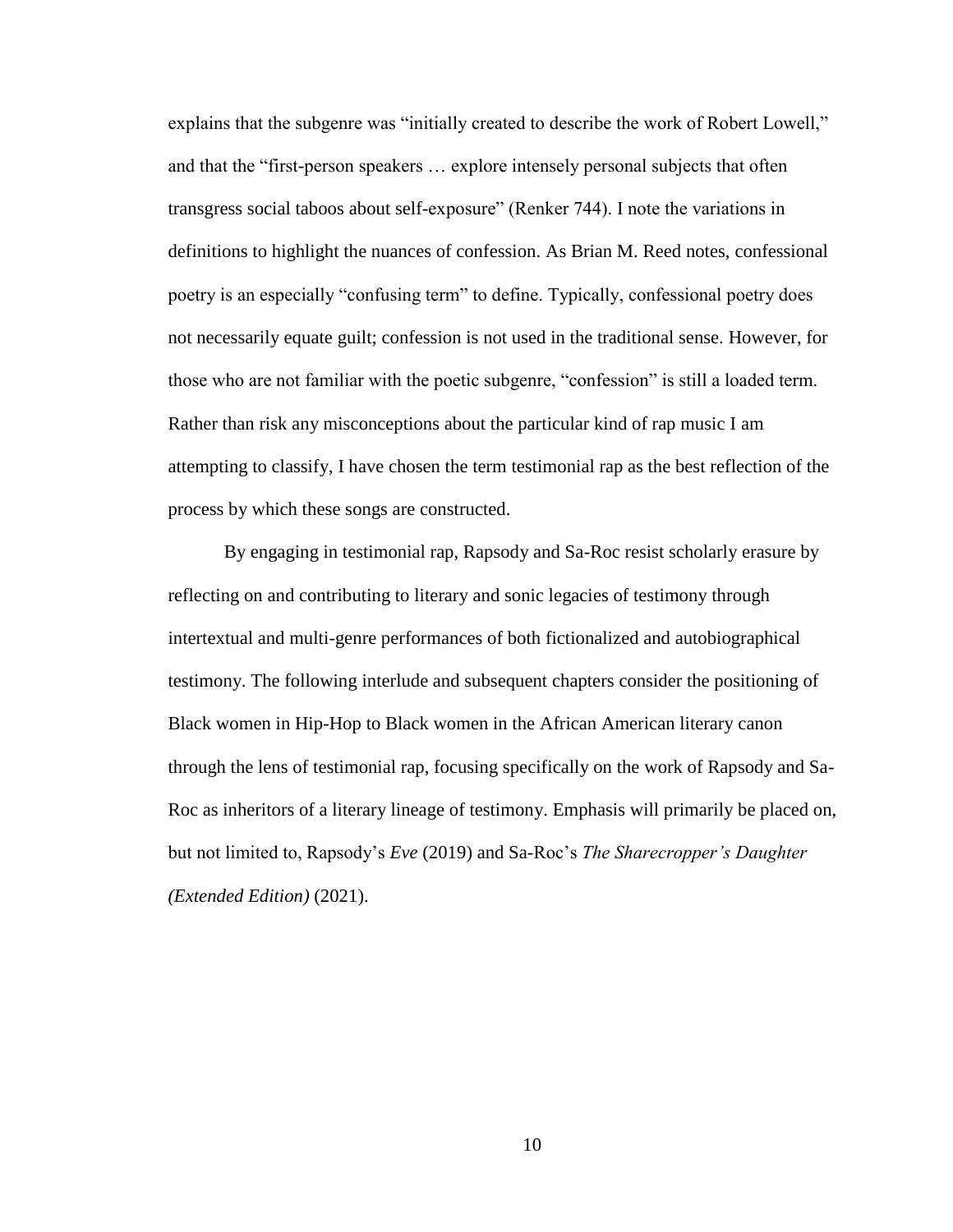explains that the subgenre was "initially created to describe the work of Robert Lowell," and that the "first-person speakers … explore intensely personal subjects that often transgress social taboos about self-exposure" (Renker 744). I note the variations in definitions to highlight the nuances of confession. As Brian M. Reed notes, confessional poetry is an especially "confusing term" to define. Typically, confessional poetry does not necessarily equate guilt; confession is not used in the traditional sense. However, for those who are not familiar with the poetic subgenre, "confession" is still a loaded term. Rather than risk any misconceptions about the particular kind of rap music I am attempting to classify, I have chosen the term testimonial rap as the best reflection of the process by which these songs are constructed.

By engaging in testimonial rap, Rapsody and Sa-Roc resist scholarly erasure by reflecting on and contributing to literary and sonic legacies of testimony through intertextual and multi-genre performances of both fictionalized and autobiographical testimony. The following interlude and subsequent chapters consider the positioning of Black women in Hip-Hop to Black women in the African American literary canon through the lens of testimonial rap, focusing specifically on the work of Rapsody and Sa-Roc as inheritors of a literary lineage of testimony. Emphasis will primarily be placed on, but not limited to, Rapsody's *Eve* (2019) and Sa-Roc's *The Sharecropper's Daughter (Extended Edition)* (2021).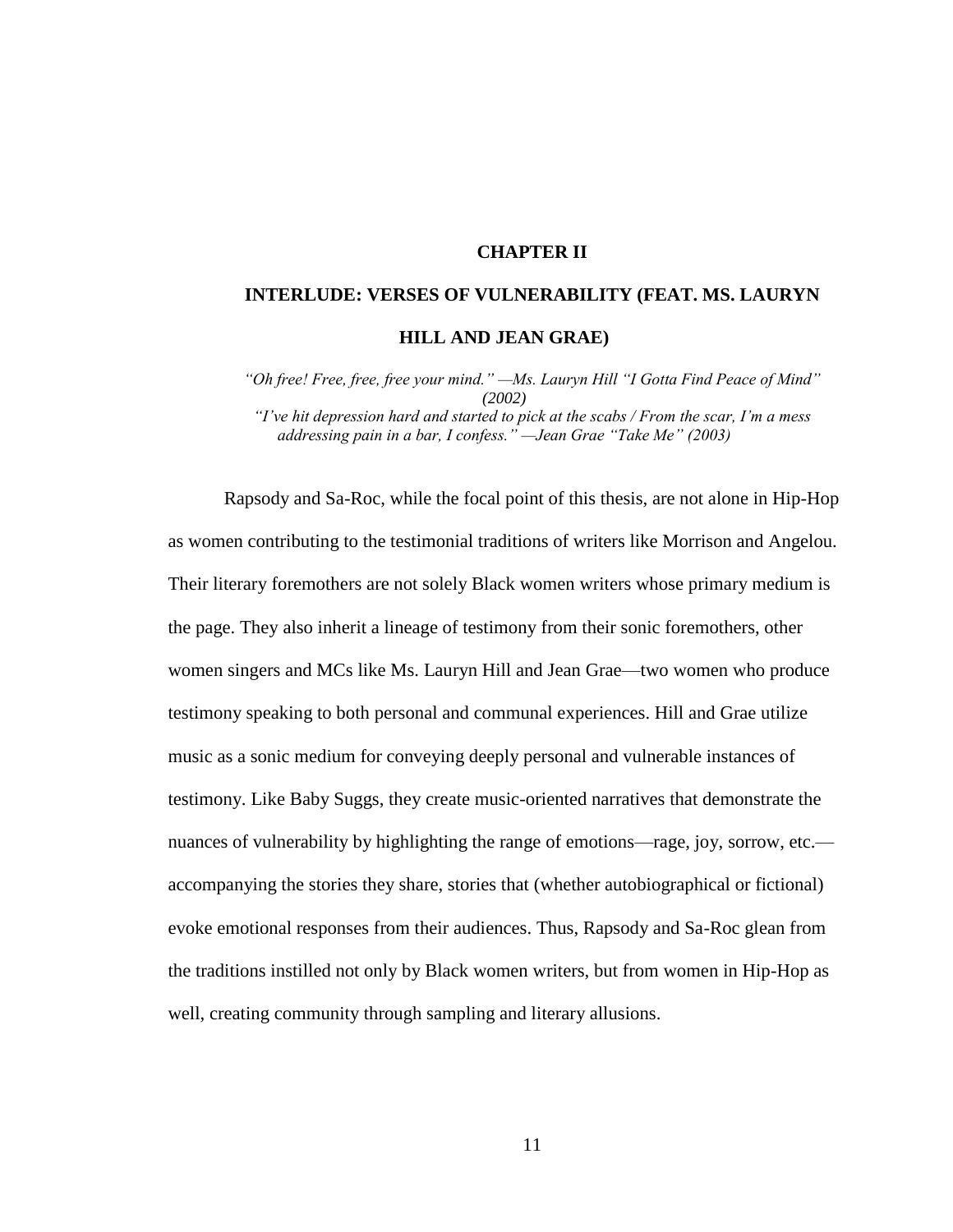# CHAPTER II

## INTERLUDE: VERSES OF VULNERABILITY (FEAT. MS. LAURYN HILL AND JEAN GRAE)

*"Oh free! Free, free, free your mind." —Ms. Lauryn Hill "I Gotta Find Peace of Mind" (2002)*

*"I've hit depression hard and started to pick at the scabs / From the scar, I'm a mess addressing pain in a bar, I confess." —Jean Grae "Take Me" (2003)*

Rapsody and Sa-Roc, while the focal point of this thesis, are not alone in Hip-Hop as women contributing to the testimonial traditions of writers like Morrison and Angelou. Their literary foremothers are not solely Black women writers whose primary medium is the page. They also inherit a lineage of testimony from their sonic foremothers, other women singers and MCs like Ms. Lauryn Hill and Jean Grae—two women who produce testimony speaking to both personal and communal experiences. Hill and Grae utilize music as a sonic medium for conveying deeply personal and vulnerable instances of testimony. Like Baby Suggs, they create music-oriented narratives that demonstrate the nuances of vulnerability by highlighting the range of emotions—rage, joy, sorrow, etc.—accompanying the stories they share, stories that (whether autobiographical or fictional) evoke emotional responses from their audiences. Thus, Rapsody and Sa-Roc glean from the traditions instilled not only by Black women writers, but from women in Hip-Hop as well, creating community through sampling and literary allusions.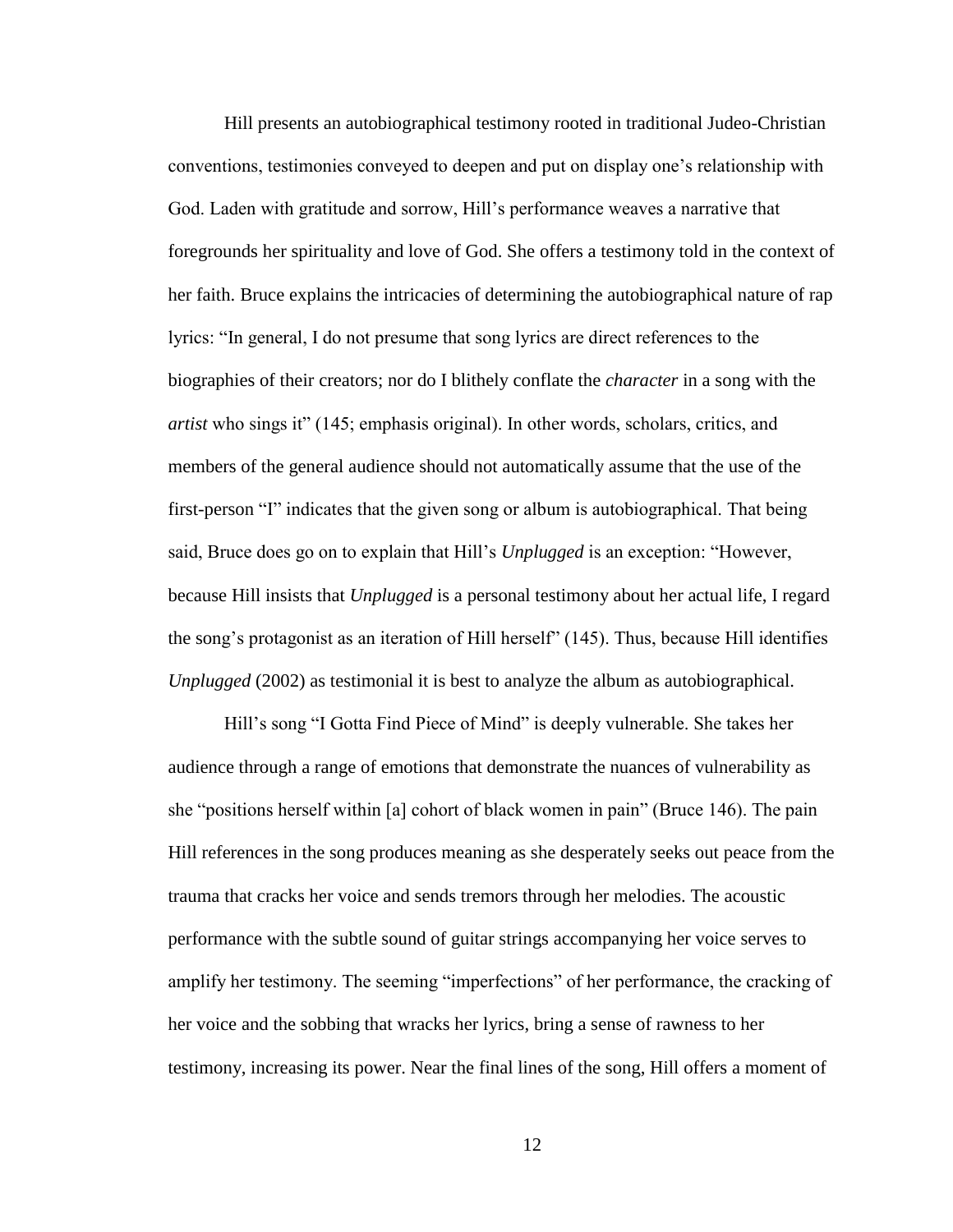Hill presents an autobiographical testimony rooted in traditional Judeo-Christian conventions, testimonies conveyed to deepen and put on display one's relationship with God. Laden with gratitude and sorrow, Hill's performance weaves a narrative that foregrounds her spirituality and love of God. She offers a testimony told in the context of her faith. Bruce explains the intricacies of determining the autobiographical nature of rap lyrics: "In general, I do not presume that song lyrics are direct references to the biographies of their creators; nor do I blithely conflate the *character* in a song with the *artist* who sings it" (145; emphasis original). In other words, scholars, critics, and members of the general audience should not automatically assume that the use of the first-person "I" indicates that the given song or album is autobiographical. That being said, Bruce does go on to explain that Hill's *Unplugged* is an exception: "However, because Hill insists that *Unplugged* is a personal testimony about her actual life, I regard the song's protagonist as an iteration of Hill herself" (145). Thus, because Hill identifies *Unplugged* (2002) as testimonial it is best to analyze the album as autobiographical.

Hill's song "I Gotta Find Piece of Mind" is deeply vulnerable. She takes her audience through a range of emotions that demonstrate the nuances of vulnerability as she "positions herself within [a] cohort of black women in pain" (Bruce 146). The pain Hill references in the song produces meaning as she desperately seeks out peace from the trauma that cracks her voice and sends tremors through her melodies. The acoustic performance with the subtle sound of guitar strings accompanying her voice serves to amplify her testimony. The seeming "imperfections" of her performance, the cracking of her voice and the sobbing that wracks her lyrics, bring a sense of rawness to her testimony, increasing its power. Near the final lines of the song, Hill offers a moment of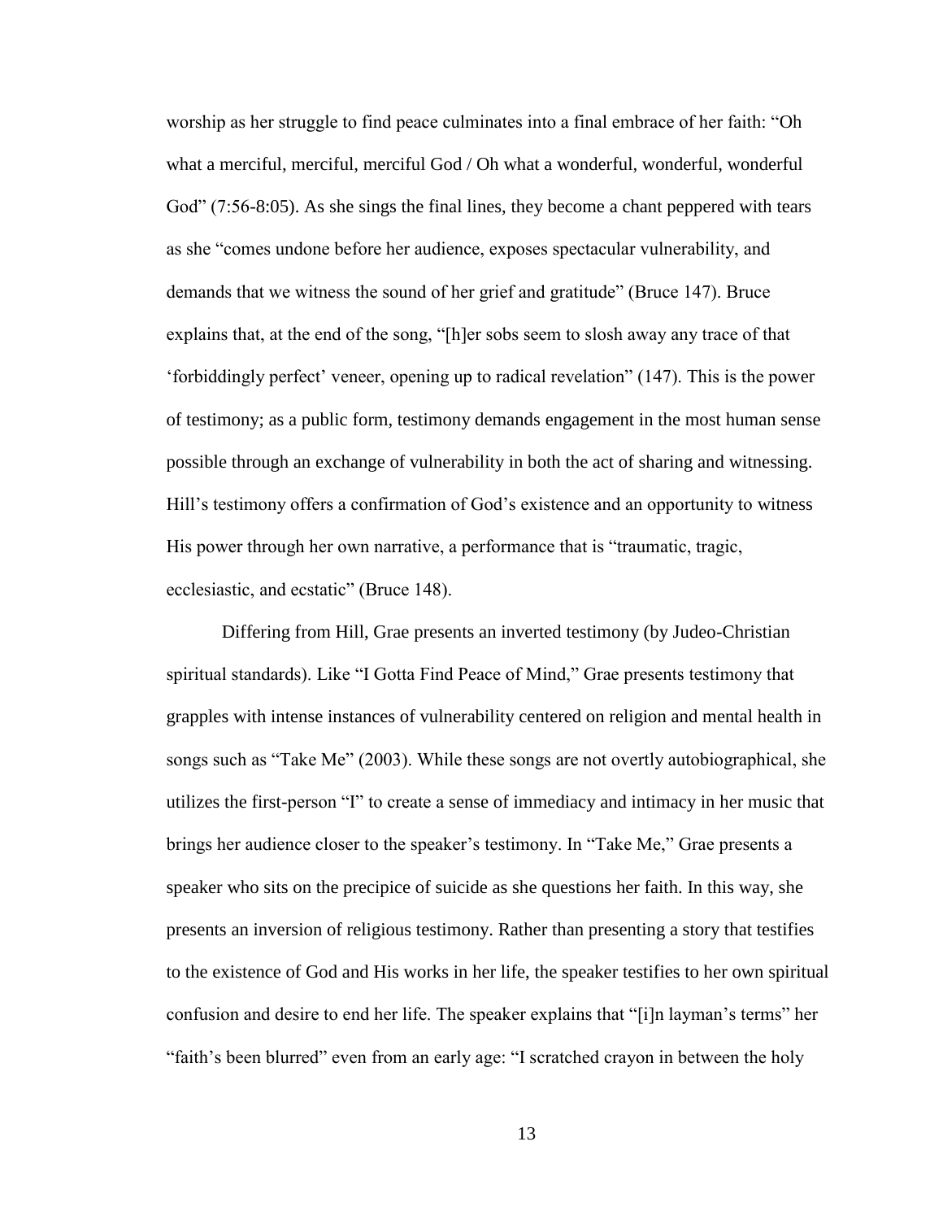worship as her struggle to find peace culminates into a final embrace of her faith: "Oh what a merciful, merciful, merciful God / Oh what a wonderful, wonderful, wonderful God" (7:56-8:05). As she sings the final lines, they become a chant peppered with tears as she "comes undone before her audience, exposes spectacular vulnerability, and demands that we witness the sound of her grief and gratitude" (Bruce 147). Bruce explains that, at the end of the song, "[h]er sobs seem to slosh away any trace of that 'forbiddingly perfect' veneer, opening up to radical revelation" (147). This is the power of testimony; as a public form, testimony demands engagement in the most human sense possible through an exchange of vulnerability in both the act of sharing and witnessing. Hill's testimony offers a confirmation of God's existence and an opportunity to witness His power through her own narrative, a performance that is "traumatic, tragic, ecclesiastic, and ecstatic" (Bruce 148).

Differing from Hill, Grae presents an inverted testimony (by Judeo-Christian spiritual standards). Like "I Gotta Find Peace of Mind," Grae presents testimony that grapples with intense instances of vulnerability centered on religion and mental health in songs such as "Take Me" (2003). While these songs are not overtly autobiographical, she utilizes the first-person "I" to create a sense of immediacy and intimacy in her music that brings her audience closer to the speaker's testimony. In "Take Me," Grae presents a speaker who sits on the precipice of suicide as she questions her faith. In this way, she presents an inversion of religious testimony. Rather than presenting a story that testifies to the existence of God and His works in her life, the speaker testifies to her own spiritual confusion and desire to end her life. The speaker explains that "[i]n layman's terms" her "faith's been blurred" even from an early age: "I scratched crayon in between the holy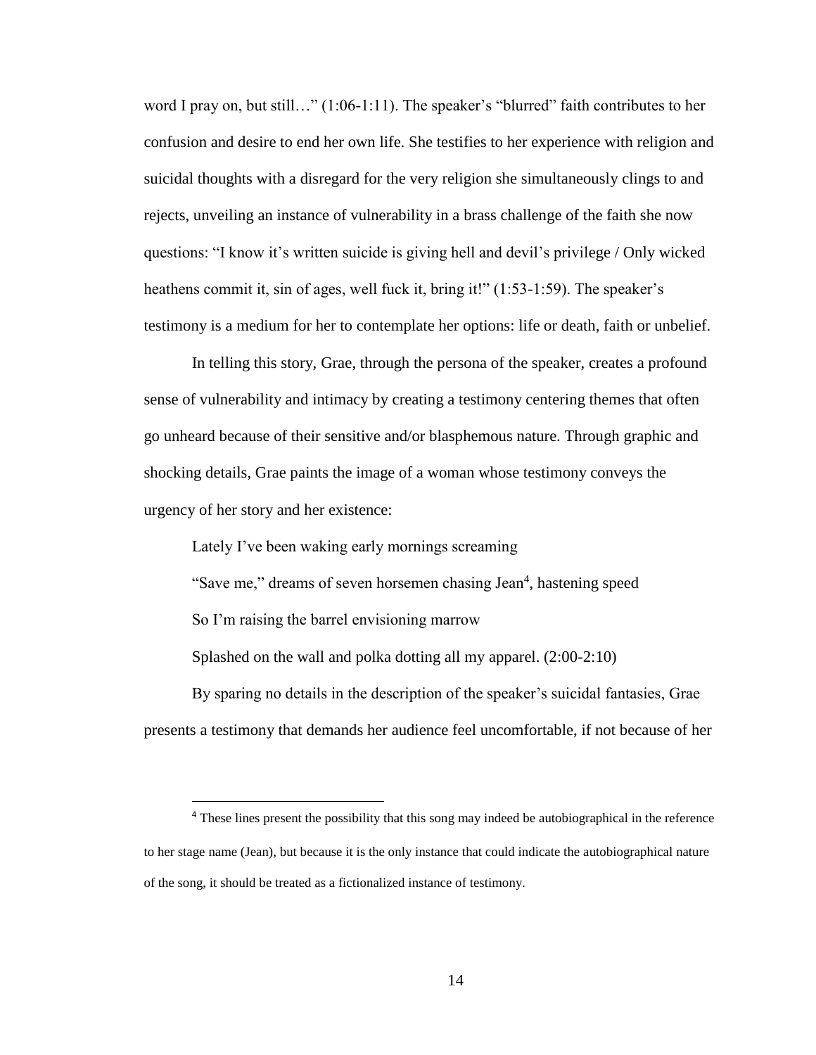word I pray on, but still…" (1:06-1:11). The speaker's "blurred" faith contributes to her confusion and desire to end her own life. She testifies to her experience with religion and suicidal thoughts with a disregard for the very religion she simultaneously clings to and rejects, unveiling an instance of vulnerability in a brass challenge of the faith she now questions: "I know it's written suicide is giving hell and devil's privilege / Only wicked heathens commit it, sin of ages, well fuck it, bring it!" (1:53-1:59). The speaker's testimony is a medium for her to contemplate her options: life or death, faith or unbelief.

In telling this story, Grae, through the persona of the speaker, creates a profound sense of vulnerability and intimacy by creating a testimony centering themes that often go unheard because of their sensitive and/or blasphemous nature. Through graphic and shocking details, Grae paints the image of a woman whose testimony conveys the urgency of her story and her existence:

> Lately I've been waking early mornings screaming
>
> "Save me," dreams of seven horsemen chasing Jean[4], hastening speed
>
> So I'm raising the barrel envisioning marrow
>
> Splashed on the wall and polka dotting all my apparel. (2:00-2:10)

By sparing no details in the description of the speaker's suicidal fantasies, Grae presents a testimony that demands her audience feel uncomfortable, if not because of her

---

[4] These lines present the possibility that this song may indeed be autobiographical in the reference to her stage name (Jean), but because it is the only instance that could indicate the autobiographical nature of the song, it should be treated as a fictionalized instance of testimony.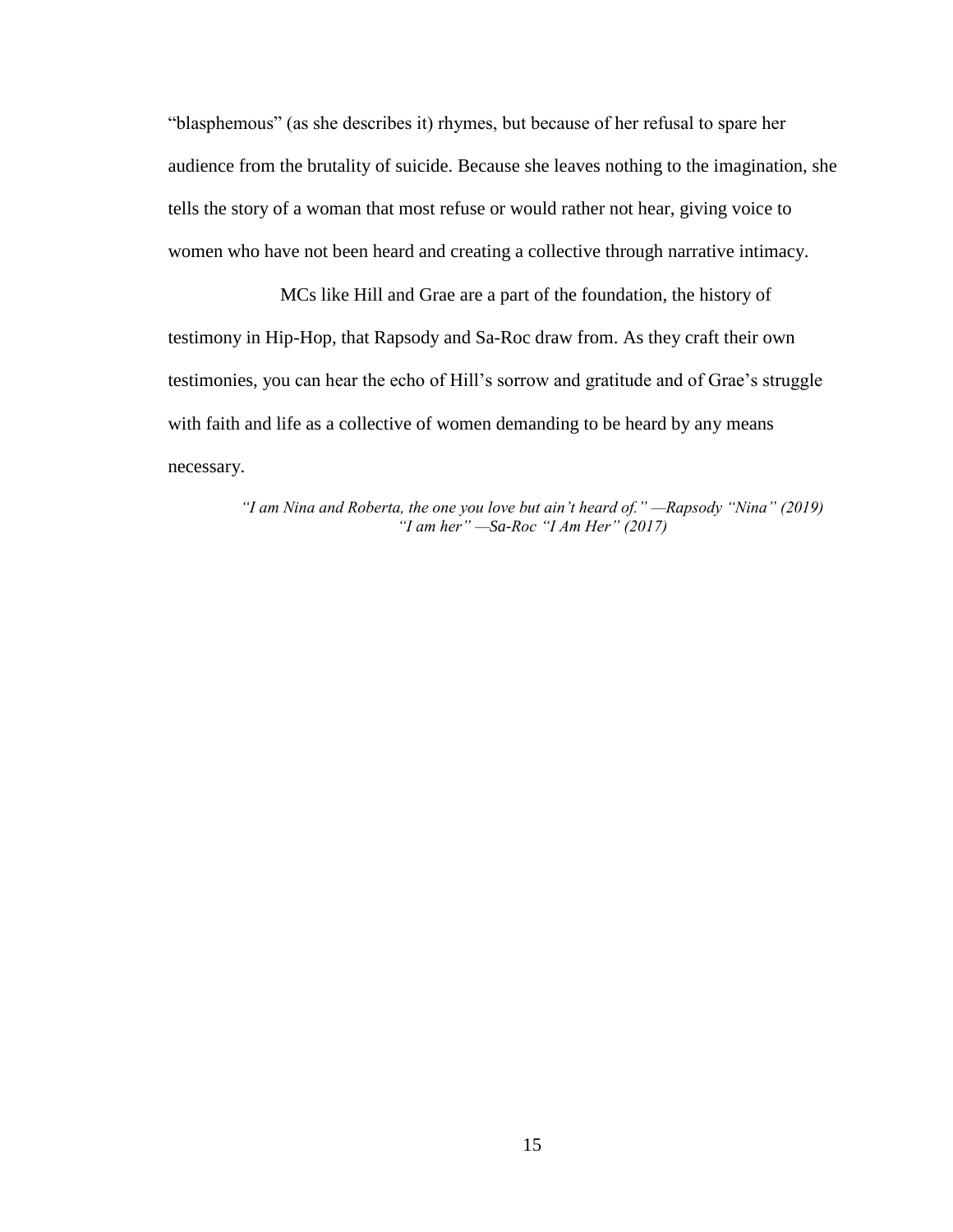"blasphemous" (as she describes it) rhymes, but because of her refusal to spare her audience from the brutality of suicide. Because she leaves nothing to the imagination, she tells the story of a woman that most refuse or would rather not hear, giving voice to women who have not been heard and creating a collective through narrative intimacy.

MCs like Hill and Grae are a part of the foundation, the history of testimony in Hip-Hop, that Rapsody and Sa-Roc draw from. As they craft their own testimonies, you can hear the echo of Hill's sorrow and gratitude and of Grae's struggle with faith and life as a collective of women demanding to be heard by any means necessary.

*"I am Nina and Roberta, the one you love but ain't heard of." —Rapsody "Nina" (2019)*
*"I am her" —Sa-Roc "I Am Her" (2017)*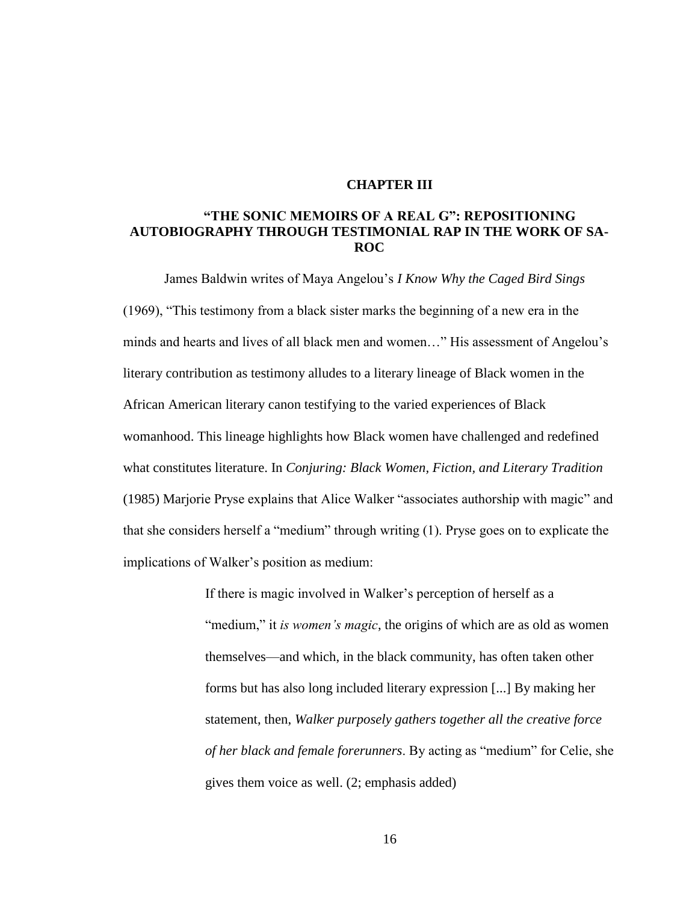# CHAPTER III

## "THE SONIC MEMOIRS OF A REAL G": REPOSITIONING AUTOBIOGRAPHY THROUGH TESTIMONIAL RAP IN THE WORK OF SA-ROC

James Baldwin writes of Maya Angelou's *I Know Why the Caged Bird Sings* (1969), "This testimony from a black sister marks the beginning of a new era in the minds and hearts and lives of all black men and women…" His assessment of Angelou's literary contribution as testimony alludes to a literary lineage of Black women in the African American literary canon testifying to the varied experiences of Black womanhood. This lineage highlights how Black women have challenged and redefined what constitutes literature. In *Conjuring: Black Women, Fiction, and Literary Tradition* (1985) Marjorie Pryse explains that Alice Walker "associates authorship with magic" and that she considers herself a "medium" through writing (1). Pryse goes on to explicate the implications of Walker's position as medium:

> If there is magic involved in Walker's perception of herself as a "medium," it *is women's magic*, the origins of which are as old as women themselves—and which, in the black community, has often taken other forms but has also long included literary expression [...] By making her statement, then, *Walker purposely gathers together all the creative force of her black and female forerunners*. By acting as "medium" for Celie, she gives them voice as well. (2; emphasis added)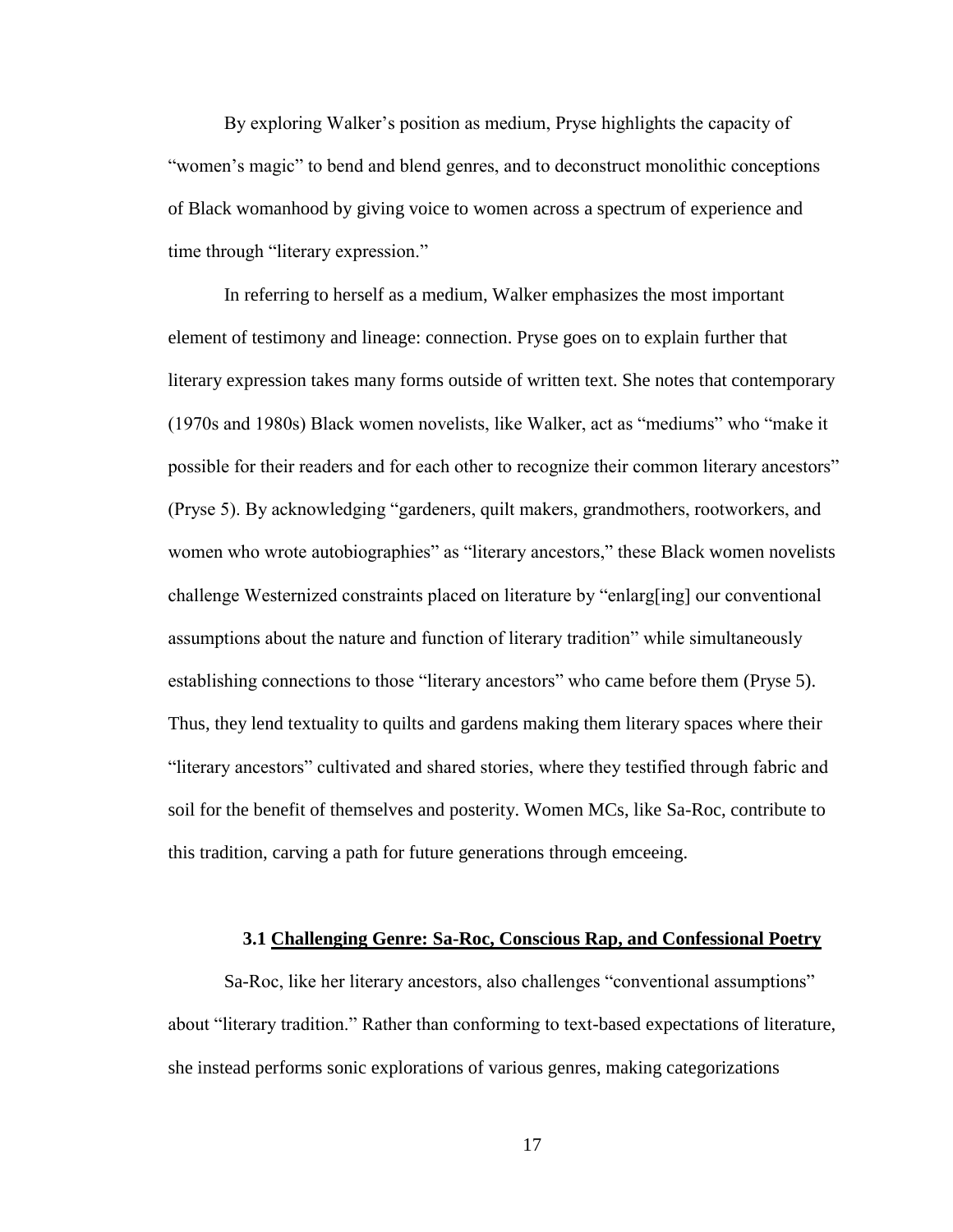By exploring Walker's position as medium, Pryse highlights the capacity of "women's magic" to bend and blend genres, and to deconstruct monolithic conceptions of Black womanhood by giving voice to women across a spectrum of experience and time through "literary expression."

In referring to herself as a medium, Walker emphasizes the most important element of testimony and lineage: connection. Pryse goes on to explain further that literary expression takes many forms outside of written text. She notes that contemporary (1970s and 1980s) Black women novelists, like Walker, act as "mediums" who "make it possible for their readers and for each other to recognize their common literary ancestors" (Pryse 5). By acknowledging "gardeners, quilt makers, grandmothers, rootworkers, and women who wrote autobiographies" as "literary ancestors," these Black women novelists challenge Westernized constraints placed on literature by "enlarg[ing] our conventional assumptions about the nature and function of literary tradition" while simultaneously establishing connections to those "literary ancestors" who came before them (Pryse 5). Thus, they lend textuality to quilts and gardens making them literary spaces where their "literary ancestors" cultivated and shared stories, where they testified through fabric and soil for the benefit of themselves and posterity. Women MCs, like Sa-Roc, contribute to this tradition, carving a path for future generations through emceeing.

### 3.1 Challenging Genre: Sa-Roc, Conscious Rap, and Confessional Poetry

Sa-Roc, like her literary ancestors, also challenges "conventional assumptions" about "literary tradition." Rather than conforming to text-based expectations of literature, she instead performs sonic explorations of various genres, making categorizations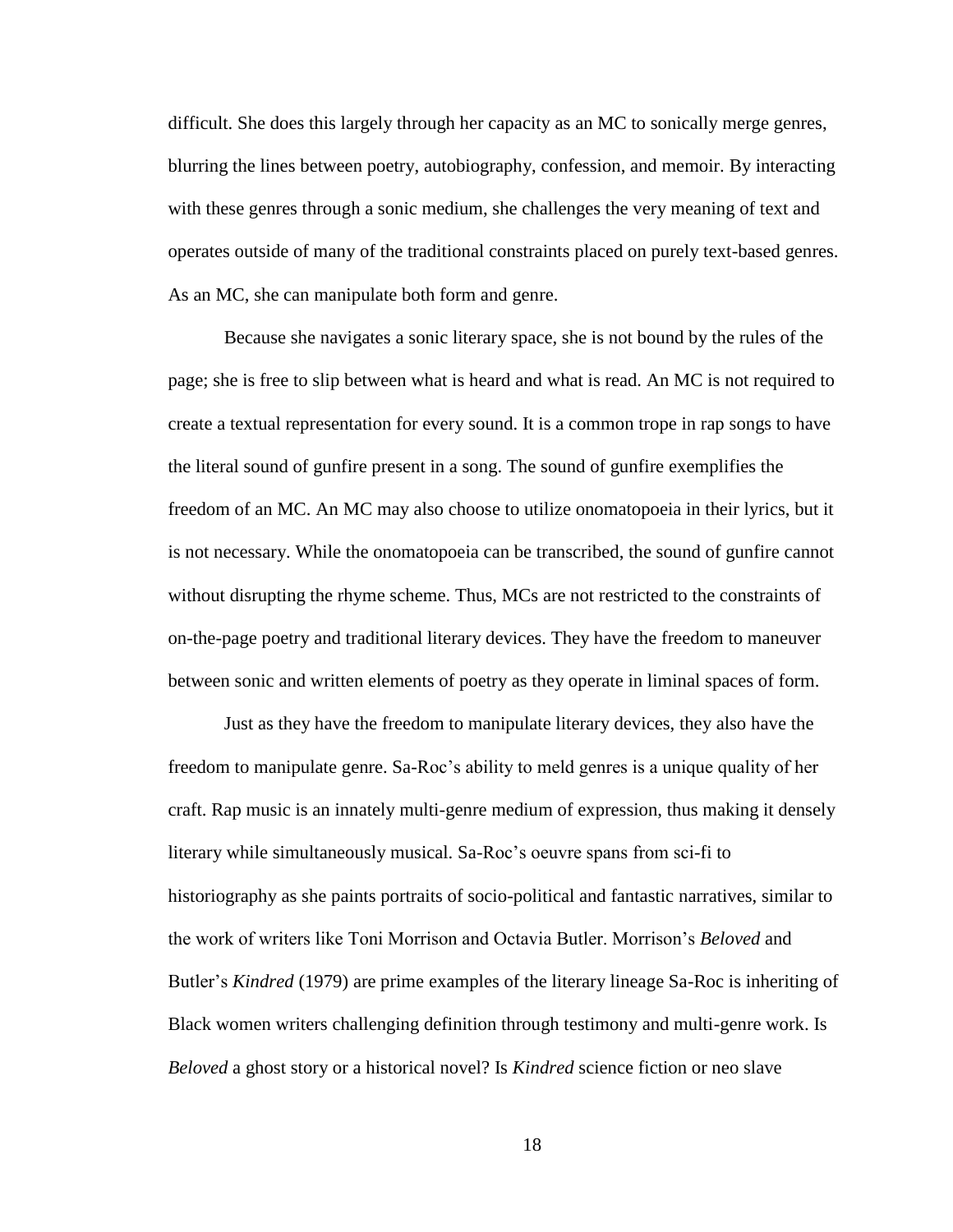difficult. She does this largely through her capacity as an MC to sonically merge genres, blurring the lines between poetry, autobiography, confession, and memoir. By interacting with these genres through a sonic medium, she challenges the very meaning of text and operates outside of many of the traditional constraints placed on purely text-based genres. As an MC, she can manipulate both form and genre.

Because she navigates a sonic literary space, she is not bound by the rules of the page; she is free to slip between what is heard and what is read. An MC is not required to create a textual representation for every sound. It is a common trope in rap songs to have the literal sound of gunfire present in a song. The sound of gunfire exemplifies the freedom of an MC. An MC may also choose to utilize onomatopoeia in their lyrics, but it is not necessary. While the onomatopoeia can be transcribed, the sound of gunfire cannot without disrupting the rhyme scheme. Thus, MCs are not restricted to the constraints of on-the-page poetry and traditional literary devices. They have the freedom to maneuver between sonic and written elements of poetry as they operate in liminal spaces of form.

Just as they have the freedom to manipulate literary devices, they also have the freedom to manipulate genre. Sa-Roc's ability to meld genres is a unique quality of her craft. Rap music is an innately multi-genre medium of expression, thus making it densely literary while simultaneously musical. Sa-Roc's oeuvre spans from sci-fi to historiography as she paints portraits of socio-political and fantastic narratives, similar to the work of writers like Toni Morrison and Octavia Butler. Morrison's *Beloved* and Butler's *Kindred* (1979) are prime examples of the literary lineage Sa-Roc is inheriting of Black women writers challenging definition through testimony and multi-genre work. Is *Beloved* a ghost story or a historical novel? Is *Kindred* science fiction or neo slave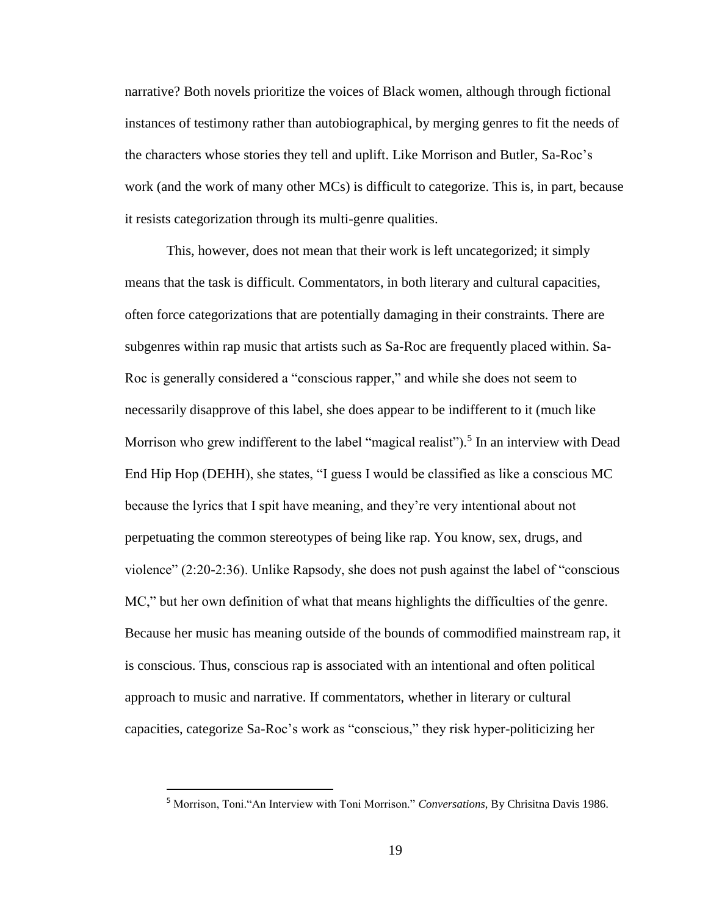narrative? Both novels prioritize the voices of Black women, although through fictional instances of testimony rather than autobiographical, by merging genres to fit the needs of the characters whose stories they tell and uplift. Like Morrison and Butler, Sa-Roc's work (and the work of many other MCs) is difficult to categorize. This is, in part, because it resists categorization through its multi-genre qualities.

This, however, does not mean that their work is left uncategorized; it simply means that the task is difficult. Commentators, in both literary and cultural capacities, often force categorizations that are potentially damaging in their constraints. There are subgenres within rap music that artists such as Sa-Roc are frequently placed within. Sa-Roc is generally considered a "conscious rapper," and while she does not seem to necessarily disapprove of this label, she does appear to be indifferent to it (much like Morrison who grew indifferent to the label "magical realist").[5] In an interview with Dead End Hip Hop (DEHH), she states, "I guess I would be classified as like a conscious MC because the lyrics that I spit have meaning, and they're very intentional about not perpetuating the common stereotypes of being like rap. You know, sex, drugs, and violence" (2:20-2:36). Unlike Rapsody, she does not push against the label of "conscious MC," but her own definition of what that means highlights the difficulties of the genre. Because her music has meaning outside of the bounds of commodified mainstream rap, it is conscious. Thus, conscious rap is associated with an intentional and often political approach to music and narrative. If commentators, whether in literary or cultural capacities, categorize Sa-Roc's work as "conscious," they risk hyper-politicizing her

---

[5] Morrison, Toni."An Interview with Toni Morrison." *Conversations*, By Chrisitna Davis 1986.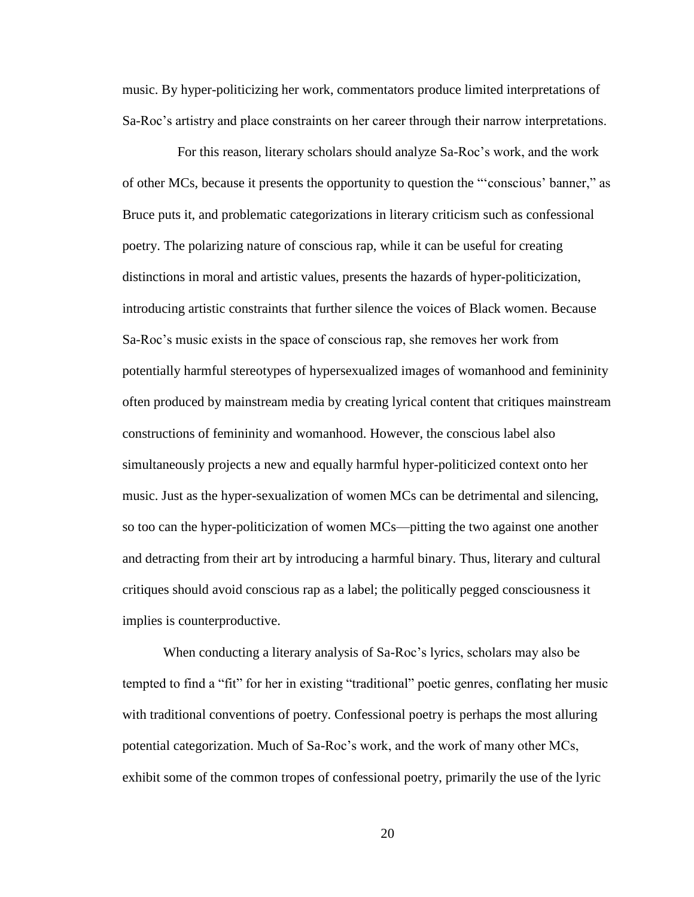music. By hyper-politicizing her work, commentators produce limited interpretations of Sa-Roc's artistry and place constraints on her career through their narrow interpretations.

For this reason, literary scholars should analyze Sa-Roc's work, and the work of other MCs, because it presents the opportunity to question the "'conscious' banner," as Bruce puts it, and problematic categorizations in literary criticism such as confessional poetry. The polarizing nature of conscious rap, while it can be useful for creating distinctions in moral and artistic values, presents the hazards of hyper-politicization, introducing artistic constraints that further silence the voices of Black women. Because Sa-Roc's music exists in the space of conscious rap, she removes her work from potentially harmful stereotypes of hypersexualized images of womanhood and femininity often produced by mainstream media by creating lyrical content that critiques mainstream constructions of femininity and womanhood. However, the conscious label also simultaneously projects a new and equally harmful hyper-politicized context onto her music. Just as the hyper-sexualization of women MCs can be detrimental and silencing, so too can the hyper-politicization of women MCs—pitting the two against one another and detracting from their art by introducing a harmful binary. Thus, literary and cultural critiques should avoid conscious rap as a label; the politically pegged consciousness it implies is counterproductive.

When conducting a literary analysis of Sa-Roc's lyrics, scholars may also be tempted to find a "fit" for her in existing "traditional" poetic genres, conflating her music with traditional conventions of poetry. Confessional poetry is perhaps the most alluring potential categorization. Much of Sa-Roc's work, and the work of many other MCs, exhibit some of the common tropes of confessional poetry, primarily the use of the lyric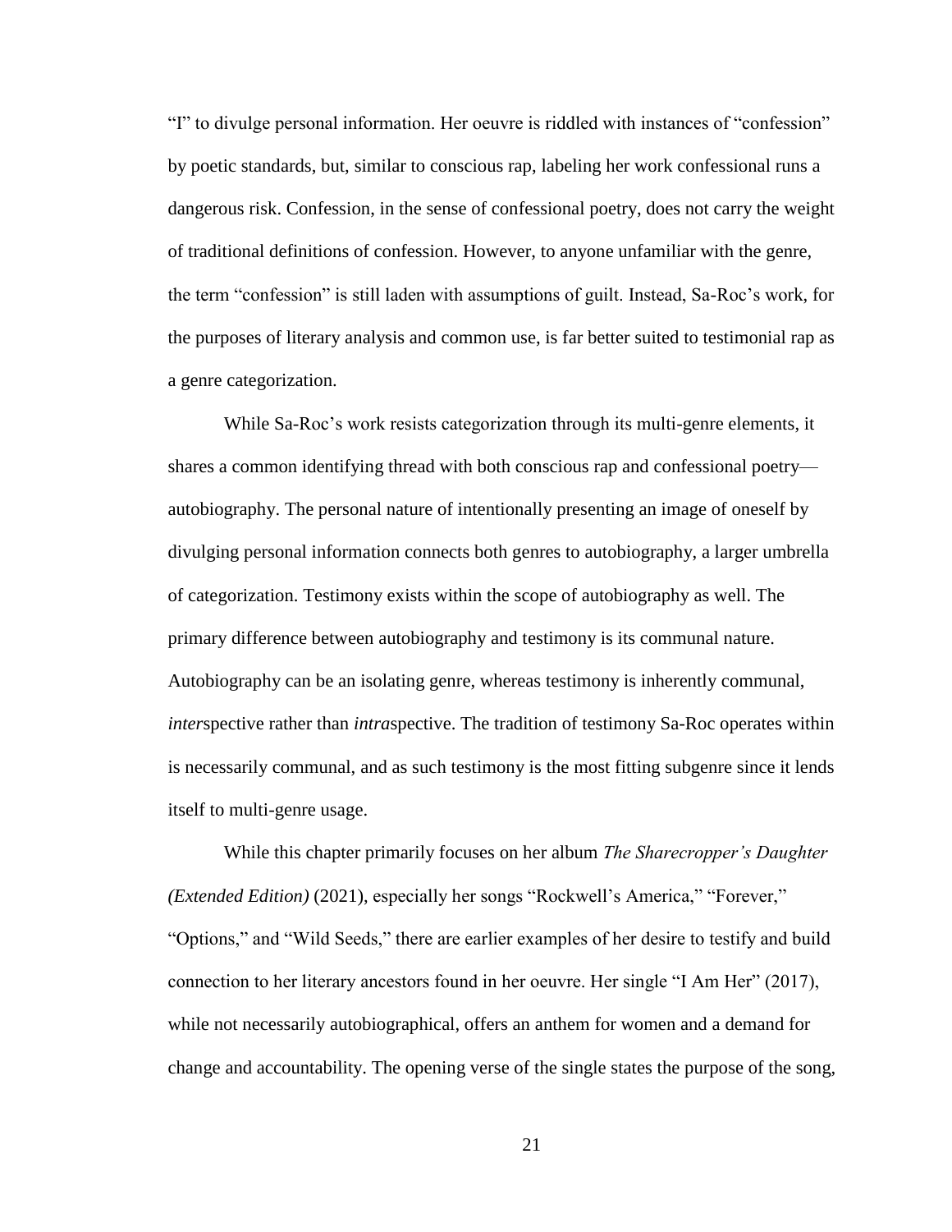"I" to divulge personal information. Her oeuvre is riddled with instances of "confession" by poetic standards, but, similar to conscious rap, labeling her work confessional runs a dangerous risk. Confession, in the sense of confessional poetry, does not carry the weight of traditional definitions of confession. However, to anyone unfamiliar with the genre, the term "confession" is still laden with assumptions of guilt. Instead, Sa-Roc's work, for the purposes of literary analysis and common use, is far better suited to testimonial rap as a genre categorization.

While Sa-Roc's work resists categorization through its multi-genre elements, it shares a common identifying thread with both conscious rap and confessional poetry—autobiography. The personal nature of intentionally presenting an image of oneself by divulging personal information connects both genres to autobiography, a larger umbrella of categorization. Testimony exists within the scope of autobiography as well. The primary difference between autobiography and testimony is its communal nature. Autobiography can be an isolating genre, whereas testimony is inherently communal, *inter*spective rather than *intra*spective. The tradition of testimony Sa-Roc operates within is necessarily communal, and as such testimony is the most fitting subgenre since it lends itself to multi-genre usage.

While this chapter primarily focuses on her album *The Sharecropper's Daughter (Extended Edition)* (2021), especially her songs "Rockwell's America," "Forever," "Options," and "Wild Seeds," there are earlier examples of her desire to testify and build connection to her literary ancestors found in her oeuvre. Her single "I Am Her" (2017), while not necessarily autobiographical, offers an anthem for women and a demand for change and accountability. The opening verse of the single states the purpose of the song,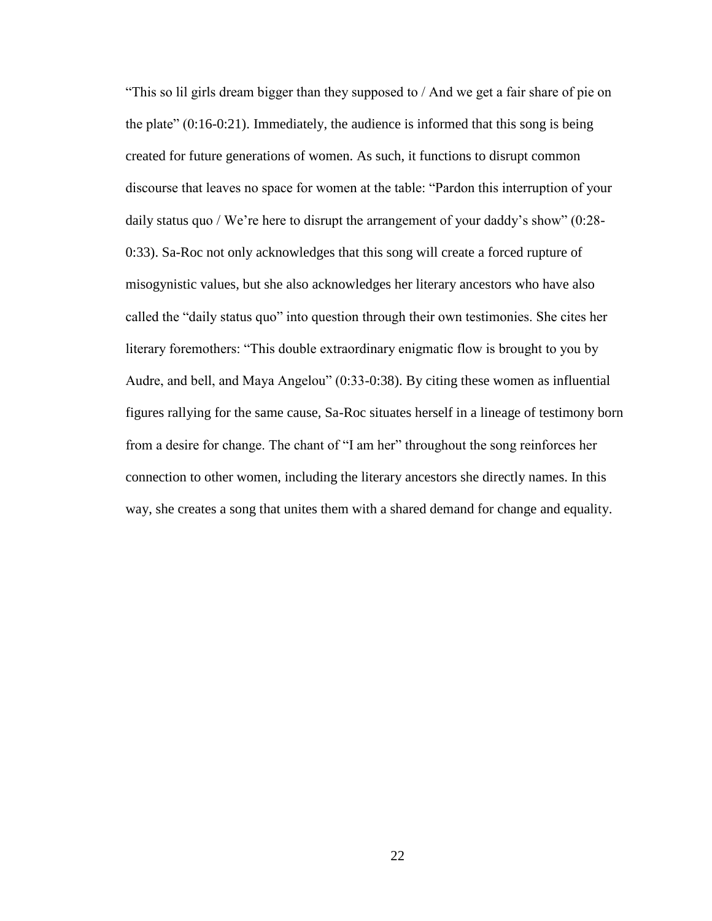"This so lil girls dream bigger than they supposed to / And we get a fair share of pie on the plate" (0:16-0:21). Immediately, the audience is informed that this song is being created for future generations of women. As such, it functions to disrupt common discourse that leaves no space for women at the table: "Pardon this interruption of your daily status quo / We're here to disrupt the arrangement of your daddy's show" (0:28-0:33). Sa-Roc not only acknowledges that this song will create a forced rupture of misogynistic values, but she also acknowledges her literary ancestors who have also called the "daily status quo" into question through their own testimonies. She cites her literary foremothers: "This double extraordinary enigmatic flow is brought to you by Audre, and bell, and Maya Angelou" (0:33-0:38). By citing these women as influential figures rallying for the same cause, Sa-Roc situates herself in a lineage of testimony born from a desire for change. The chant of "I am her" throughout the song reinforces her connection to other women, including the literary ancestors she directly names. In this way, she creates a song that unites them with a shared demand for change and equality.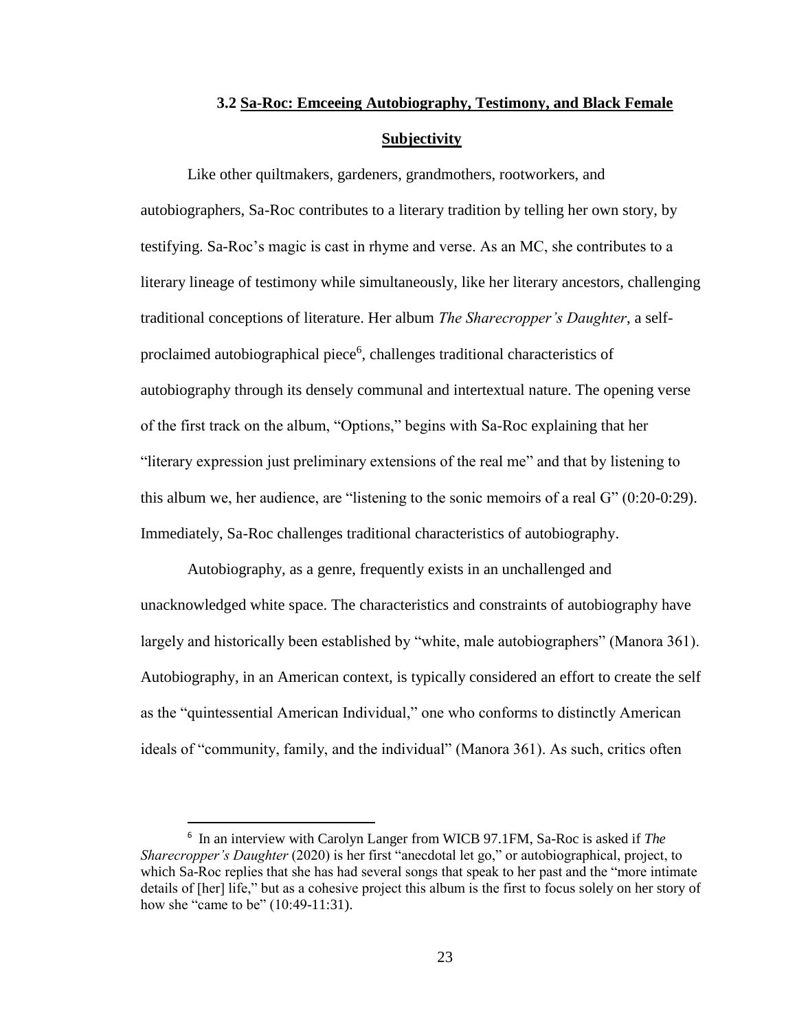### 3.2 Sa-Roc: Emceeing Autobiography, Testimony, and Black Female Subjectivity

Like other quiltmakers, gardeners, grandmothers, rootworkers, and autobiographers, Sa-Roc contributes to a literary tradition by telling her own story, by testifying. Sa-Roc's magic is cast in rhyme and verse. As an MC, she contributes to a literary lineage of testimony while simultaneously, like her literary ancestors, challenging traditional conceptions of literature. Her album *The Sharecropper's Daughter*, a self-proclaimed autobiographical piece[6], challenges traditional characteristics of autobiography through its densely communal and intertextual nature. The opening verse of the first track on the album, "Options," begins with Sa-Roc explaining that her "literary expression just preliminary extensions of the real me" and that by listening to this album we, her audience, are "listening to the sonic memoirs of a real G" (0:20-0:29). Immediately, Sa-Roc challenges traditional characteristics of autobiography.

Autobiography, as a genre, frequently exists in an unchallenged and unacknowledged white space. The characteristics and constraints of autobiography have largely and historically been established by "white, male autobiographers" (Manora 361). Autobiography, in an American context, is typically considered an effort to create the self as the "quintessential American Individual," one who conforms to distinctly American ideals of "community, family, and the individual" (Manora 361). As such, critics often

---

[6] In an interview with Carolyn Langer from WICB 97.1FM, Sa-Roc is asked if *The Sharecropper's Daughter* (2020) is her first "anecdotal let go," or autobiographical, project, to which Sa-Roc replies that she has had several songs that speak to her past and the "more intimate details of [her] life," but as a cohesive project this album is the first to focus solely on her story of how she "came to be" (10:49-11:31).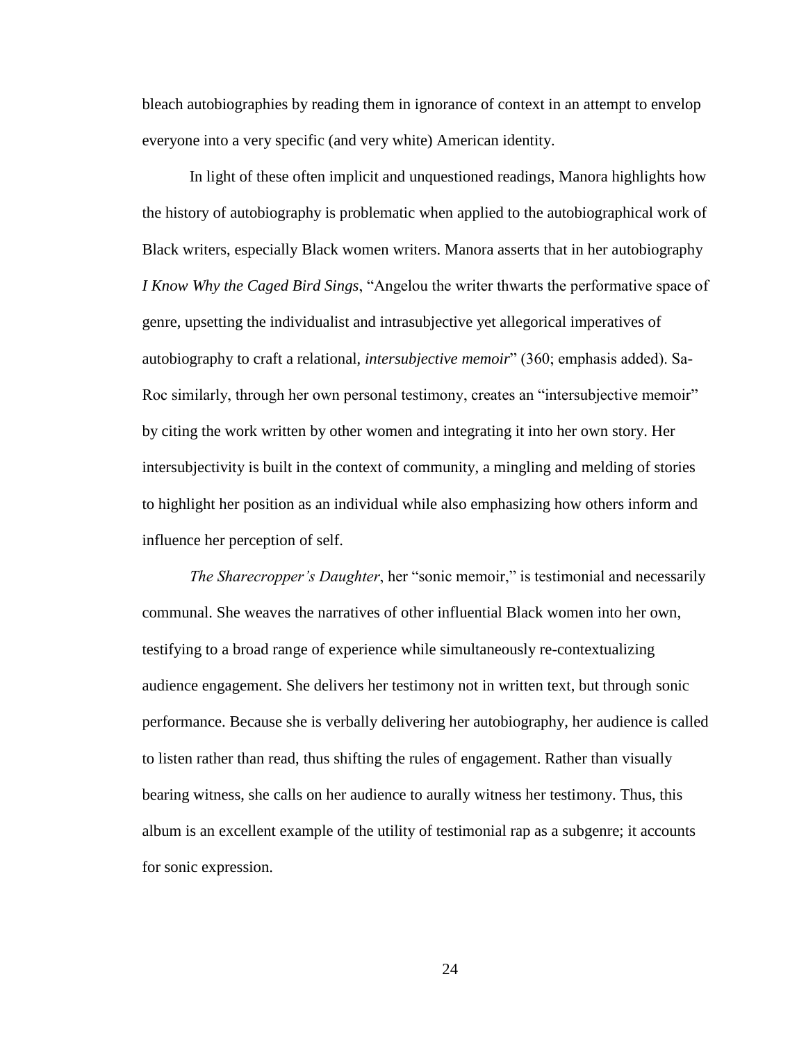bleach autobiographies by reading them in ignorance of context in an attempt to envelop everyone into a very specific (and very white) American identity.

In light of these often implicit and unquestioned readings, Manora highlights how the history of autobiography is problematic when applied to the autobiographical work of Black writers, especially Black women writers. Manora asserts that in her autobiography *I Know Why the Caged Bird Sings*, "Angelou the writer thwarts the performative space of genre, upsetting the individualist and intrasubjective yet allegorical imperatives of autobiography to craft a relational, *intersubjective memoir*" (360; emphasis added). Sa-Roc similarly, through her own personal testimony, creates an "intersubjective memoir" by citing the work written by other women and integrating it into her own story. Her intersubjectivity is built in the context of community, a mingling and melding of stories to highlight her position as an individual while also emphasizing how others inform and influence her perception of self.

*The Sharecropper's Daughter*, her "sonic memoir," is testimonial and necessarily communal. She weaves the narratives of other influential Black women into her own, testifying to a broad range of experience while simultaneously re-contextualizing audience engagement. She delivers her testimony not in written text, but through sonic performance. Because she is verbally delivering her autobiography, her audience is called to listen rather than read, thus shifting the rules of engagement. Rather than visually bearing witness, she calls on her audience to aurally witness her testimony. Thus, this album is an excellent example of the utility of testimonial rap as a subgenre; it accounts for sonic expression.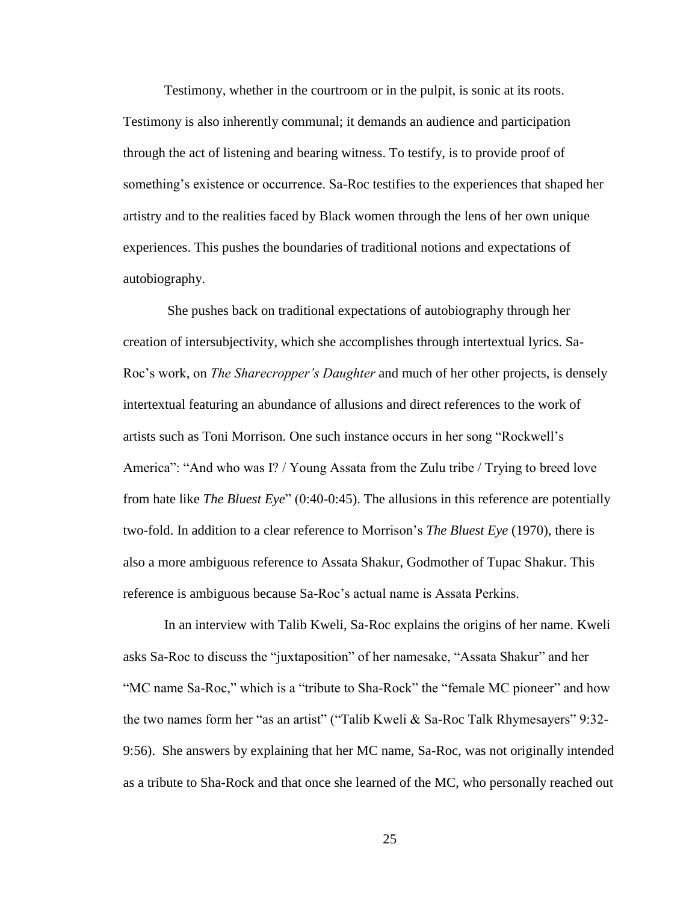Testimony, whether in the courtroom or in the pulpit, is sonic at its roots. Testimony is also inherently communal; it demands an audience and participation through the act of listening and bearing witness. To testify, is to provide proof of something's existence or occurrence. Sa-Roc testifies to the experiences that shaped her artistry and to the realities faced by Black women through the lens of her own unique experiences. This pushes the boundaries of traditional notions and expectations of autobiography.

She pushes back on traditional expectations of autobiography through her creation of intersubjectivity, which she accomplishes through intertextual lyrics. Sa-Roc's work, on *The Sharecropper's Daughter* and much of her other projects, is densely intertextual featuring an abundance of allusions and direct references to the work of artists such as Toni Morrison. One such instance occurs in her song "Rockwell's America": "And who was I? / Young Assata from the Zulu tribe / Trying to breed love from hate like *The Bluest Eye*" (0:40-0:45). The allusions in this reference are potentially two-fold. In addition to a clear reference to Morrison's *The Bluest Eye* (1970), there is also a more ambiguous reference to Assata Shakur, Godmother of Tupac Shakur. This reference is ambiguous because Sa-Roc's actual name is Assata Perkins.

In an interview with Talib Kweli, Sa-Roc explains the origins of her name. Kweli asks Sa-Roc to discuss the "juxtaposition" of her namesake, "Assata Shakur" and her "MC name Sa-Roc," which is a "tribute to Sha-Rock" the "female MC pioneer" and how the two names form her "as an artist" ("Talib Kweli & Sa-Roc Talk Rhymesayers" 9:32-9:56). She answers by explaining that her MC name, Sa-Roc, was not originally intended as a tribute to Sha-Rock and that once she learned of the MC, who personally reached out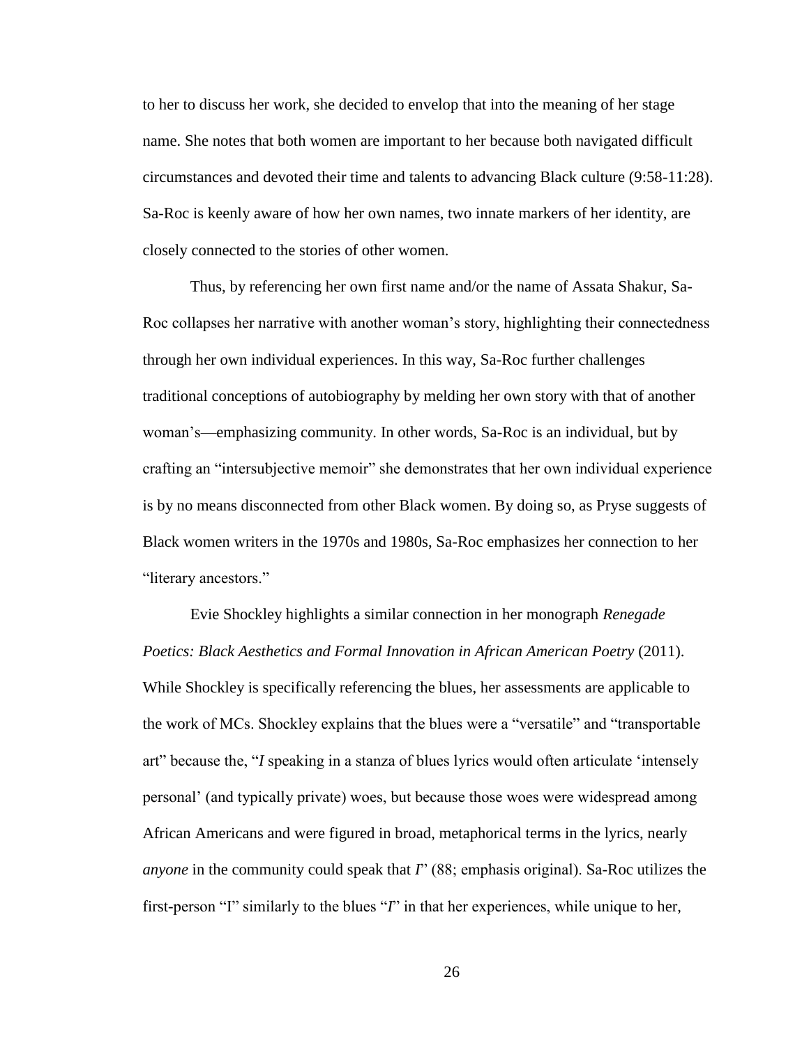to her to discuss her work, she decided to envelop that into the meaning of her stage name. She notes that both women are important to her because both navigated difficult circumstances and devoted their time and talents to advancing Black culture (9:58-11:28). Sa-Roc is keenly aware of how her own names, two innate markers of her identity, are closely connected to the stories of other women.

Thus, by referencing her own first name and/or the name of Assata Shakur, Sa-Roc collapses her narrative with another woman's story, highlighting their connectedness through her own individual experiences. In this way, Sa-Roc further challenges traditional conceptions of autobiography by melding her own story with that of another woman's—emphasizing community. In other words, Sa-Roc is an individual, but by crafting an "intersubjective memoir" she demonstrates that her own individual experience is by no means disconnected from other Black women. By doing so, as Pryse suggests of Black women writers in the 1970s and 1980s, Sa-Roc emphasizes her connection to her "literary ancestors."

Evie Shockley highlights a similar connection in her monograph *Renegade Poetics: Black Aesthetics and Formal Innovation in African American Poetry* (2011). While Shockley is specifically referencing the blues, her assessments are applicable to the work of MCs. Shockley explains that the blues were a "versatile" and "transportable art" because the, "*I* speaking in a stanza of blues lyrics would often articulate 'intensely personal' (and typically private) woes, but because those woes were widespread among African Americans and were figured in broad, metaphorical terms in the lyrics, nearly *anyone* in the community could speak that *I*" (88; emphasis original). Sa-Roc utilizes the first-person "I" similarly to the blues "*I*" in that her experiences, while unique to her,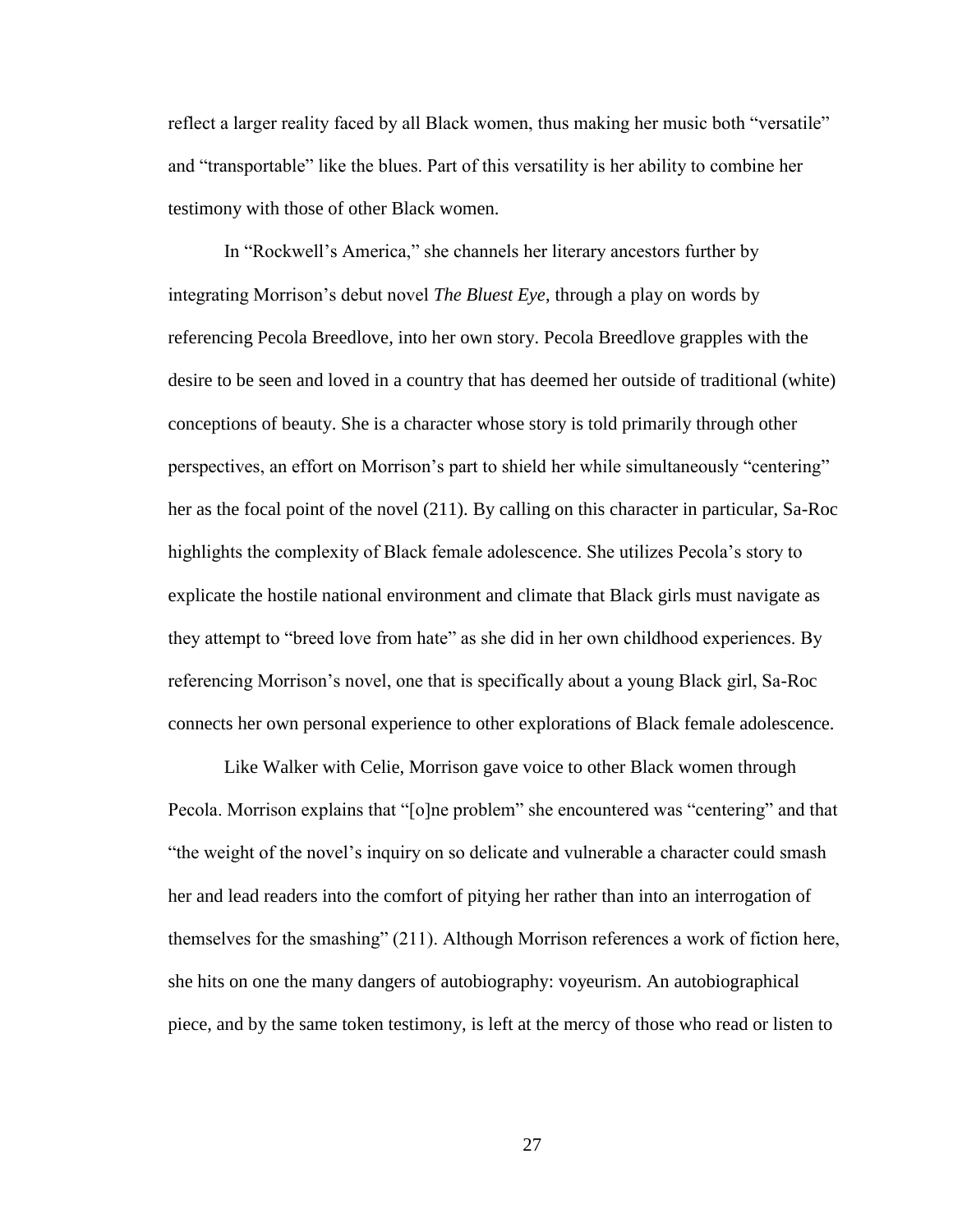reflect a larger reality faced by all Black women, thus making her music both "versatile" and "transportable" like the blues. Part of this versatility is her ability to combine her testimony with those of other Black women.

In "Rockwell's America," she channels her literary ancestors further by integrating Morrison's debut novel *The Bluest Eye*, through a play on words by referencing Pecola Breedlove, into her own story. Pecola Breedlove grapples with the desire to be seen and loved in a country that has deemed her outside of traditional (white) conceptions of beauty. She is a character whose story is told primarily through other perspectives, an effort on Morrison's part to shield her while simultaneously "centering" her as the focal point of the novel (211). By calling on this character in particular, Sa-Roc highlights the complexity of Black female adolescence. She utilizes Pecola's story to explicate the hostile national environment and climate that Black girls must navigate as they attempt to "breed love from hate" as she did in her own childhood experiences. By referencing Morrison's novel, one that is specifically about a young Black girl, Sa-Roc connects her own personal experience to other explorations of Black female adolescence.

Like Walker with Celie, Morrison gave voice to other Black women through Pecola. Morrison explains that "[o]ne problem" she encountered was "centering" and that "the weight of the novel's inquiry on so delicate and vulnerable a character could smash her and lead readers into the comfort of pitying her rather than into an interrogation of themselves for the smashing" (211). Although Morrison references a work of fiction here, she hits on one the many dangers of autobiography: voyeurism. An autobiographical piece, and by the same token testimony, is left at the mercy of those who read or listen to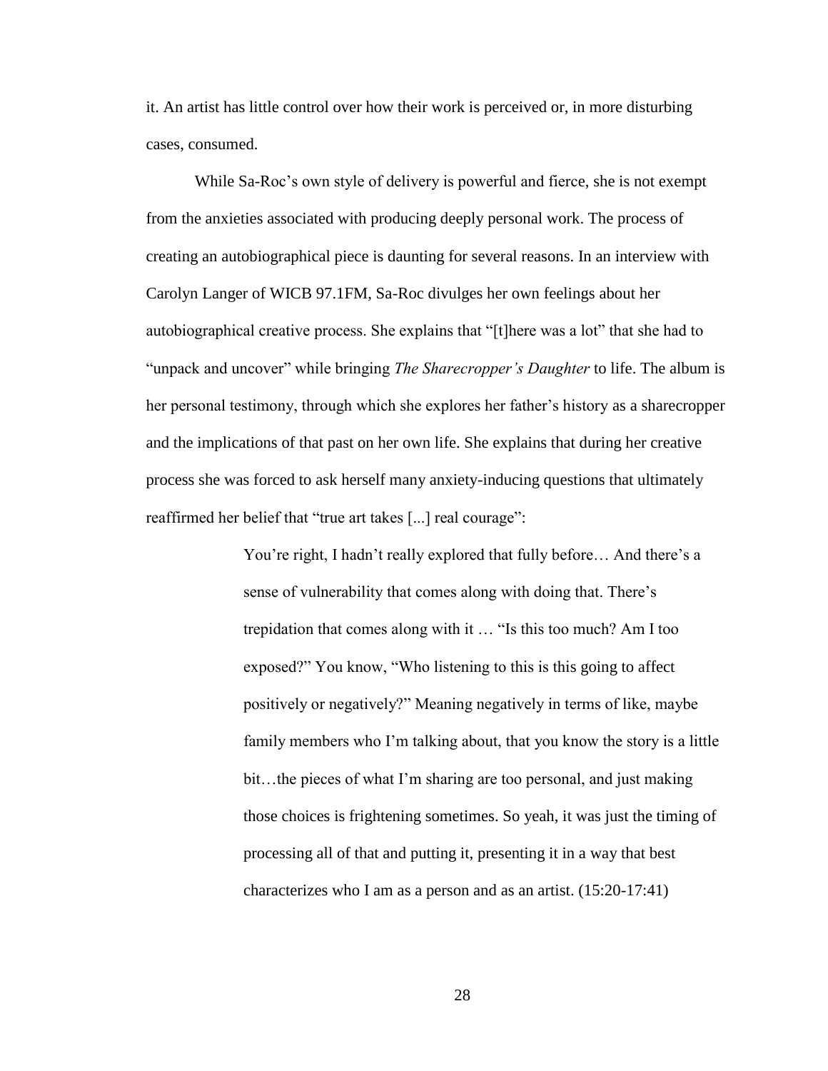it. An artist has little control over how their work is perceived or, in more disturbing cases, consumed.

While Sa-Roc's own style of delivery is powerful and fierce, she is not exempt from the anxieties associated with producing deeply personal work. The process of creating an autobiographical piece is daunting for several reasons. In an interview with Carolyn Langer of WICB 97.1FM, Sa-Roc divulges her own feelings about her autobiographical creative process. She explains that "[t]here was a lot" that she had to "unpack and uncover" while bringing *The Sharecropper's Daughter* to life. The album is her personal testimony, through which she explores her father's history as a sharecropper and the implications of that past on her own life. She explains that during her creative process she was forced to ask herself many anxiety-inducing questions that ultimately reaffirmed her belief that "true art takes [...] real courage":

> You're right, I hadn't really explored that fully before… And there's a sense of vulnerability that comes along with doing that. There's trepidation that comes along with it … "Is this too much? Am I too exposed?" You know, "Who listening to this is this going to affect positively or negatively?" Meaning negatively in terms of like, maybe family members who I'm talking about, that you know the story is a little bit…the pieces of what I'm sharing are too personal, and just making those choices is frightening sometimes. So yeah, it was just the timing of processing all of that and putting it, presenting it in a way that best characterizes who I am as a person and as an artist. (15:20-17:41)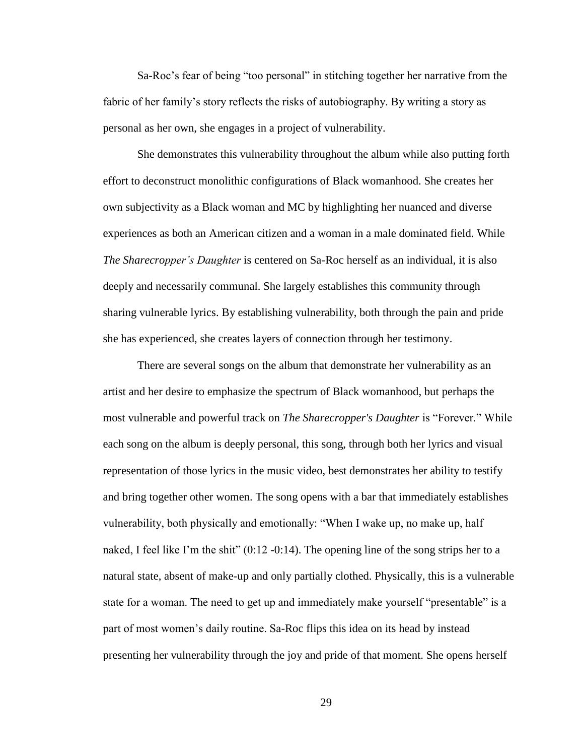Sa-Roc's fear of being "too personal" in stitching together her narrative from the fabric of her family's story reflects the risks of autobiography. By writing a story as personal as her own, she engages in a project of vulnerability.

She demonstrates this vulnerability throughout the album while also putting forth effort to deconstruct monolithic configurations of Black womanhood. She creates her own subjectivity as a Black woman and MC by highlighting her nuanced and diverse experiences as both an American citizen and a woman in a male dominated field. While *The Sharecropper's Daughter* is centered on Sa-Roc herself as an individual, it is also deeply and necessarily communal. She largely establishes this community through sharing vulnerable lyrics. By establishing vulnerability, both through the pain and pride she has experienced, she creates layers of connection through her testimony.

There are several songs on the album that demonstrate her vulnerability as an artist and her desire to emphasize the spectrum of Black womanhood, but perhaps the most vulnerable and powerful track on *The Sharecropper's Daughter* is "Forever." While each song on the album is deeply personal, this song, through both her lyrics and visual representation of those lyrics in the music video, best demonstrates her ability to testify and bring together other women. The song opens with a bar that immediately establishes vulnerability, both physically and emotionally: "When I wake up, no make up, half naked, I feel like I'm the shit" (0:12 -0:14). The opening line of the song strips her to a natural state, absent of make-up and only partially clothed. Physically, this is a vulnerable state for a woman. The need to get up and immediately make yourself "presentable" is a part of most women's daily routine. Sa-Roc flips this idea on its head by instead presenting her vulnerability through the joy and pride of that moment. She opens herself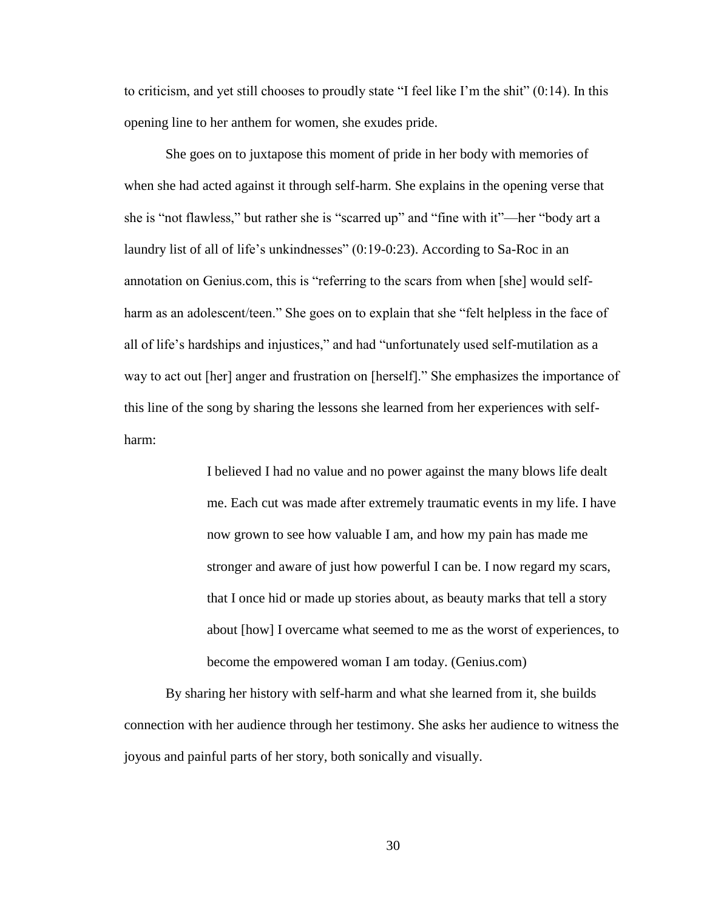to criticism, and yet still chooses to proudly state "I feel like I'm the shit" (0:14). In this opening line to her anthem for women, she exudes pride.

She goes on to juxtapose this moment of pride in her body with memories of when she had acted against it through self-harm. She explains in the opening verse that she is "not flawless," but rather she is "scarred up" and "fine with it"—her "body art a laundry list of all of life's unkindnesses" (0:19-0:23). According to Sa-Roc in an annotation on Genius.com, this is "referring to the scars from when [she] would self-harm as an adolescent/teen." She goes on to explain that she "felt helpless in the face of all of life's hardships and injustices," and had "unfortunately used self-mutilation as a way to act out [her] anger and frustration on [herself]." She emphasizes the importance of this line of the song by sharing the lessons she learned from her experiences with self-harm:

> I believed I had no value and no power against the many blows life dealt me. Each cut was made after extremely traumatic events in my life. I have now grown to see how valuable I am, and how my pain has made me stronger and aware of just how powerful I can be. I now regard my scars, that I once hid or made up stories about, as beauty marks that tell a story about [how] I overcame what seemed to me as the worst of experiences, to become the empowered woman I am today. (Genius.com)

By sharing her history with self-harm and what she learned from it, she builds connection with her audience through her testimony. She asks her audience to witness the joyous and painful parts of her story, both sonically and visually.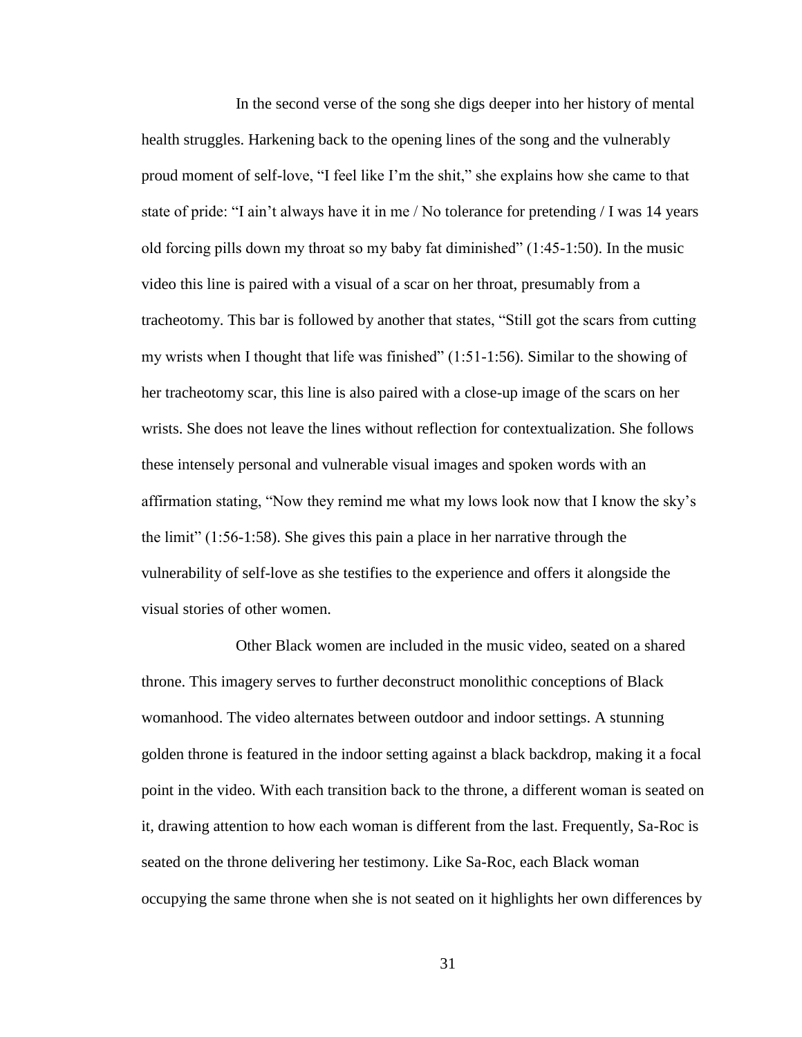In the second verse of the song she digs deeper into her history of mental health struggles. Harkening back to the opening lines of the song and the vulnerably proud moment of self-love, "I feel like I'm the shit," she explains how she came to that state of pride: "I ain't always have it in me / No tolerance for pretending / I was 14 years old forcing pills down my throat so my baby fat diminished" (1:45-1:50). In the music video this line is paired with a visual of a scar on her throat, presumably from a tracheotomy. This bar is followed by another that states, "Still got the scars from cutting my wrists when I thought that life was finished" (1:51-1:56). Similar to the showing of her tracheotomy scar, this line is also paired with a close-up image of the scars on her wrists. She does not leave the lines without reflection for contextualization. She follows these intensely personal and vulnerable visual images and spoken words with an affirmation stating, "Now they remind me what my lows look now that I know the sky's the limit" (1:56-1:58). She gives this pain a place in her narrative through the vulnerability of self-love as she testifies to the experience and offers it alongside the visual stories of other women.

Other Black women are included in the music video, seated on a shared throne. This imagery serves to further deconstruct monolithic conceptions of Black womanhood. The video alternates between outdoor and indoor settings. A stunning golden throne is featured in the indoor setting against a black backdrop, making it a focal point in the video. With each transition back to the throne, a different woman is seated on it, drawing attention to how each woman is different from the last. Frequently, Sa-Roc is seated on the throne delivering her testimony. Like Sa-Roc, each Black woman occupying the same throne when she is not seated on it highlights her own differences by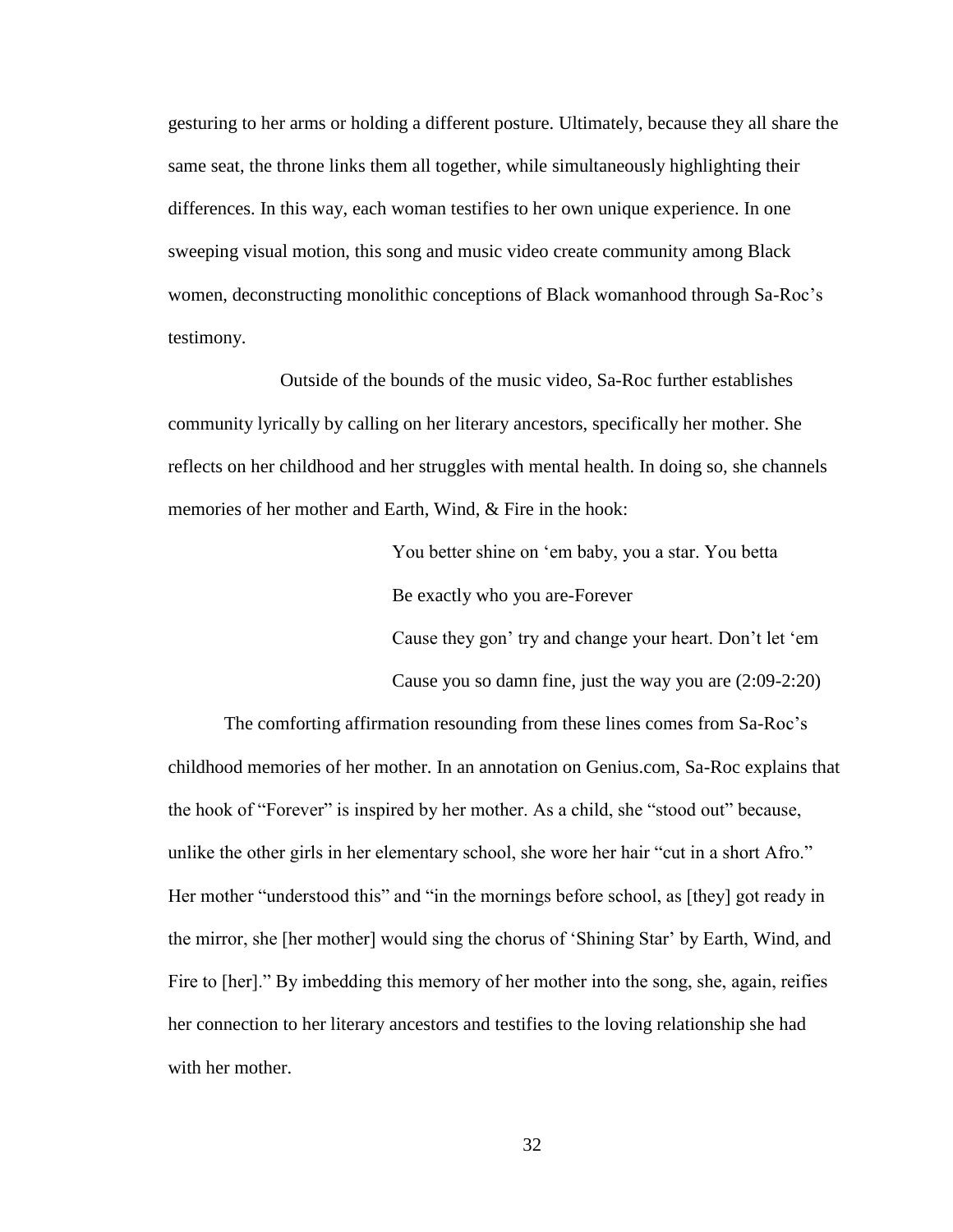gesturing to her arms or holding a different posture. Ultimately, because they all share the same seat, the throne links them all together, while simultaneously highlighting their differences. In this way, each woman testifies to her own unique experience. In one sweeping visual motion, this song and music video create community among Black women, deconstructing monolithic conceptions of Black womanhood through Sa-Roc's testimony.

Outside of the bounds of the music video, Sa-Roc further establishes community lyrically by calling on her literary ancestors, specifically her mother. She reflects on her childhood and her struggles with mental health. In doing so, she channels memories of her mother and Earth, Wind, & Fire in the hook:

> You better shine on 'em baby, you a star. You betta
> Be exactly who you are-Forever
> Cause they gon' try and change your heart. Don't let 'em
> Cause you so damn fine, just the way you are (2:09-2:20)

The comforting affirmation resounding from these lines comes from Sa-Roc's childhood memories of her mother. In an annotation on Genius.com, Sa-Roc explains that the hook of "Forever" is inspired by her mother. As a child, she "stood out" because, unlike the other girls in her elementary school, she wore her hair "cut in a short Afro." Her mother "understood this" and "in the mornings before school, as [they] got ready in the mirror, she [her mother] would sing the chorus of 'Shining Star' by Earth, Wind, and Fire to [her]." By imbedding this memory of her mother into the song, she, again, reifies her connection to her literary ancestors and testifies to the loving relationship she had with her mother.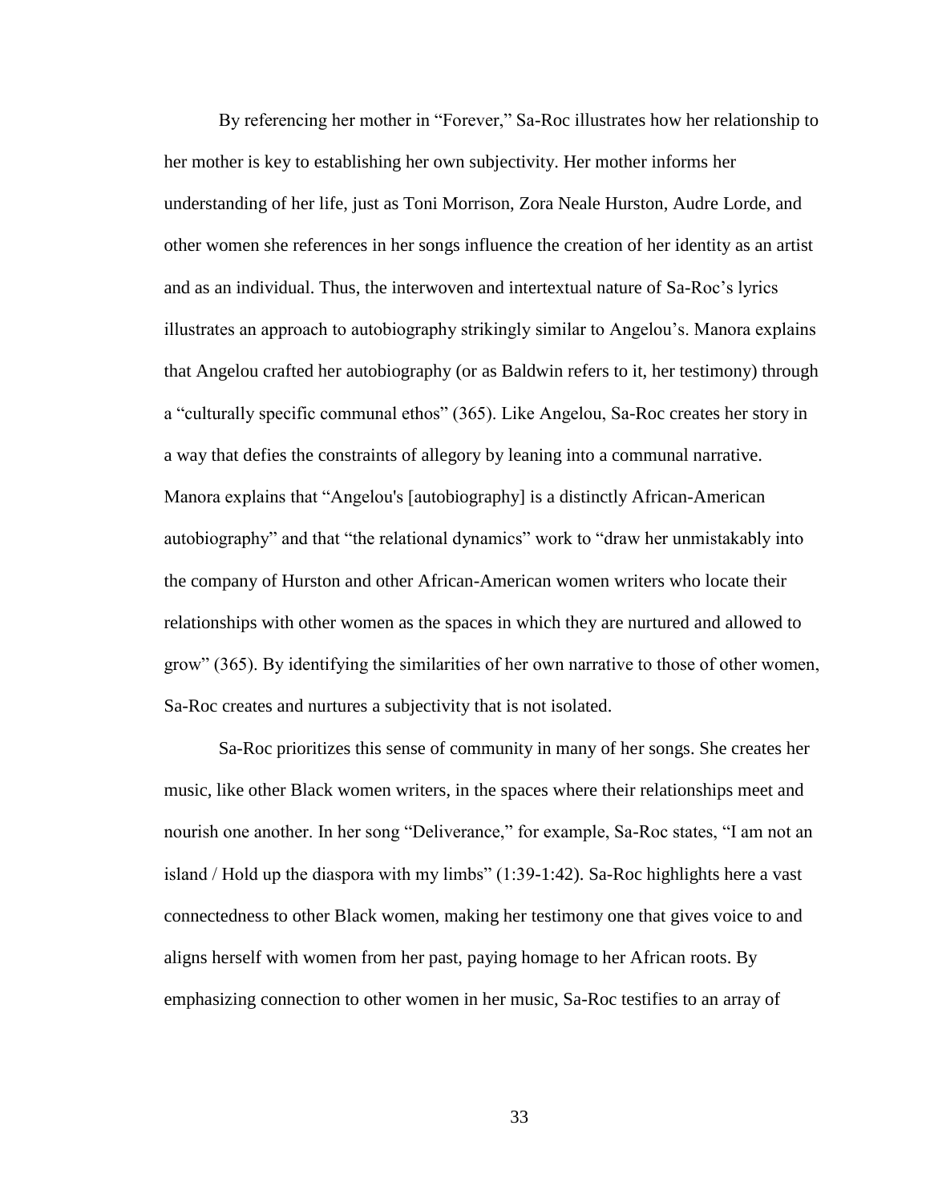By referencing her mother in "Forever," Sa-Roc illustrates how her relationship to her mother is key to establishing her own subjectivity. Her mother informs her understanding of her life, just as Toni Morrison, Zora Neale Hurston, Audre Lorde, and other women she references in her songs influence the creation of her identity as an artist and as an individual. Thus, the interwoven and intertextual nature of Sa-Roc's lyrics illustrates an approach to autobiography strikingly similar to Angelou's. Manora explains that Angelou crafted her autobiography (or as Baldwin refers to it, her testimony) through a "culturally specific communal ethos" (365). Like Angelou, Sa-Roc creates her story in a way that defies the constraints of allegory by leaning into a communal narrative. Manora explains that "Angelou's [autobiography] is a distinctly African-American autobiography" and that "the relational dynamics" work to "draw her unmistakably into the company of Hurston and other African-American women writers who locate their relationships with other women as the spaces in which they are nurtured and allowed to grow" (365). By identifying the similarities of her own narrative to those of other women, Sa-Roc creates and nurtures a subjectivity that is not isolated.

Sa-Roc prioritizes this sense of community in many of her songs. She creates her music, like other Black women writers, in the spaces where their relationships meet and nourish one another. In her song "Deliverance," for example, Sa-Roc states, "I am not an island / Hold up the diaspora with my limbs" (1:39-1:42). Sa-Roc highlights here a vast connectedness to other Black women, making her testimony one that gives voice to and aligns herself with women from her past, paying homage to her African roots. By emphasizing connection to other women in her music, Sa-Roc testifies to an array of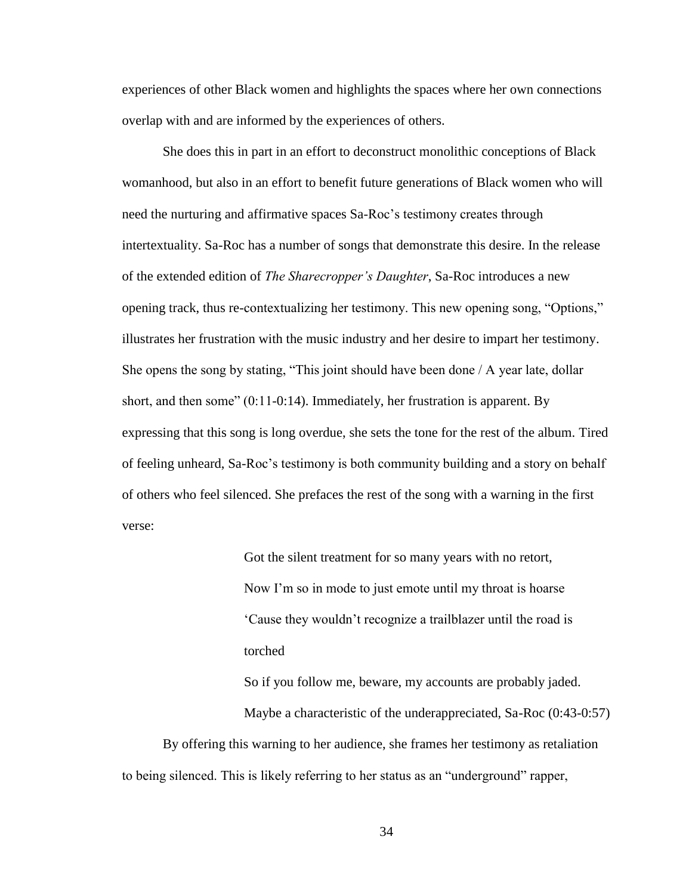experiences of other Black women and highlights the spaces where her own connections overlap with and are informed by the experiences of others.

She does this in part in an effort to deconstruct monolithic conceptions of Black womanhood, but also in an effort to benefit future generations of Black women who will need the nurturing and affirmative spaces Sa-Roc's testimony creates through intertextuality. Sa-Roc has a number of songs that demonstrate this desire. In the release of the extended edition of *The Sharecropper's Daughter*, Sa-Roc introduces a new opening track, thus re-contextualizing her testimony. This new opening song, "Options," illustrates her frustration with the music industry and her desire to impart her testimony. She opens the song by stating, "This joint should have been done / A year late, dollar short, and then some" (0:11-0:14). Immediately, her frustration is apparent. By expressing that this song is long overdue, she sets the tone for the rest of the album. Tired of feeling unheard, Sa-Roc's testimony is both community building and a story on behalf of others who feel silenced. She prefaces the rest of the song with a warning in the first verse:

> Got the silent treatment for so many years with no retort,
> Now I'm so in mode to just emote until my throat is hoarse
> 'Cause they wouldn't recognize a trailblazer until the road is torched
> So if you follow me, beware, my accounts are probably jaded.
> Maybe a characteristic of the underappreciated, Sa-Roc (0:43-0:57)

By offering this warning to her audience, she frames her testimony as retaliation to being silenced. This is likely referring to her status as an "underground" rapper,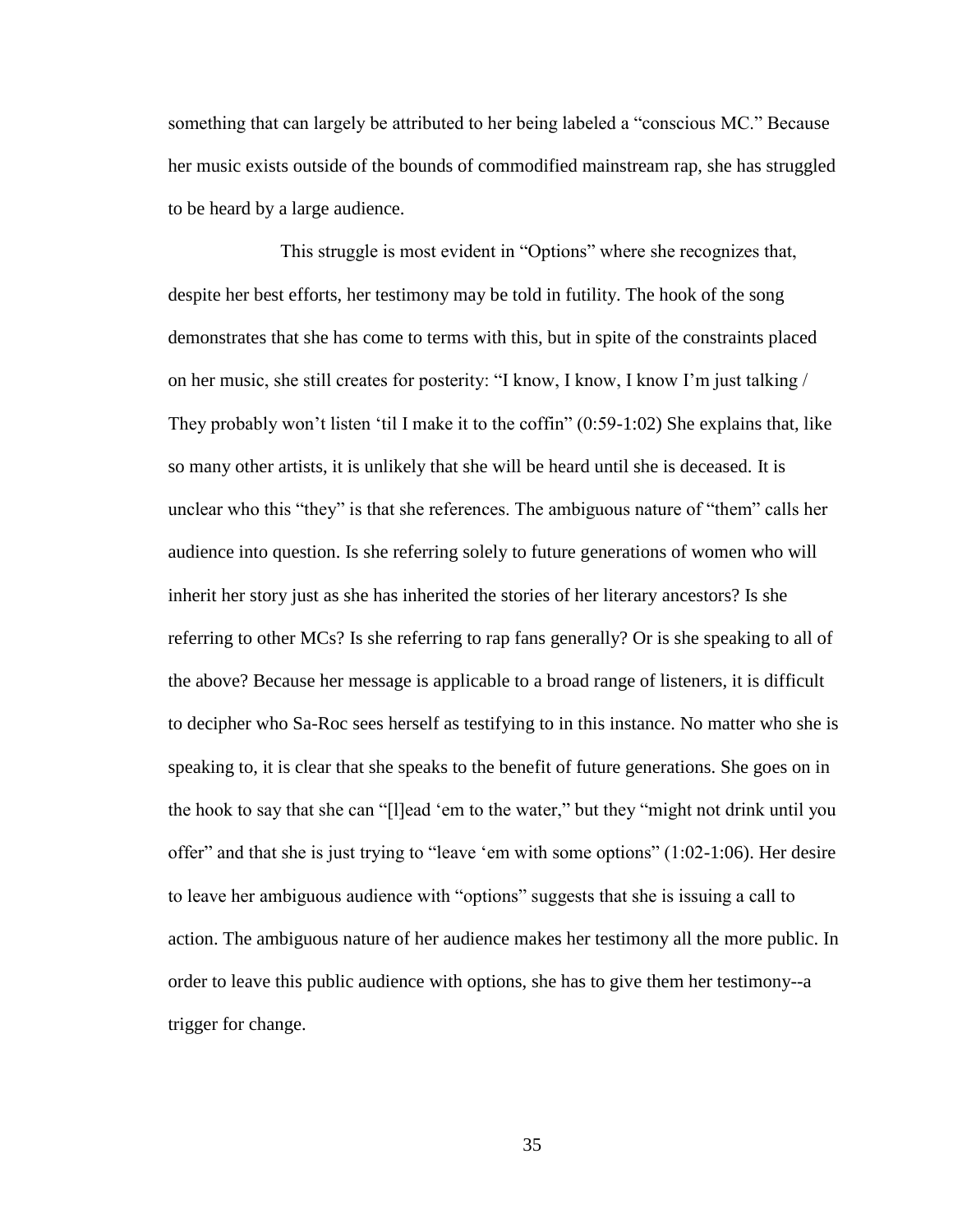something that can largely be attributed to her being labeled a "conscious MC." Because her music exists outside of the bounds of commodified mainstream rap, she has struggled to be heard by a large audience.

This struggle is most evident in "Options" where she recognizes that, despite her best efforts, her testimony may be told in futility. The hook of the song demonstrates that she has come to terms with this, but in spite of the constraints placed on her music, she still creates for posterity: "I know, I know, I know I'm just talking / They probably won't listen 'til I make it to the coffin" (0:59-1:02) She explains that, like so many other artists, it is unlikely that she will be heard until she is deceased. It is unclear who this "they" is that she references. The ambiguous nature of "them" calls her audience into question. Is she referring solely to future generations of women who will inherit her story just as she has inherited the stories of her literary ancestors? Is she referring to other MCs? Is she referring to rap fans generally? Or is she speaking to all of the above? Because her message is applicable to a broad range of listeners, it is difficult to decipher who Sa-Roc sees herself as testifying to in this instance. No matter who she is speaking to, it is clear that she speaks to the benefit of future generations. She goes on in the hook to say that she can "[l]ead 'em to the water," but they "might not drink until you offer" and that she is just trying to "leave 'em with some options" (1:02-1:06). Her desire to leave her ambiguous audience with "options" suggests that she is issuing a call to action. The ambiguous nature of her audience makes her testimony all the more public. In order to leave this public audience with options, she has to give them her testimony--a trigger for change.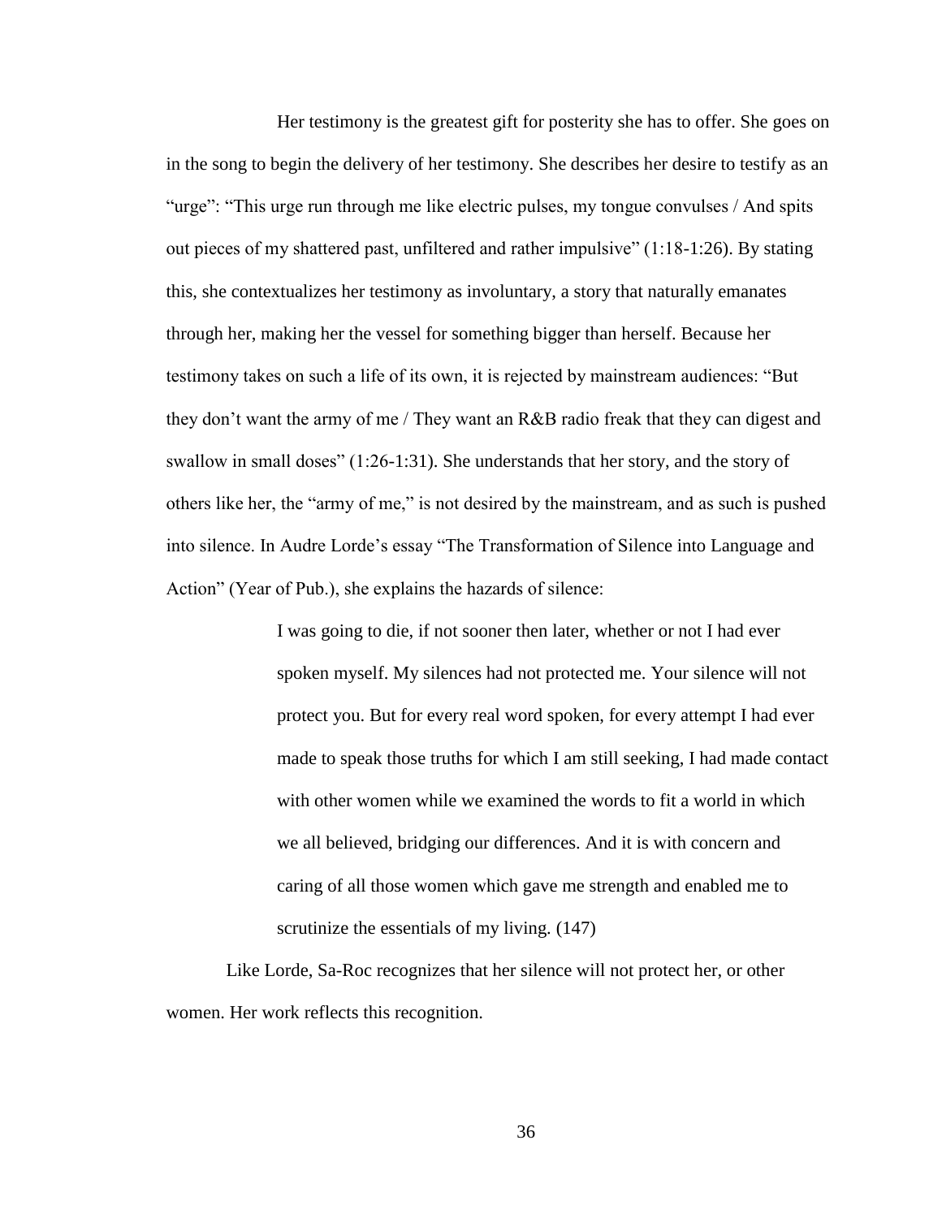Her testimony is the greatest gift for posterity she has to offer. She goes on in the song to begin the delivery of her testimony. She describes her desire to testify as an "urge": "This urge run through me like electric pulses, my tongue convulses / And spits out pieces of my shattered past, unfiltered and rather impulsive" (1:18-1:26). By stating this, she contextualizes her testimony as involuntary, a story that naturally emanates through her, making her the vessel for something bigger than herself. Because her testimony takes on such a life of its own, it is rejected by mainstream audiences: "But they don't want the army of me / They want an R&B radio freak that they can digest and swallow in small doses" (1:26-1:31). She understands that her story, and the story of others like her, the "army of me," is not desired by the mainstream, and as such is pushed into silence. In Audre Lorde's essay "The Transformation of Silence into Language and Action" (Year of Pub.), she explains the hazards of silence:

> I was going to die, if not sooner then later, whether or not I had ever spoken myself. My silences had not protected me. Your silence will not protect you. But for every real word spoken, for every attempt I had ever made to speak those truths for which I am still seeking, I had made contact with other women while we examined the words to fit a world in which we all believed, bridging our differences. And it is with concern and caring of all those women which gave me strength and enabled me to scrutinize the essentials of my living. (147)

Like Lorde, Sa-Roc recognizes that her silence will not protect her, or other women. Her work reflects this recognition.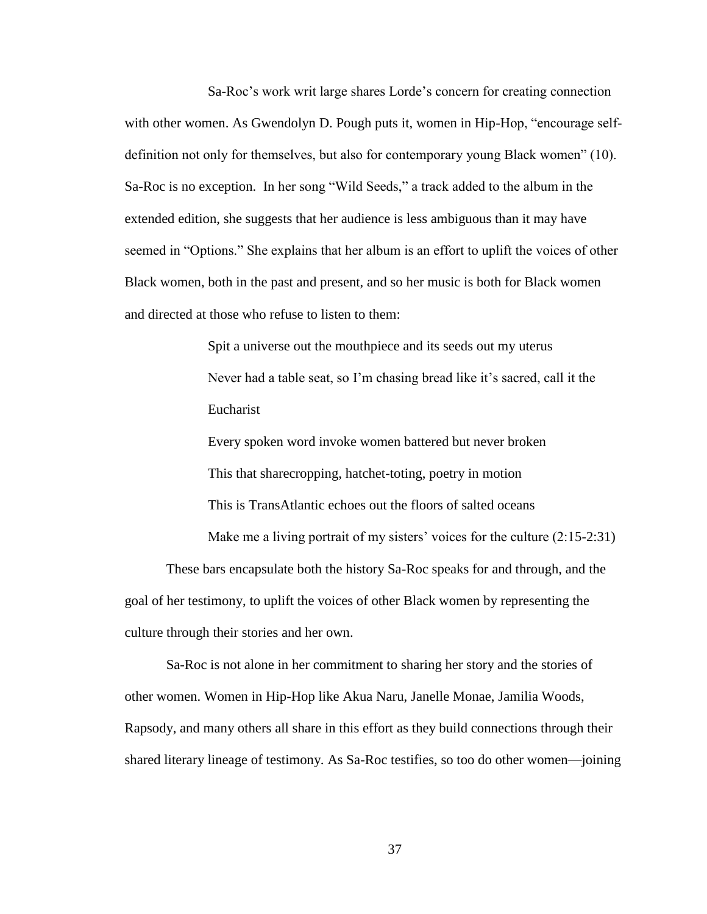Sa-Roc's work writ large shares Lorde's concern for creating connection with other women. As Gwendolyn D. Pough puts it, women in Hip-Hop, "encourage self-definition not only for themselves, but also for contemporary young Black women" (10). Sa-Roc is no exception. In her song "Wild Seeds," a track added to the album in the extended edition, she suggests that her audience is less ambiguous than it may have seemed in "Options." She explains that her album is an effort to uplift the voices of other Black women, both in the past and present, and so her music is both for Black women and directed at those who refuse to listen to them:

> Spit a universe out the mouthpiece and its seeds out my uterus
> Never had a table seat, so I'm chasing bread like it's sacred, call it the Eucharist
> Every spoken word invoke women battered but never broken
> This that sharecropping, hatchet-toting, poetry in motion
> This is TransAtlantic echoes out the floors of salted oceans
> Make me a living portrait of my sisters' voices for the culture (2:15-2:31)

These bars encapsulate both the history Sa-Roc speaks for and through, and the goal of her testimony, to uplift the voices of other Black women by representing the culture through their stories and her own.

Sa-Roc is not alone in her commitment to sharing her story and the stories of other women. Women in Hip-Hop like Akua Naru, Janelle Monae, Jamilia Woods, Rapsody, and many others all share in this effort as they build connections through their shared literary lineage of testimony. As Sa-Roc testifies, so too do other women—joining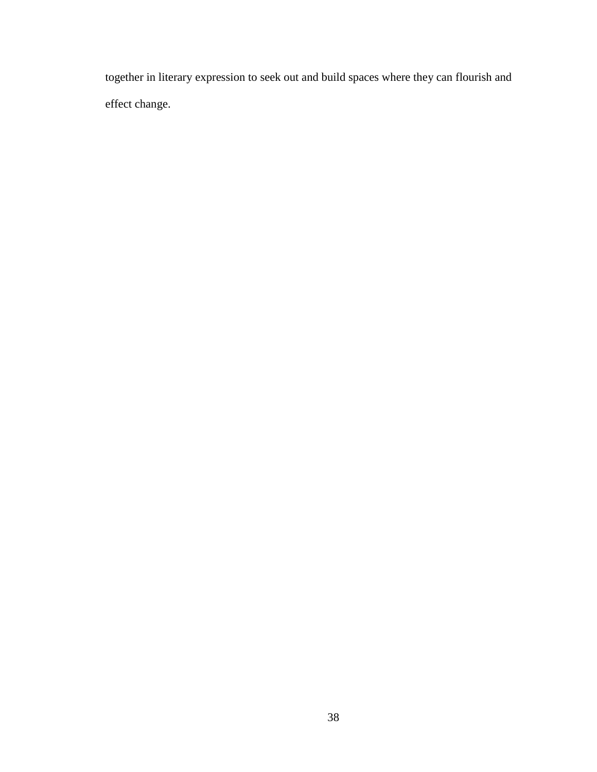together in literary expression to seek out and build spaces where they can flourish and effect change.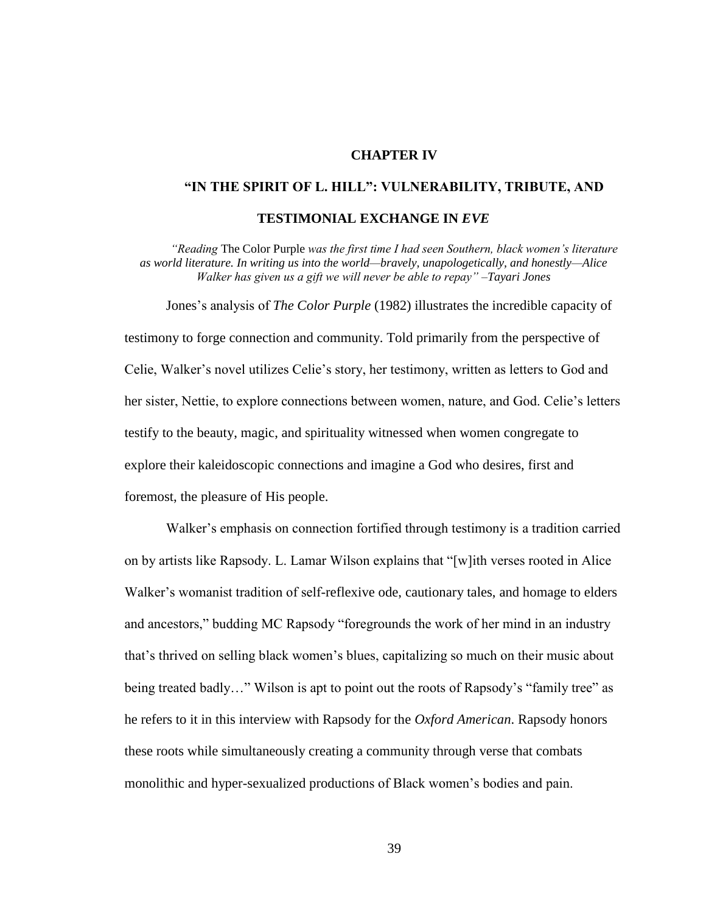# CHAPTER IV

## "IN THE SPIRIT OF L. HILL": VULNERABILITY, TRIBUTE, AND TESTIMONIAL EXCHANGE IN *EVE*

*"Reading* The Color Purple *was the first time I had seen Southern, black women's literature as world literature. In writing us into the world—bravely, unapologetically, and honestly—Alice Walker has given us a gift we will never be able to repay" –Tayari Jones*

Jones's analysis of *The Color Purple* (1982) illustrates the incredible capacity of testimony to forge connection and community. Told primarily from the perspective of Celie, Walker's novel utilizes Celie's story, her testimony, written as letters to God and her sister, Nettie, to explore connections between women, nature, and God. Celie's letters testify to the beauty, magic, and spirituality witnessed when women congregate to explore their kaleidoscopic connections and imagine a God who desires, first and foremost, the pleasure of His people.

Walker's emphasis on connection fortified through testimony is a tradition carried on by artists like Rapsody. L. Lamar Wilson explains that "[w]ith verses rooted in Alice Walker's womanist tradition of self-reflexive ode, cautionary tales, and homage to elders and ancestors," budding MC Rapsody "foregrounds the work of her mind in an industry that's thrived on selling black women's blues, capitalizing so much on their music about being treated badly…" Wilson is apt to point out the roots of Rapsody's "family tree" as he refers to it in this interview with Rapsody for the *Oxford American*. Rapsody honors these roots while simultaneously creating a community through verse that combats monolithic and hyper-sexualized productions of Black women's bodies and pain.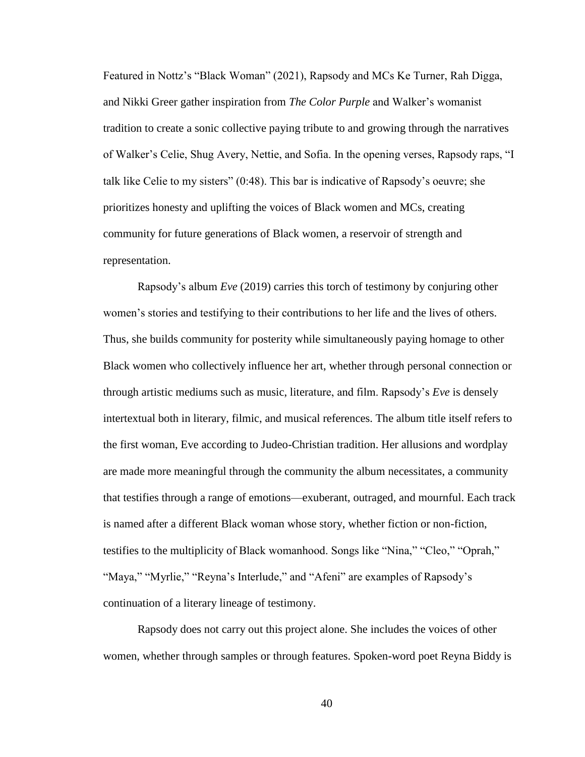Featured in Nottz's "Black Woman" (2021), Rapsody and MCs Ke Turner, Rah Digga, and Nikki Greer gather inspiration from *The Color Purple* and Walker's womanist tradition to create a sonic collective paying tribute to and growing through the narratives of Walker's Celie, Shug Avery, Nettie, and Sofia. In the opening verses, Rapsody raps, "I talk like Celie to my sisters" (0:48). This bar is indicative of Rapsody's oeuvre; she prioritizes honesty and uplifting the voices of Black women and MCs, creating community for future generations of Black women, a reservoir of strength and representation.

Rapsody's album *Eve* (2019) carries this torch of testimony by conjuring other women's stories and testifying to their contributions to her life and the lives of others. Thus, she builds community for posterity while simultaneously paying homage to other Black women who collectively influence her art, whether through personal connection or through artistic mediums such as music, literature, and film. Rapsody's *Eve* is densely intertextual both in literary, filmic, and musical references. The album title itself refers to the first woman, Eve according to Judeo-Christian tradition. Her allusions and wordplay are made more meaningful through the community the album necessitates, a community that testifies through a range of emotions—exuberant, outraged, and mournful. Each track is named after a different Black woman whose story, whether fiction or non-fiction, testifies to the multiplicity of Black womanhood. Songs like "Nina," "Cleo," "Oprah," "Maya," "Myrlie," "Reyna's Interlude," and "Afeni" are examples of Rapsody's continuation of a literary lineage of testimony.

Rapsody does not carry out this project alone. She includes the voices of other women, whether through samples or through features. Spoken-word poet Reyna Biddy is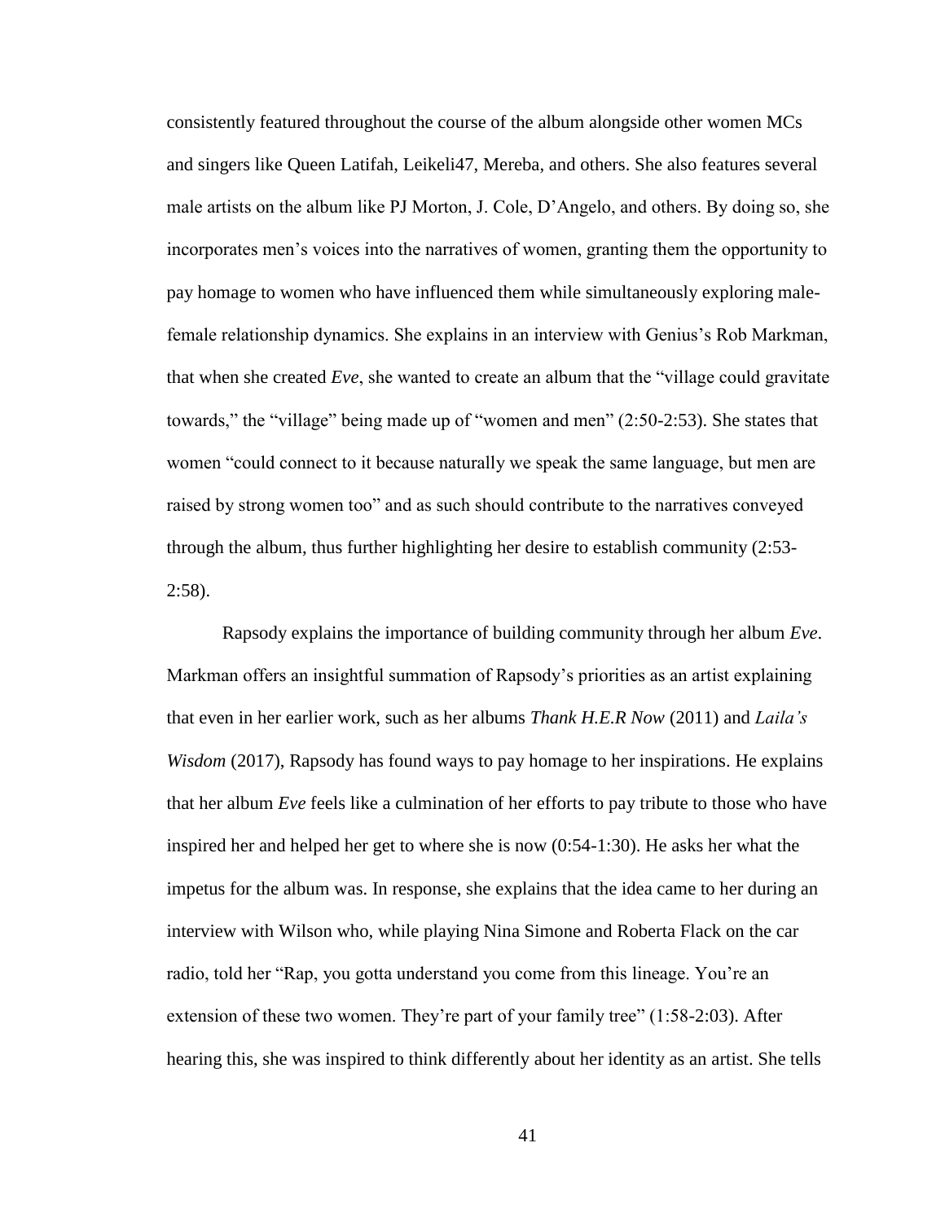consistently featured throughout the course of the album alongside other women MCs and singers like Queen Latifah, Leikeli47, Mereba, and others. She also features several male artists on the album like PJ Morton, J. Cole, D'Angelo, and others. By doing so, she incorporates men's voices into the narratives of women, granting them the opportunity to pay homage to women who have influenced them while simultaneously exploring male-female relationship dynamics. She explains in an interview with Genius's Rob Markman, that when she created *Eve*, she wanted to create an album that the "village could gravitate towards," the "village" being made up of "women and men" (2:50-2:53). She states that women "could connect to it because naturally we speak the same language, but men are raised by strong women too" and as such should contribute to the narratives conveyed through the album, thus further highlighting her desire to establish community (2:53-2:58).

Rapsody explains the importance of building community through her album *Eve*. Markman offers an insightful summation of Rapsody's priorities as an artist explaining that even in her earlier work, such as her albums *Thank H.E.R Now* (2011) and *Laila's Wisdom* (2017), Rapsody has found ways to pay homage to her inspirations. He explains that her album *Eve* feels like a culmination of her efforts to pay tribute to those who have inspired her and helped her get to where she is now (0:54-1:30). He asks her what the impetus for the album was. In response, she explains that the idea came to her during an interview with Wilson who, while playing Nina Simone and Roberta Flack on the car radio, told her "Rap, you gotta understand you come from this lineage. You're an extension of these two women. They're part of your family tree" (1:58-2:03). After hearing this, she was inspired to think differently about her identity as an artist. She tells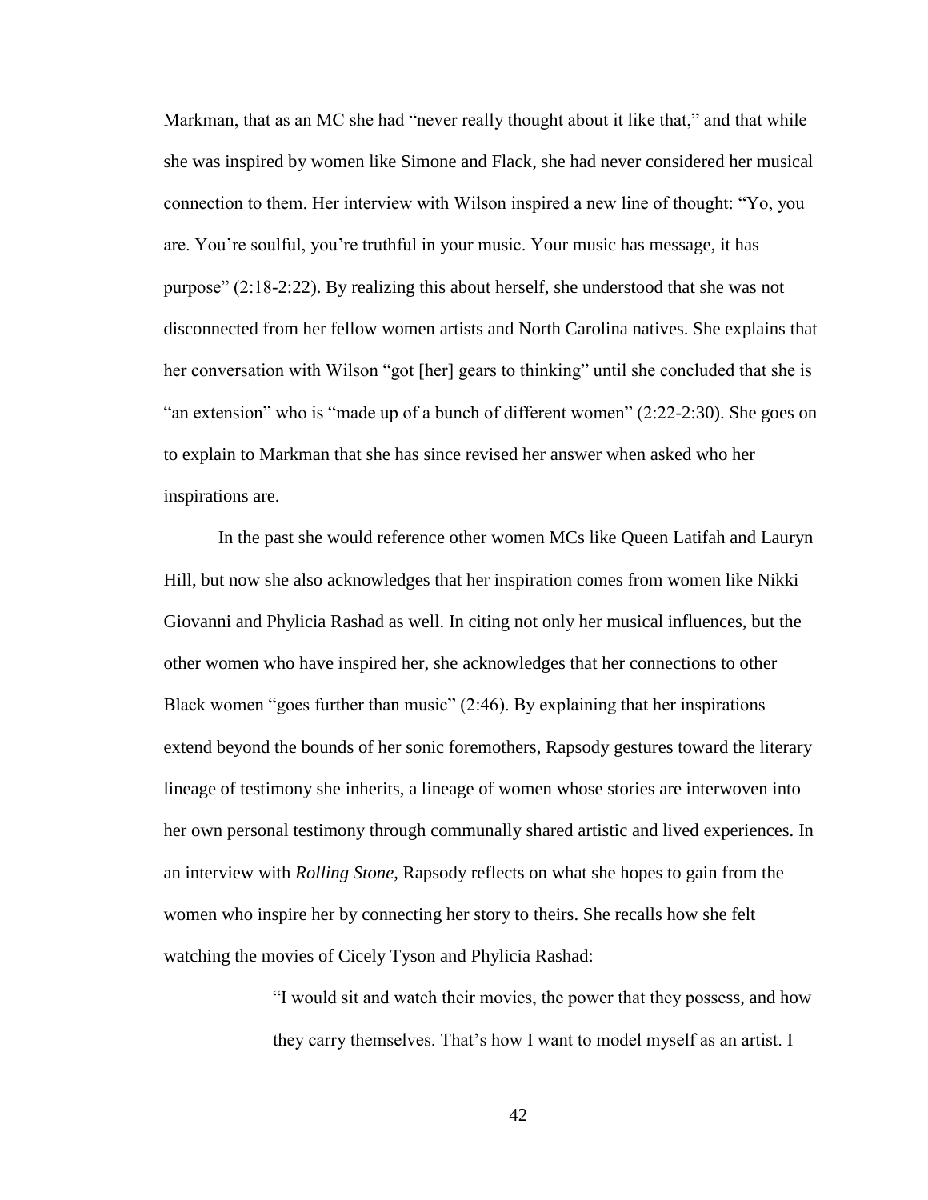Markman, that as an MC she had "never really thought about it like that," and that while she was inspired by women like Simone and Flack, she had never considered her musical connection to them. Her interview with Wilson inspired a new line of thought: "Yo, you are. You're soulful, you're truthful in your music. Your music has message, it has purpose" (2:18-2:22). By realizing this about herself, she understood that she was not disconnected from her fellow women artists and North Carolina natives. She explains that her conversation with Wilson "got [her] gears to thinking" until she concluded that she is "an extension" who is "made up of a bunch of different women" (2:22-2:30). She goes on to explain to Markman that she has since revised her answer when asked who her inspirations are.

In the past she would reference other women MCs like Queen Latifah and Lauryn Hill, but now she also acknowledges that her inspiration comes from women like Nikki Giovanni and Phylicia Rashad as well. In citing not only her musical influences, but the other women who have inspired her, she acknowledges that her connections to other Black women "goes further than music" (2:46). By explaining that her inspirations extend beyond the bounds of her sonic foremothers, Rapsody gestures toward the literary lineage of testimony she inherits, a lineage of women whose stories are interwoven into her own personal testimony through communally shared artistic and lived experiences. In an interview with *Rolling Stone*, Rapsody reflects on what she hopes to gain from the women who inspire her by connecting her story to theirs. She recalls how she felt watching the movies of Cicely Tyson and Phylicia Rashad:

> "I would sit and watch their movies, the power that they possess, and how they carry themselves. That's how I want to model myself as an artist. I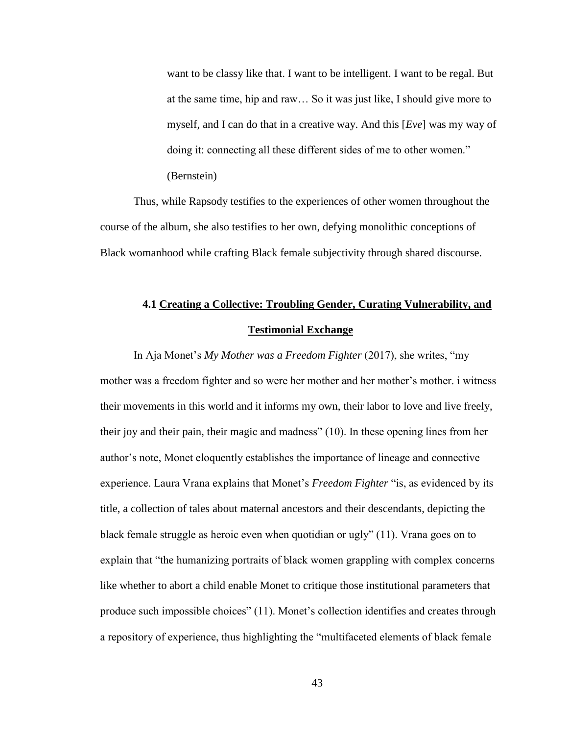> want to be classy like that. I want to be intelligent. I want to be regal. But at the same time, hip and raw… So it was just like, I should give more to myself, and I can do that in a creative way. And this [*Eve*] was my way of doing it: connecting all these different sides of me to other women." (Bernstein)

Thus, while Rapsody testifies to the experiences of other women throughout the course of the album, she also testifies to her own, defying monolithic conceptions of Black womanhood while crafting Black female subjectivity through shared discourse.

### 4.1 Creating a Collective: Troubling Gender, Curating Vulnerability, and Testimonial Exchange

In Aja Monet's *My Mother was a Freedom Fighter* (2017), she writes, "my mother was a freedom fighter and so were her mother and her mother's mother. i witness their movements in this world and it informs my own, their labor to love and live freely, their joy and their pain, their magic and madness" (10). In these opening lines from her author's note, Monet eloquently establishes the importance of lineage and connective experience. Laura Vrana explains that Monet's *Freedom Fighter* "is, as evidenced by its title, a collection of tales about maternal ancestors and their descendants, depicting the black female struggle as heroic even when quotidian or ugly" (11). Vrana goes on to explain that "the humanizing portraits of black women grappling with complex concerns like whether to abort a child enable Monet to critique those institutional parameters that produce such impossible choices" (11). Monet's collection identifies and creates through a repository of experience, thus highlighting the "multifaceted elements of black female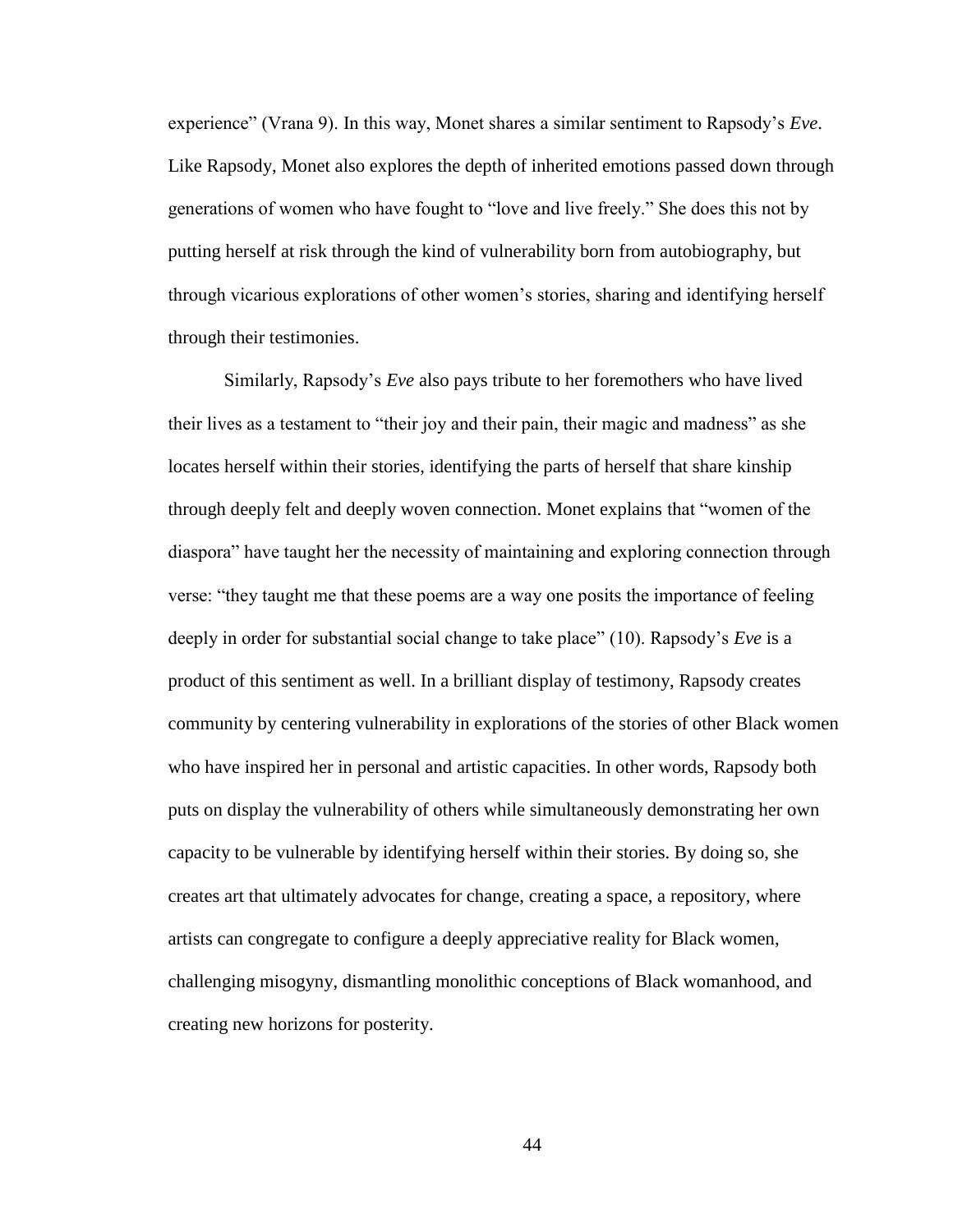experience" (Vrana 9). In this way, Monet shares a similar sentiment to Rapsody's *Eve*. Like Rapsody, Monet also explores the depth of inherited emotions passed down through generations of women who have fought to "love and live freely." She does this not by putting herself at risk through the kind of vulnerability born from autobiography, but through vicarious explorations of other women's stories, sharing and identifying herself through their testimonies.

Similarly, Rapsody's *Eve* also pays tribute to her foremothers who have lived their lives as a testament to "their joy and their pain, their magic and madness" as she locates herself within their stories, identifying the parts of herself that share kinship through deeply felt and deeply woven connection. Monet explains that "women of the diaspora" have taught her the necessity of maintaining and exploring connection through verse: "they taught me that these poems are a way one posits the importance of feeling deeply in order for substantial social change to take place" (10). Rapsody's *Eve* is a product of this sentiment as well. In a brilliant display of testimony, Rapsody creates community by centering vulnerability in explorations of the stories of other Black women who have inspired her in personal and artistic capacities. In other words, Rapsody both puts on display the vulnerability of others while simultaneously demonstrating her own capacity to be vulnerable by identifying herself within their stories. By doing so, she creates art that ultimately advocates for change, creating a space, a repository, where artists can congregate to configure a deeply appreciative reality for Black women, challenging misogyny, dismantling monolithic conceptions of Black womanhood, and creating new horizons for posterity.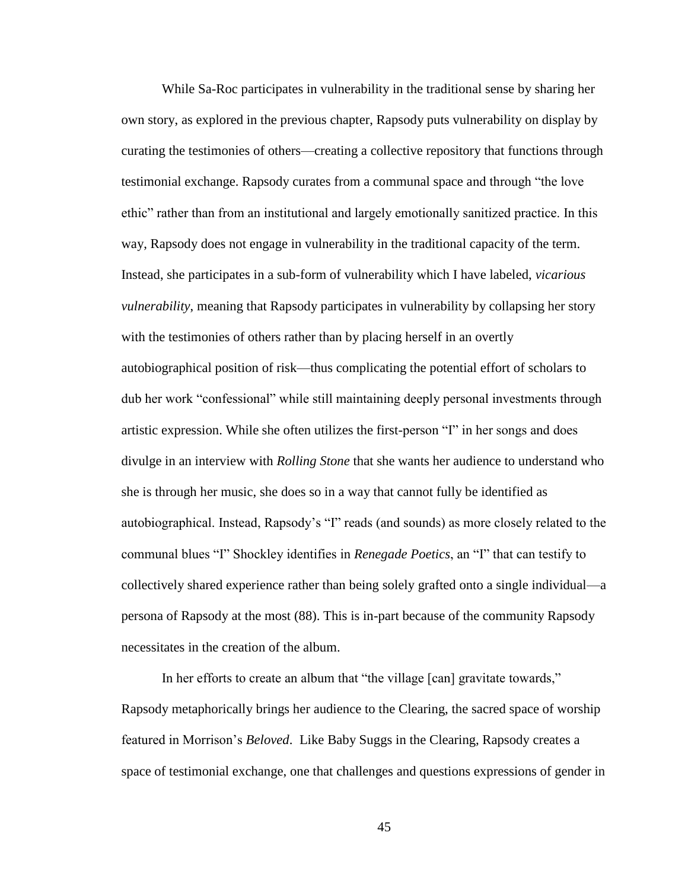While Sa-Roc participates in vulnerability in the traditional sense by sharing her own story, as explored in the previous chapter, Rapsody puts vulnerability on display by curating the testimonies of others—creating a collective repository that functions through testimonial exchange. Rapsody curates from a communal space and through "the love ethic" rather than from an institutional and largely emotionally sanitized practice. In this way, Rapsody does not engage in vulnerability in the traditional capacity of the term. Instead, she participates in a sub-form of vulnerability which I have labeled, *vicarious vulnerability*, meaning that Rapsody participates in vulnerability by collapsing her story with the testimonies of others rather than by placing herself in an overtly autobiographical position of risk—thus complicating the potential effort of scholars to dub her work "confessional" while still maintaining deeply personal investments through artistic expression. While she often utilizes the first-person "I" in her songs and does divulge in an interview with *Rolling Stone* that she wants her audience to understand who she is through her music, she does so in a way that cannot fully be identified as autobiographical. Instead, Rapsody's "I" reads (and sounds) as more closely related to the communal blues "I" Shockley identifies in *Renegade Poetics*, an "I" that can testify to collectively shared experience rather than being solely grafted onto a single individual—a persona of Rapsody at the most (88). This is in-part because of the community Rapsody necessitates in the creation of the album.

In her efforts to create an album that "the village [can] gravitate towards," Rapsody metaphorically brings her audience to the Clearing, the sacred space of worship featured in Morrison's *Beloved*. Like Baby Suggs in the Clearing, Rapsody creates a space of testimonial exchange, one that challenges and questions expressions of gender in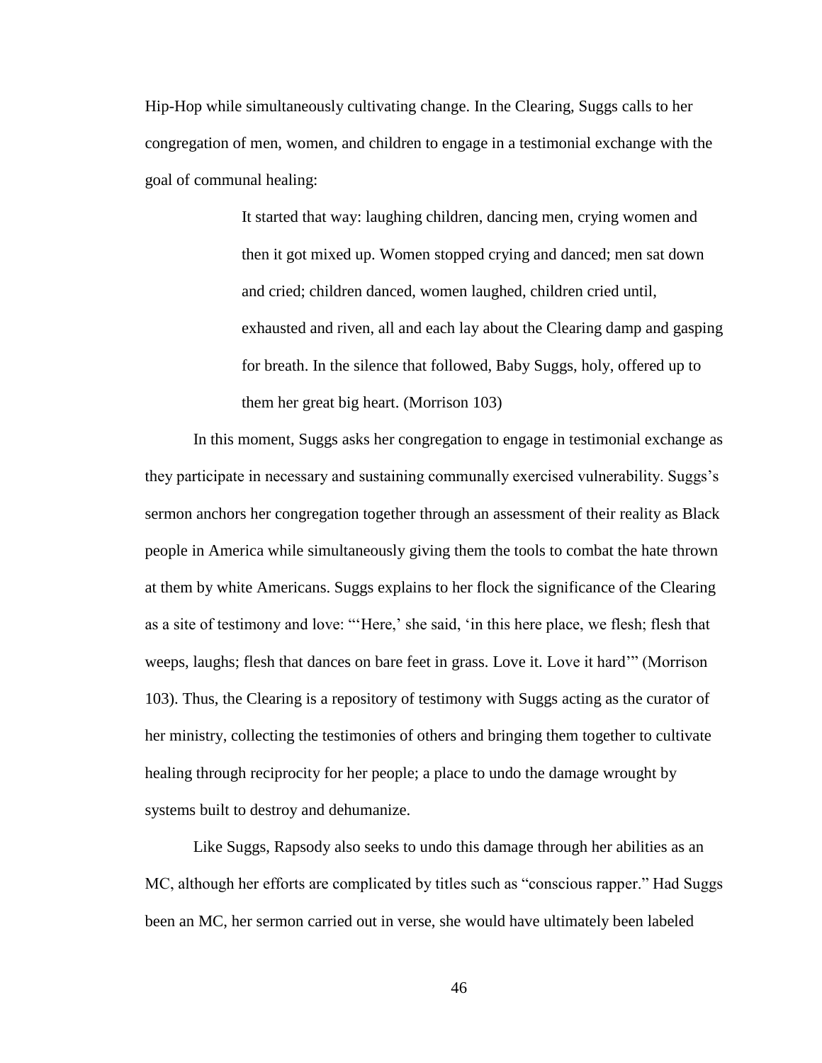Hip-Hop while simultaneously cultivating change. In the Clearing, Suggs calls to her congregation of men, women, and children to engage in a testimonial exchange with the goal of communal healing:

> It started that way: laughing children, dancing men, crying women and then it got mixed up. Women stopped crying and danced; men sat down and cried; children danced, women laughed, children cried until, exhausted and riven, all and each lay about the Clearing damp and gasping for breath. In the silence that followed, Baby Suggs, holy, offered up to them her great big heart. (Morrison 103)

In this moment, Suggs asks her congregation to engage in testimonial exchange as they participate in necessary and sustaining communally exercised vulnerability. Suggs's sermon anchors her congregation together through an assessment of their reality as Black people in America while simultaneously giving them the tools to combat the hate thrown at them by white Americans. Suggs explains to her flock the significance of the Clearing as a site of testimony and love: "'Here,' she said, 'in this here place, we flesh; flesh that weeps, laughs; flesh that dances on bare feet in grass. Love it. Love it hard'" (Morrison 103). Thus, the Clearing is a repository of testimony with Suggs acting as the curator of her ministry, collecting the testimonies of others and bringing them together to cultivate healing through reciprocity for her people; a place to undo the damage wrought by systems built to destroy and dehumanize.

Like Suggs, Rapsody also seeks to undo this damage through her abilities as an MC, although her efforts are complicated by titles such as "conscious rapper." Had Suggs been an MC, her sermon carried out in verse, she would have ultimately been labeled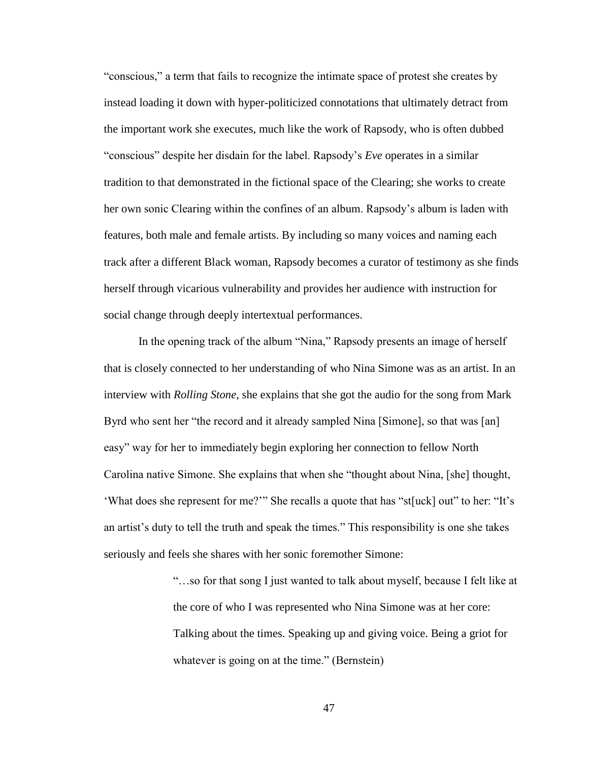"conscious," a term that fails to recognize the intimate space of protest she creates by instead loading it down with hyper-politicized connotations that ultimately detract from the important work she executes, much like the work of Rapsody, who is often dubbed "conscious" despite her disdain for the label. Rapsody's *Eve* operates in a similar tradition to that demonstrated in the fictional space of the Clearing; she works to create her own sonic Clearing within the confines of an album. Rapsody's album is laden with features, both male and female artists. By including so many voices and naming each track after a different Black woman, Rapsody becomes a curator of testimony as she finds herself through vicarious vulnerability and provides her audience with instruction for social change through deeply intertextual performances.

In the opening track of the album "Nina," Rapsody presents an image of herself that is closely connected to her understanding of who Nina Simone was as an artist. In an interview with *Rolling Stone*, she explains that she got the audio for the song from Mark Byrd who sent her "the record and it already sampled Nina [Simone], so that was [an] easy" way for her to immediately begin exploring her connection to fellow North Carolina native Simone. She explains that when she "thought about Nina, [she] thought, 'What does she represent for me?'" She recalls a quote that has "st[uck] out" to her: "It's an artist's duty to tell the truth and speak the times." This responsibility is one she takes seriously and feels she shares with her sonic foremother Simone:

> "…so for that song I just wanted to talk about myself, because I felt like at the core of who I was represented who Nina Simone was at her core: Talking about the times. Speaking up and giving voice. Being a griot for whatever is going on at the time." (Bernstein)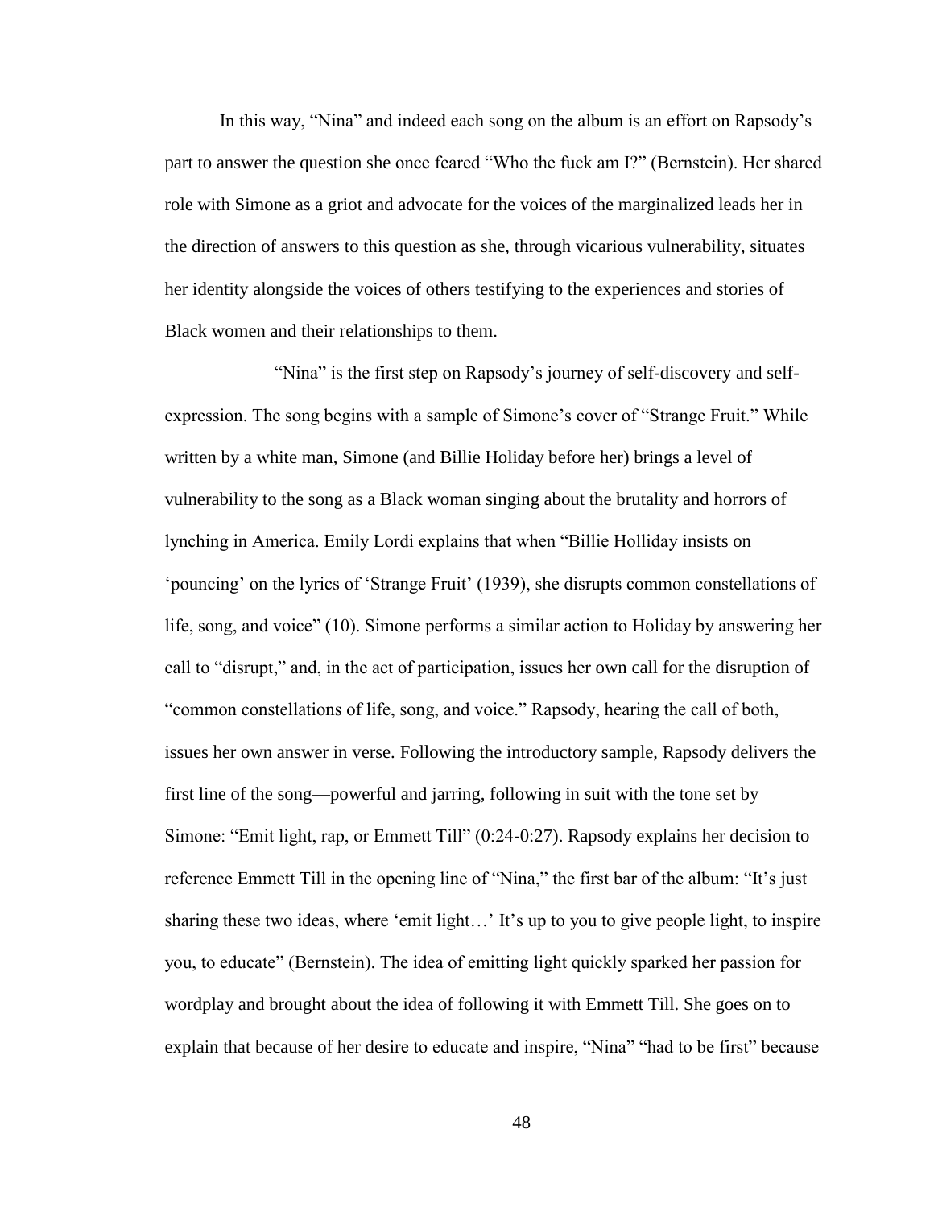In this way, "Nina" and indeed each song on the album is an effort on Rapsody's part to answer the question she once feared "Who the fuck am I?" (Bernstein). Her shared role with Simone as a griot and advocate for the voices of the marginalized leads her in the direction of answers to this question as she, through vicarious vulnerability, situates her identity alongside the voices of others testifying to the experiences and stories of Black women and their relationships to them.

"Nina" is the first step on Rapsody's journey of self-discovery and self-expression. The song begins with a sample of Simone's cover of "Strange Fruit." While written by a white man, Simone (and Billie Holiday before her) brings a level of vulnerability to the song as a Black woman singing about the brutality and horrors of lynching in America. Emily Lordi explains that when "Billie Holliday insists on 'pouncing' on the lyrics of 'Strange Fruit' (1939), she disrupts common constellations of life, song, and voice" (10). Simone performs a similar action to Holiday by answering her call to "disrupt," and, in the act of participation, issues her own call for the disruption of "common constellations of life, song, and voice." Rapsody, hearing the call of both, issues her own answer in verse. Following the introductory sample, Rapsody delivers the first line of the song—powerful and jarring, following in suit with the tone set by Simone: "Emit light, rap, or Emmett Till" (0:24-0:27). Rapsody explains her decision to reference Emmett Till in the opening line of "Nina," the first bar of the album: "It's just sharing these two ideas, where 'emit light…' It's up to you to give people light, to inspire you, to educate" (Bernstein). The idea of emitting light quickly sparked her passion for wordplay and brought about the idea of following it with Emmett Till. She goes on to explain that because of her desire to educate and inspire, "Nina" "had to be first" because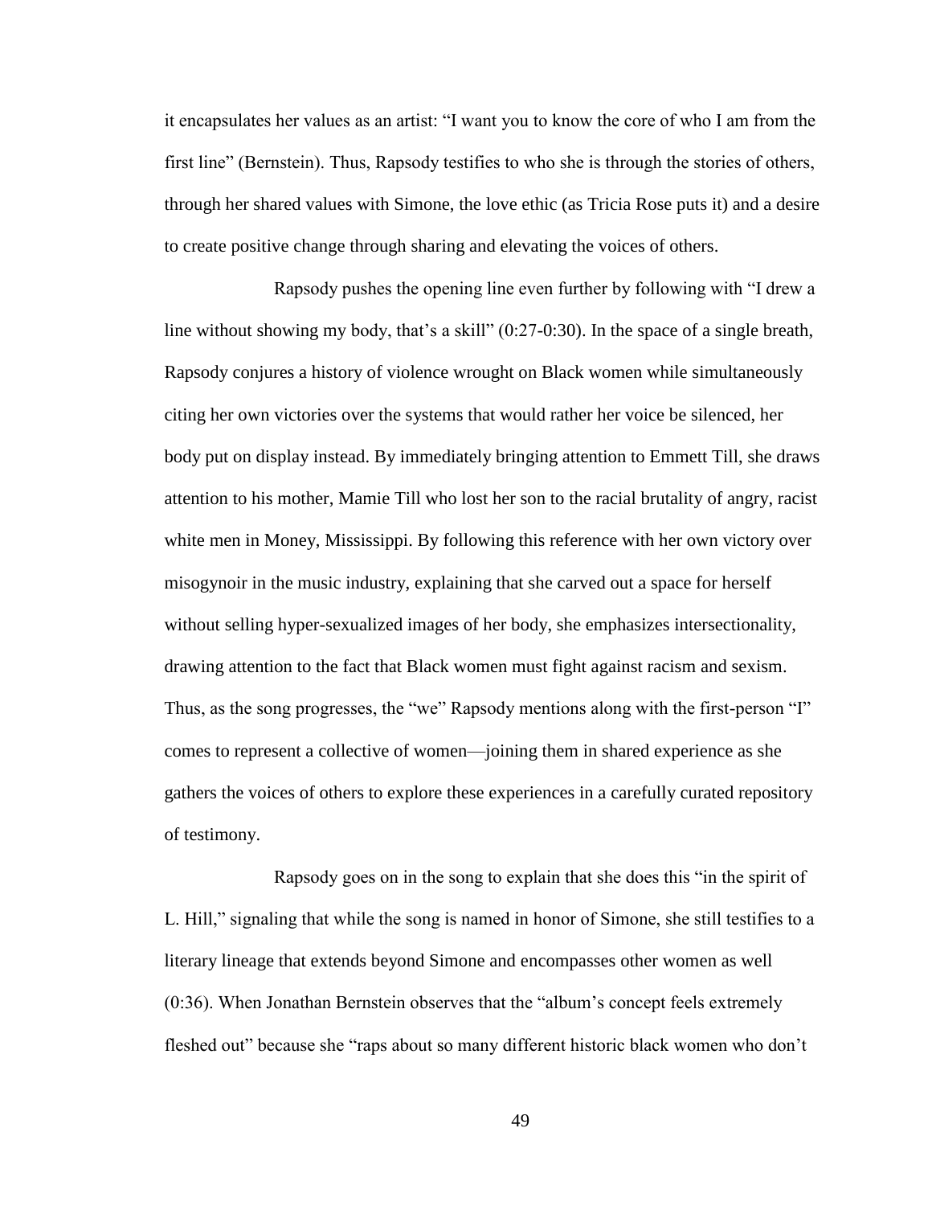it encapsulates her values as an artist: "I want you to know the core of who I am from the first line" (Bernstein). Thus, Rapsody testifies to who she is through the stories of others, through her shared values with Simone, the love ethic (as Tricia Rose puts it) and a desire to create positive change through sharing and elevating the voices of others.

Rapsody pushes the opening line even further by following with "I drew a line without showing my body, that's a skill" (0:27-0:30). In the space of a single breath, Rapsody conjures a history of violence wrought on Black women while simultaneously citing her own victories over the systems that would rather her voice be silenced, her body put on display instead. By immediately bringing attention to Emmett Till, she draws attention to his mother, Mamie Till who lost her son to the racial brutality of angry, racist white men in Money, Mississippi. By following this reference with her own victory over misogynoir in the music industry, explaining that she carved out a space for herself without selling hyper-sexualized images of her body, she emphasizes intersectionality, drawing attention to the fact that Black women must fight against racism and sexism. Thus, as the song progresses, the "we" Rapsody mentions along with the first-person "I" comes to represent a collective of women—joining them in shared experience as she gathers the voices of others to explore these experiences in a carefully curated repository of testimony.

Rapsody goes on in the song to explain that she does this "in the spirit of L. Hill," signaling that while the song is named in honor of Simone, she still testifies to a literary lineage that extends beyond Simone and encompasses other women as well (0:36). When Jonathan Bernstein observes that the "album's concept feels extremely fleshed out" because she "raps about so many different historic black women who don't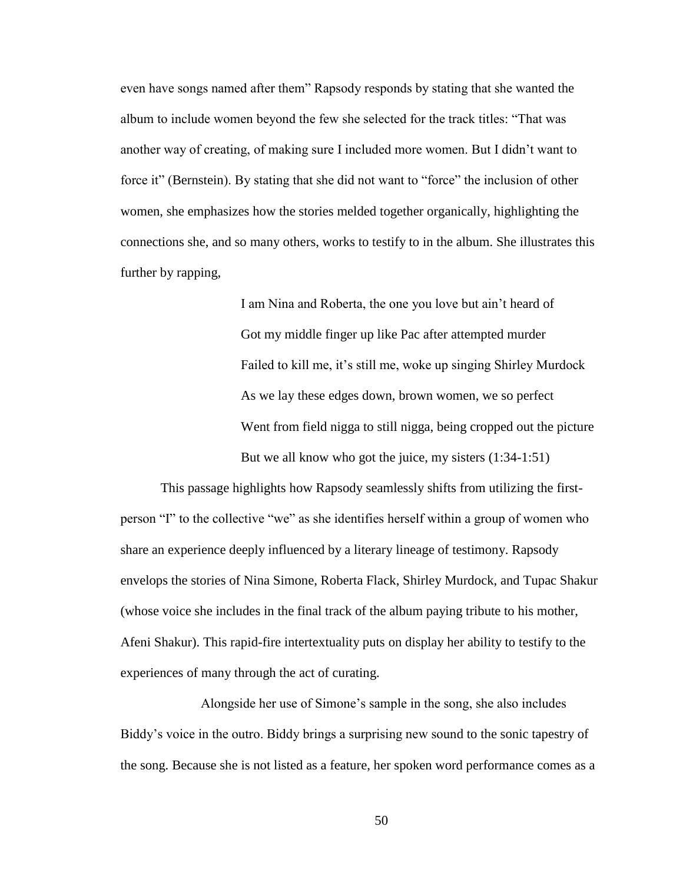even have songs named after them" Rapsody responds by stating that she wanted the album to include women beyond the few she selected for the track titles: "That was another way of creating, of making sure I included more women. But I didn't want to force it" (Bernstein). By stating that she did not want to "force" the inclusion of other women, she emphasizes how the stories melded together organically, highlighting the connections she, and so many others, works to testify to in the album. She illustrates this further by rapping,

> I am Nina and Roberta, the one you love but ain't heard of
> Got my middle finger up like Pac after attempted murder
> Failed to kill me, it's still me, woke up singing Shirley Murdock
> As we lay these edges down, brown women, we so perfect
> Went from field nigga to still nigga, being cropped out the picture
> But we all know who got the juice, my sisters (1:34-1:51)

This passage highlights how Rapsody seamlessly shifts from utilizing the first-person "I" to the collective "we" as she identifies herself within a group of women who share an experience deeply influenced by a literary lineage of testimony. Rapsody envelops the stories of Nina Simone, Roberta Flack, Shirley Murdock, and Tupac Shakur (whose voice she includes in the final track of the album paying tribute to his mother, Afeni Shakur). This rapid-fire intertextuality puts on display her ability to testify to the experiences of many through the act of curating.

Alongside her use of Simone's sample in the song, she also includes Biddy's voice in the outro. Biddy brings a surprising new sound to the sonic tapestry of the song. Because she is not listed as a feature, her spoken word performance comes as a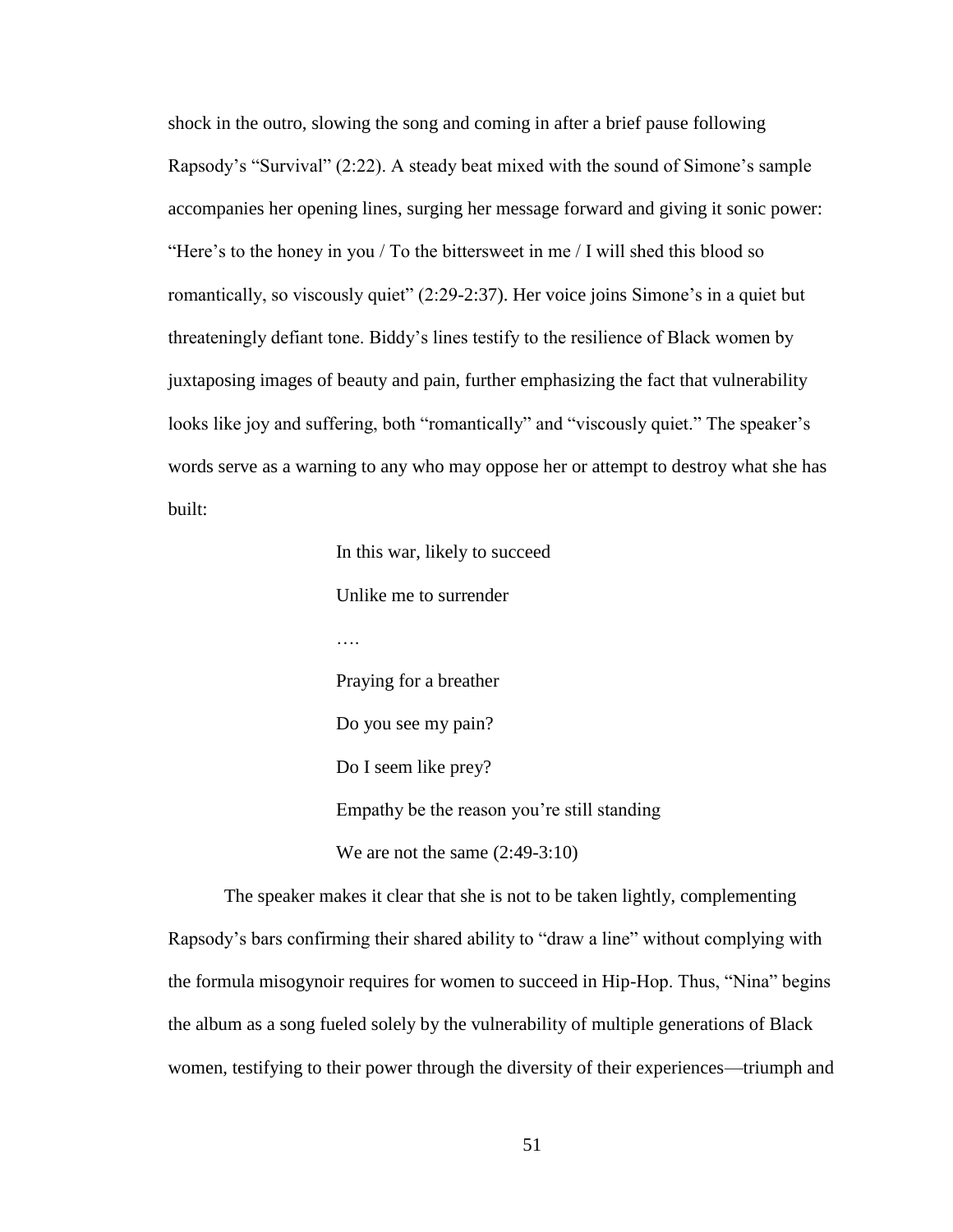shock in the outro, slowing the song and coming in after a brief pause following Rapsody's "Survival" (2:22). A steady beat mixed with the sound of Simone's sample accompanies her opening lines, surging her message forward and giving it sonic power: "Here's to the honey in you / To the bittersweet in me / I will shed this blood so romantically, so viscously quiet" (2:29-2:37). Her voice joins Simone's in a quiet but threateningly defiant tone. Biddy's lines testify to the resilience of Black women by juxtaposing images of beauty and pain, further emphasizing the fact that vulnerability looks like joy and suffering, both "romantically" and "viscously quiet." The speaker's words serve as a warning to any who may oppose her or attempt to destroy what she has built:

> In this war, likely to succeed
>
> Unlike me to surrender
>
> ….
>
> Praying for a breather
>
> Do you see my pain?
>
> Do I seem like prey?
>
> Empathy be the reason you're still standing
>
> We are not the same (2:49-3:10)

The speaker makes it clear that she is not to be taken lightly, complementing Rapsody's bars confirming their shared ability to "draw a line" without complying with the formula misogynoir requires for women to succeed in Hip-Hop. Thus, "Nina" begins the album as a song fueled solely by the vulnerability of multiple generations of Black women, testifying to their power through the diversity of their experiences—triumph and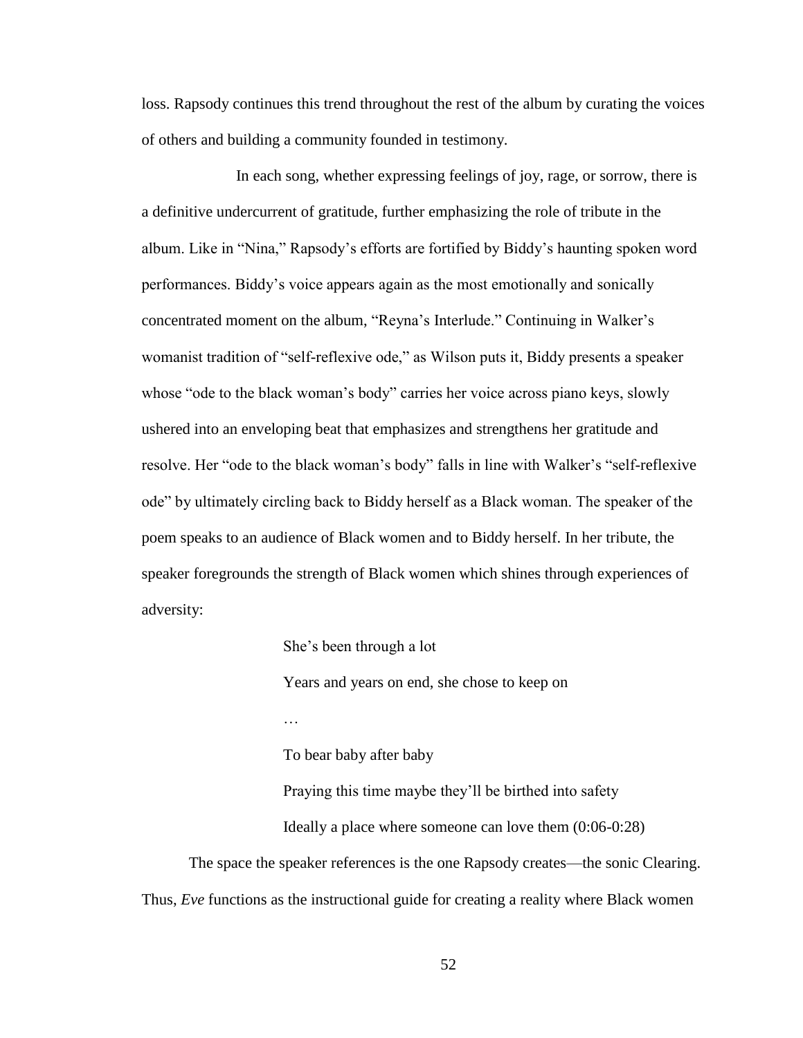loss. Rapsody continues this trend throughout the rest of the album by curating the voices of others and building a community founded in testimony.

In each song, whether expressing feelings of joy, rage, or sorrow, there is a definitive undercurrent of gratitude, further emphasizing the role of tribute in the album. Like in "Nina," Rapsody's efforts are fortified by Biddy's haunting spoken word performances. Biddy's voice appears again as the most emotionally and sonically concentrated moment on the album, "Reyna's Interlude." Continuing in Walker's womanist tradition of "self-reflexive ode," as Wilson puts it, Biddy presents a speaker whose "ode to the black woman's body" carries her voice across piano keys, slowly ushered into an enveloping beat that emphasizes and strengthens her gratitude and resolve. Her "ode to the black woman's body" falls in line with Walker's "self-reflexive ode" by ultimately circling back to Biddy herself as a Black woman. The speaker of the poem speaks to an audience of Black women and to Biddy herself. In her tribute, the speaker foregrounds the strength of Black women which shines through experiences of adversity:

> She's been through a lot
>
> Years and years on end, she chose to keep on
>
> …
>
> To bear baby after baby
>
> Praying this time maybe they'll be birthed into safety
>
> Ideally a place where someone can love them (0:06-0:28)

The space the speaker references is the one Rapsody creates—the sonic Clearing. Thus, *Eve* functions as the instructional guide for creating a reality where Black women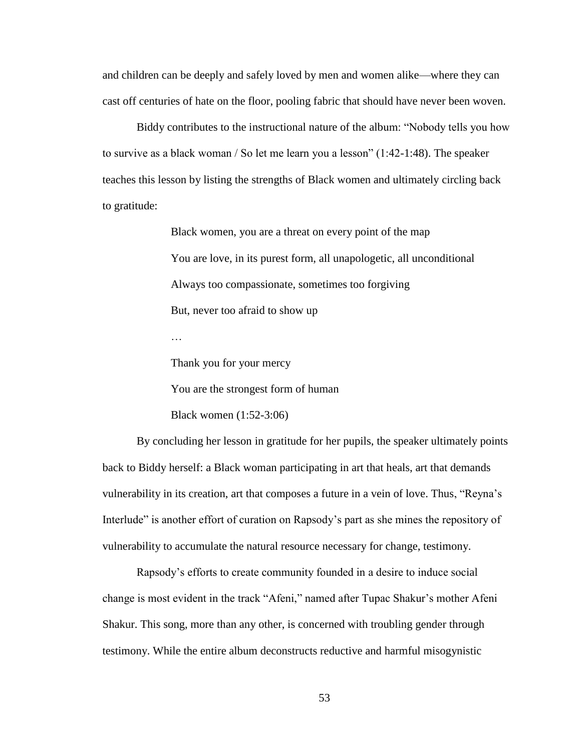and children can be deeply and safely loved by men and women alike—where they can cast off centuries of hate on the floor, pooling fabric that should have never been woven.

Biddy contributes to the instructional nature of the album: "Nobody tells you how to survive as a black woman / So let me learn you a lesson" (1:42-1:48). The speaker teaches this lesson by listing the strengths of Black women and ultimately circling back to gratitude:

> Black women, you are a threat on every point of the map
>
> You are love, in its purest form, all unapologetic, all unconditional
>
> Always too compassionate, sometimes too forgiving
>
> But, never too afraid to show up
>
> …
>
> Thank you for your mercy
>
> You are the strongest form of human
>
> Black women (1:52-3:06)

By concluding her lesson in gratitude for her pupils, the speaker ultimately points back to Biddy herself: a Black woman participating in art that heals, art that demands vulnerability in its creation, art that composes a future in a vein of love. Thus, "Reyna's Interlude" is another effort of curation on Rapsody's part as she mines the repository of vulnerability to accumulate the natural resource necessary for change, testimony.

Rapsody's efforts to create community founded in a desire to induce social change is most evident in the track "Afeni," named after Tupac Shakur's mother Afeni Shakur. This song, more than any other, is concerned with troubling gender through testimony. While the entire album deconstructs reductive and harmful misogynistic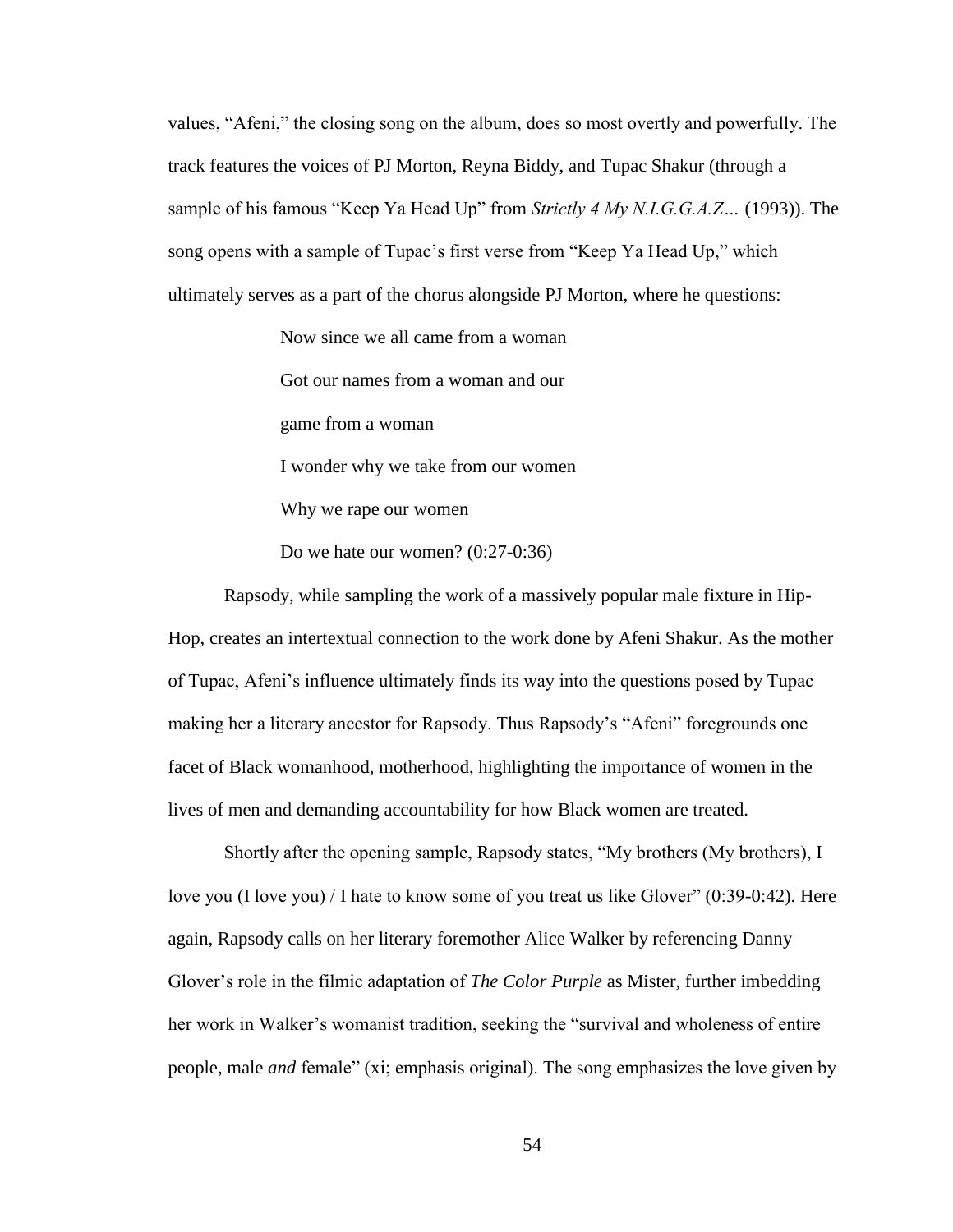values, "Afeni," the closing song on the album, does so most overtly and powerfully. The track features the voices of PJ Morton, Reyna Biddy, and Tupac Shakur (through a sample of his famous "Keep Ya Head Up" from *Strictly 4 My N.I.G.G.A.Z…* (1993)). The song opens with a sample of Tupac's first verse from "Keep Ya Head Up," which ultimately serves as a part of the chorus alongside PJ Morton, where he questions:

> Now since we all came from a woman
>
> Got our names from a woman and our
>
> game from a woman
>
> I wonder why we take from our women
>
> Why we rape our women
>
> Do we hate our women? (0:27-0:36)

Rapsody, while sampling the work of a massively popular male fixture in Hip-Hop, creates an intertextual connection to the work done by Afeni Shakur. As the mother of Tupac, Afeni's influence ultimately finds its way into the questions posed by Tupac making her a literary ancestor for Rapsody. Thus Rapsody's "Afeni" foregrounds one facet of Black womanhood, motherhood, highlighting the importance of women in the lives of men and demanding accountability for how Black women are treated.

Shortly after the opening sample, Rapsody states, "My brothers (My brothers), I love you (I love you) / I hate to know some of you treat us like Glover" (0:39-0:42). Here again, Rapsody calls on her literary foremother Alice Walker by referencing Danny Glover's role in the filmic adaptation of *The Color Purple* as Mister, further imbedding her work in Walker's womanist tradition, seeking the "survival and wholeness of entire people, male *and* female" (xi; emphasis original). The song emphasizes the love given by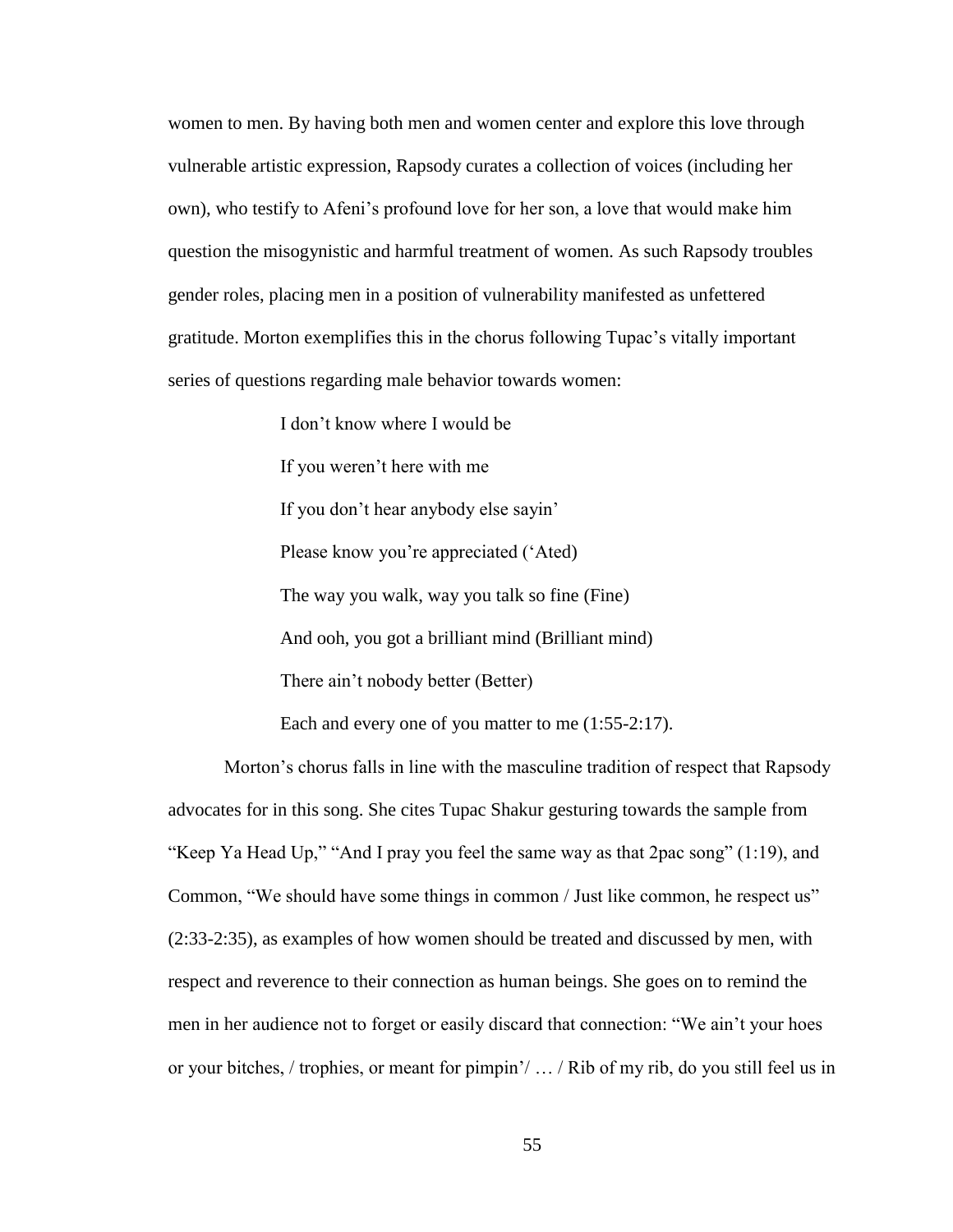women to men. By having both men and women center and explore this love through vulnerable artistic expression, Rapsody curates a collection of voices (including her own), who testify to Afeni's profound love for her son, a love that would make him question the misogynistic and harmful treatment of women. As such Rapsody troubles gender roles, placing men in a position of vulnerability manifested as unfettered gratitude. Morton exemplifies this in the chorus following Tupac's vitally important series of questions regarding male behavior towards women:

> I don't know where I would be
>
> If you weren't here with me
>
> If you don't hear anybody else sayin'
>
> Please know you're appreciated ('Ated)
>
> The way you walk, way you talk so fine (Fine)
>
> And ooh, you got a brilliant mind (Brilliant mind)
>
> There ain't nobody better (Better)
>
> Each and every one of you matter to me (1:55-2:17).

Morton's chorus falls in line with the masculine tradition of respect that Rapsody advocates for in this song. She cites Tupac Shakur gesturing towards the sample from "Keep Ya Head Up," "And I pray you feel the same way as that 2pac song" (1:19), and Common, "We should have some things in common / Just like common, he respect us" (2:33-2:35), as examples of how women should be treated and discussed by men, with respect and reverence to their connection as human beings. She goes on to remind the men in her audience not to forget or easily discard that connection: "We ain't your hoes or your bitches, / trophies, or meant for pimpin'/ … / Rib of my rib, do you still feel us in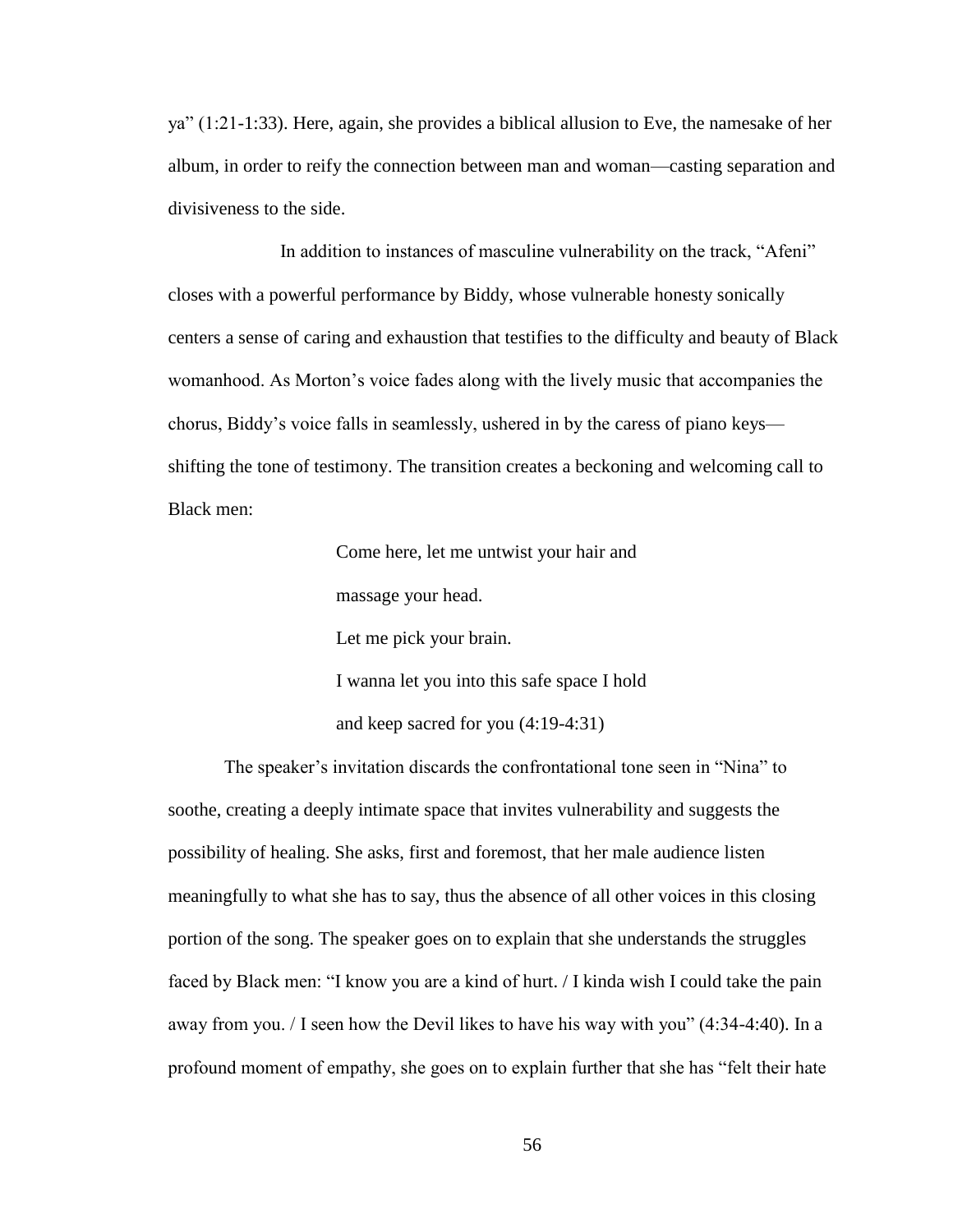ya" (1:21-1:33). Here, again, she provides a biblical allusion to Eve, the namesake of her album, in order to reify the connection between man and woman—casting separation and divisiveness to the side.

In addition to instances of masculine vulnerability on the track, "Afeni" closes with a powerful performance by Biddy, whose vulnerable honesty sonically centers a sense of caring and exhaustion that testifies to the difficulty and beauty of Black womanhood. As Morton's voice fades along with the lively music that accompanies the chorus, Biddy's voice falls in seamlessly, ushered in by the caress of piano keys—shifting the tone of testimony. The transition creates a beckoning and welcoming call to Black men:

> Come here, let me untwist your hair and
> massage your head.
> Let me pick your brain.
> I wanna let you into this safe space I hold
> and keep sacred for you (4:19-4:31)

The speaker's invitation discards the confrontational tone seen in "Nina" to soothe, creating a deeply intimate space that invites vulnerability and suggests the possibility of healing. She asks, first and foremost, that her male audience listen meaningfully to what she has to say, thus the absence of all other voices in this closing portion of the song. The speaker goes on to explain that she understands the struggles faced by Black men: "I know you are a kind of hurt. / I kinda wish I could take the pain away from you. / I seen how the Devil likes to have his way with you" (4:34-4:40). In a profound moment of empathy, she goes on to explain further that she has "felt their hate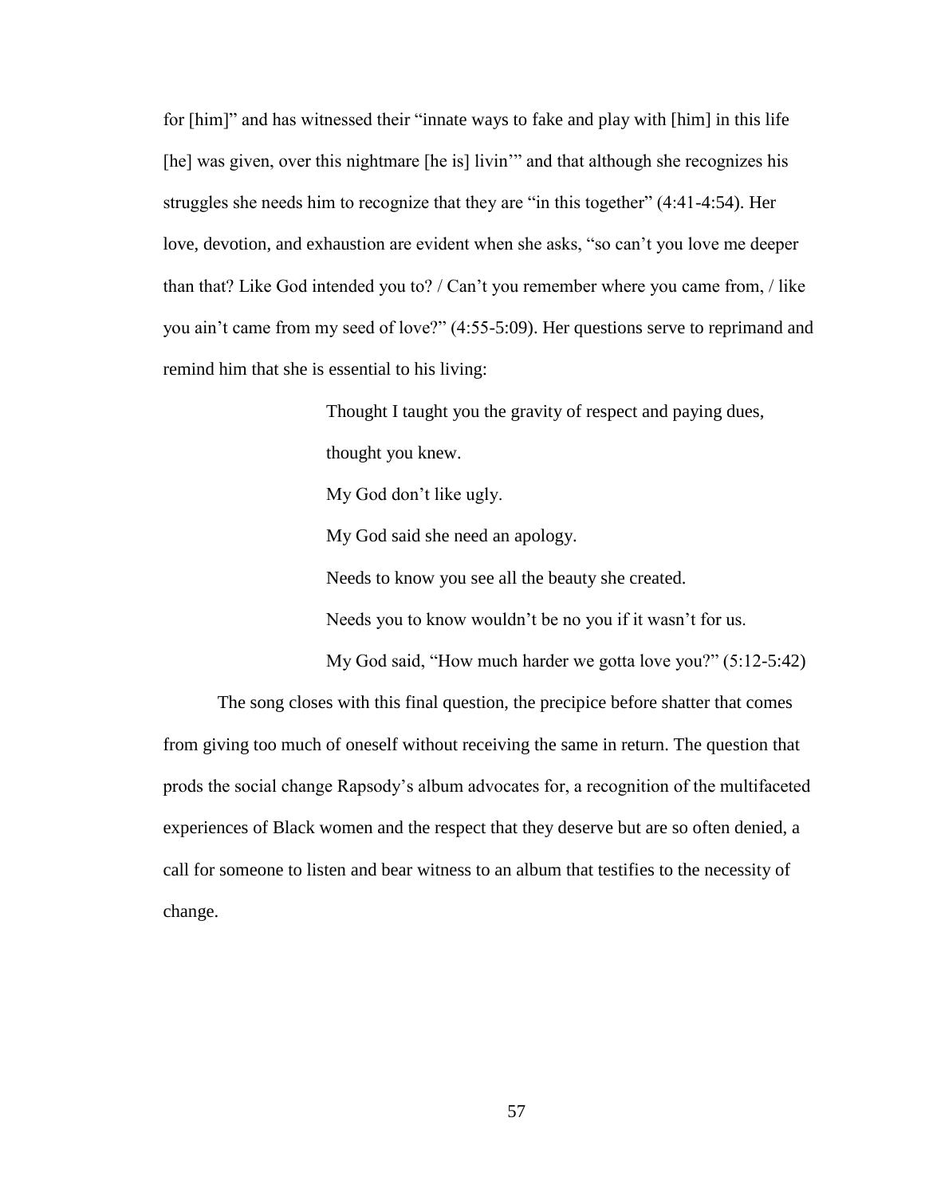for [him]" and has witnessed their "innate ways to fake and play with [him] in this life [he] was given, over this nightmare [he is] livin'" and that although she recognizes his struggles she needs him to recognize that they are "in this together" (4:41-4:54). Her love, devotion, and exhaustion are evident when she asks, "so can't you love me deeper than that? Like God intended you to? / Can't you remember where you came from, / like you ain't came from my seed of love?" (4:55-5:09). Her questions serve to reprimand and remind him that she is essential to his living:

> Thought I taught you the gravity of respect and paying dues,
>
> thought you knew.
>
> My God don't like ugly.
>
> My God said she need an apology.
>
> Needs to know you see all the beauty she created.
>
> Needs you to know wouldn't be no you if it wasn't for us.
>
> My God said, "How much harder we gotta love you?" (5:12-5:42)

The song closes with this final question, the precipice before shatter that comes from giving too much of oneself without receiving the same in return. The question that prods the social change Rapsody's album advocates for, a recognition of the multifaceted experiences of Black women and the respect that they deserve but are so often denied, a call for someone to listen and bear witness to an album that testifies to the necessity of change.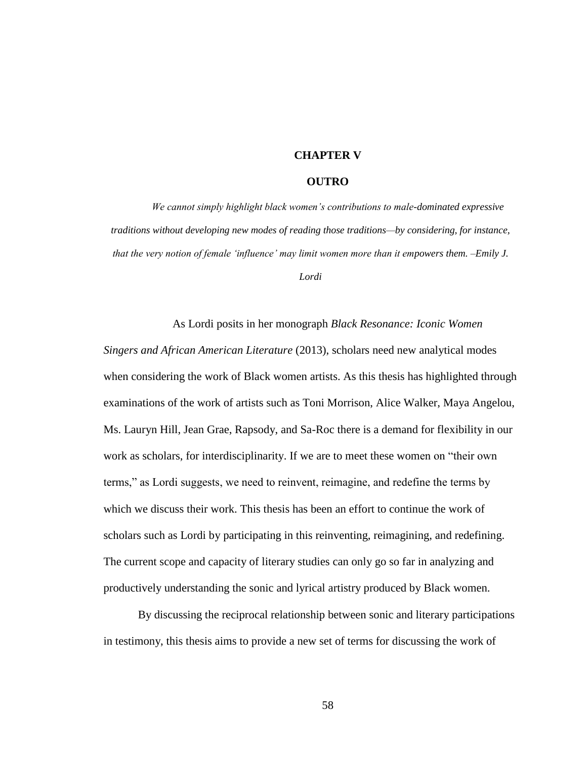# CHAPTER V

## OUTRO

*We cannot simply highlight black women's contributions to male-dominated expressive traditions without developing new modes of reading those traditions—by considering, for instance, that the very notion of female 'influence' may limit women more than it empowers them. –Emily J. Lordi*

As Lordi posits in her monograph *Black Resonance: Iconic Women Singers and African American Literature* (2013), scholars need new analytical modes when considering the work of Black women artists. As this thesis has highlighted through examinations of the work of artists such as Toni Morrison, Alice Walker, Maya Angelou, Ms. Lauryn Hill, Jean Grae, Rapsody, and Sa-Roc there is a demand for flexibility in our work as scholars, for interdisciplinarity. If we are to meet these women on "their own terms," as Lordi suggests, we need to reinvent, reimagine, and redefine the terms by which we discuss their work. This thesis has been an effort to continue the work of scholars such as Lordi by participating in this reinventing, reimagining, and redefining. The current scope and capacity of literary studies can only go so far in analyzing and productively understanding the sonic and lyrical artistry produced by Black women.

By discussing the reciprocal relationship between sonic and literary participations in testimony, this thesis aims to provide a new set of terms for discussing the work of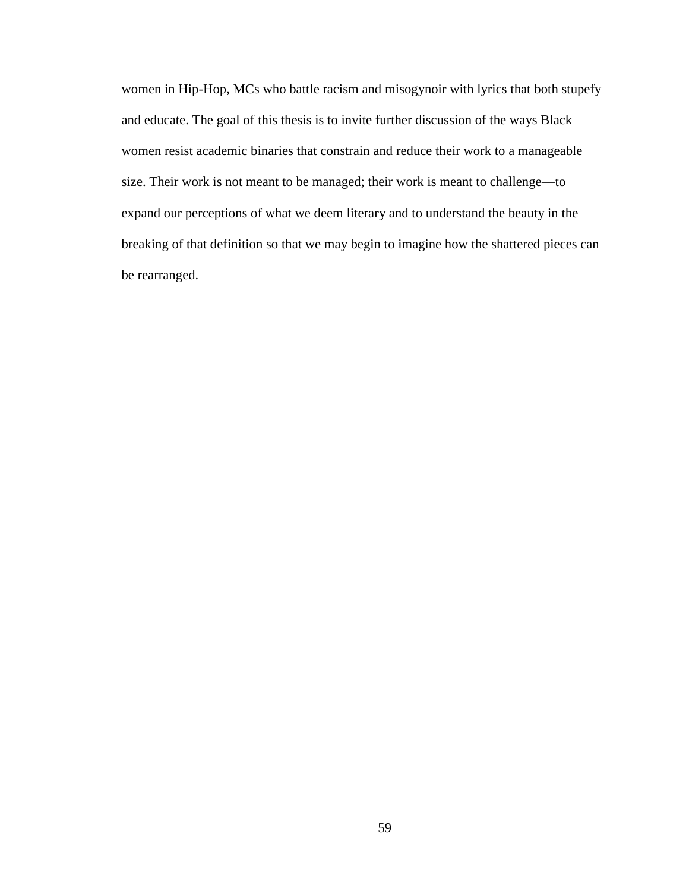women in Hip-Hop, MCs who battle racism and misogynoir with lyrics that both stupefy and educate. The goal of this thesis is to invite further discussion of the ways Black women resist academic binaries that constrain and reduce their work to a manageable size. Their work is not meant to be managed; their work is meant to challenge—to expand our perceptions of what we deem literary and to understand the beauty in the breaking of that definition so that we may begin to imagine how the shattered pieces can be rearranged.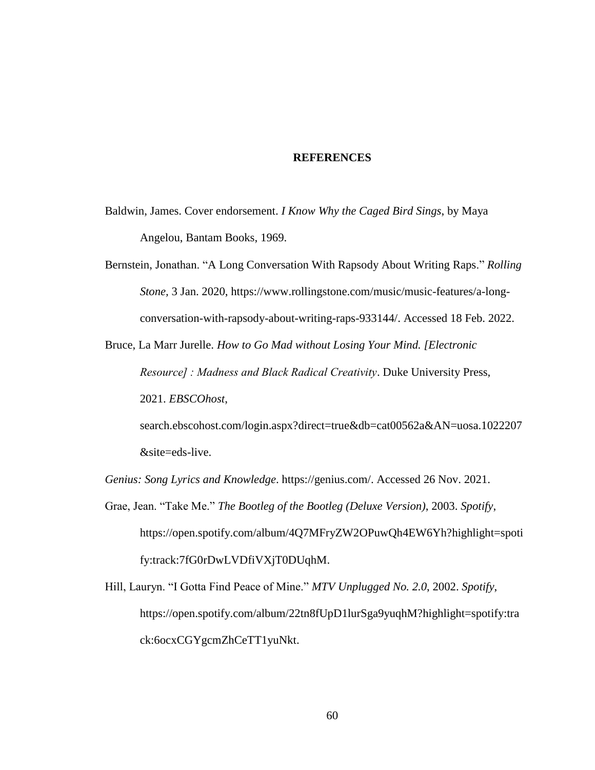## REFERENCES

Baldwin, James. Cover endorsement. *I Know Why the Caged Bird Sings*, by Maya Angelou, Bantam Books, 1969.

Bernstein, Jonathan. "A Long Conversation With Rapsody About Writing Raps." *Rolling Stone,* 3 Jan. 2020, https://www.rollingstone.com/music/music-features/a-long-conversation-with-rapsody-about-writing-raps-933144/. Accessed 18 Feb. 2022.

Bruce, La Marr Jurelle. *How to Go Mad without Losing Your Mind. [Electronic Resource] : Madness and Black Radical Creativity*. Duke University Press, 2021. *EBSCOhost*, search.ebscohost.com/login.aspx?direct=true&db=cat00562a&AN=uosa.1022207&site=eds-live.

*Genius: Song Lyrics and Knowledge*. https://genius.com/. Accessed 26 Nov. 2021.

Grae, Jean. "Take Me." *The Bootleg of the Bootleg (Deluxe Version)*, 2003. *Spotify*, https://open.spotify.com/album/4Q7MFryZW2OPuwQh4EW6Yh?highlight=spotify:track:7fG0rDwLVDfiVXjT0DUqhM.

Hill, Lauryn. "I Gotta Find Peace of Mine." *MTV Unplugged No. 2.0*, 2002. *Spotify*, https://open.spotify.com/album/22tn8fUpD1lurSga9yuqhM?highlight=spotify:track:6ocxCGYgcmZhCeTT1yuNkt.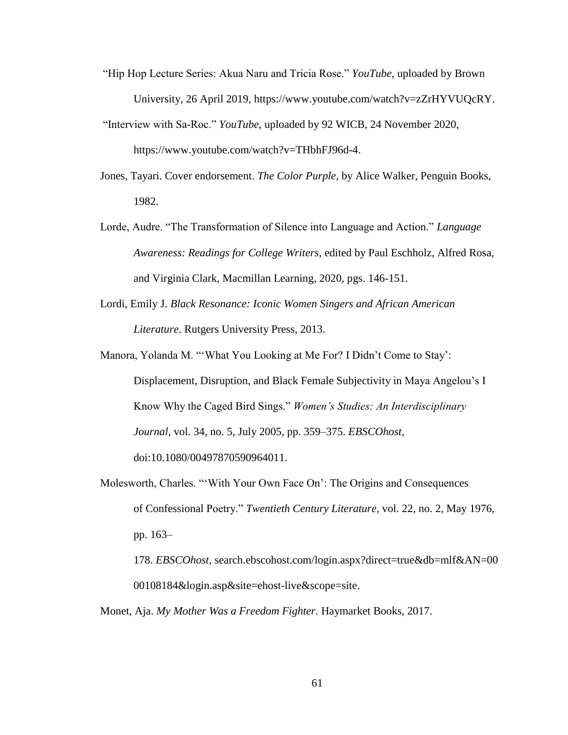"Hip Hop Lecture Series: Akua Naru and Tricia Rose." *YouTube*, uploaded by Brown University, 26 April 2019, https://www.youtube.com/watch?v=zZrHYVUQcRY.

"Interview with Sa-Roc." *YouTube*, uploaded by 92 WICB, 24 November 2020, https://www.youtube.com/watch?v=THbhFJ96d-4.

Jones, Tayari. Cover endorsement. *The Color Purple*, by Alice Walker, Penguin Books, 1982.

Lorde, Audre. "The Transformation of Silence into Language and Action." *Language Awareness: Readings for College Writers*, edited by Paul Eschholz, Alfred Rosa, and Virginia Clark, Macmillan Learning, 2020, pgs. 146-151.

Lordi, Emily J. *Black Resonance: Iconic Women Singers and African American Literature*. Rutgers University Press, 2013.

Manora, Yolanda M. "'What You Looking at Me For? I Didn't Come to Stay': Displacement, Disruption, and Black Female Subjectivity in Maya Angelou's I Know Why the Caged Bird Sings." *Women's Studies: An Interdisciplinary Journal*, vol. 34, no. 5, July 2005, pp. 359–375. *EBSCOhost*, doi:10.1080/00497870590964011.

Molesworth, Charles. "'With Your Own Face On': The Origins and Consequences of Confessional Poetry." *Twentieth Century Literature*, vol. 22, no. 2, May 1976, pp. 163–178. *EBSCOhost*, search.ebscohost.com/login.aspx?direct=true&db=mlf&AN=0000108184&login.asp&site=ehost-live&scope=site.

Monet, Aja. *My Mother Was a Freedom Fighter*. Haymarket Books, 2017.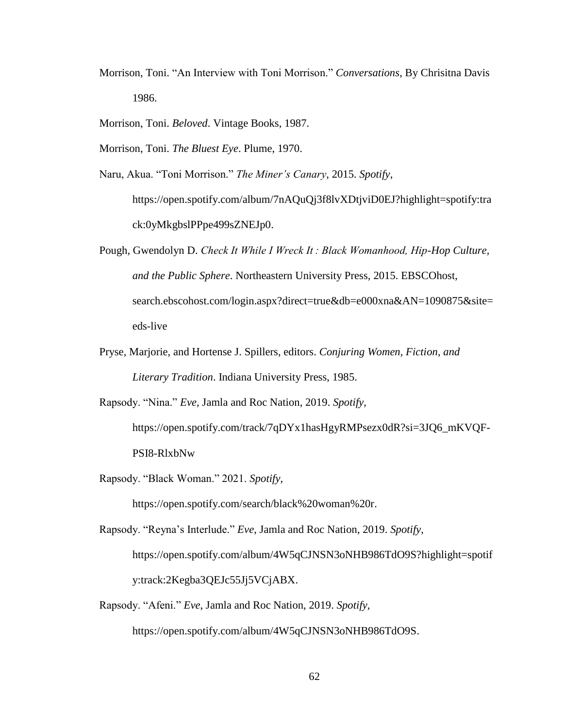Morrison, Toni. "An Interview with Toni Morrison." *Conversations*, By Chrisitna Davis 1986.

Morrison, Toni. *Beloved*. Vintage Books, 1987.

Morrison, Toni. *The Bluest Eye*. Plume, 1970.

Naru, Akua. "Toni Morrison." *The Miner's Canary*, 2015. *Spotify*, https://open.spotify.com/album/7nAQuQj3f8lvXDtjviD0EJ?highlight=spotify:track:0yMkgbslPPpe499sZNEJp0.

Pough, Gwendolyn D. *Check It While I Wreck It : Black Womanhood, Hip-Hop Culture, and the Public Sphere*. Northeastern University Press, 2015. EBSCOhost, search.ebscohost.com/login.aspx?direct=true&db=e000xna&AN=1090875&site=eds-live

Pryse, Marjorie, and Hortense J. Spillers, editors. *Conjuring Women, Fiction, and Literary Tradition*. Indiana University Press, 1985.

Rapsody. "Nina." *Eve*, Jamla and Roc Nation, 2019. *Spotify*, https://open.spotify.com/track/7qDYx1hasHgyRMPsezx0dR?si=3JQ6_mKVQF-PSI8-RlxbNw

Rapsody. "Black Woman." 2021. *Spotify*, https://open.spotify.com/search/black%20woman%20r.

Rapsody. "Reyna's Interlude." *Eve*, Jamla and Roc Nation, 2019. *Spotify*, https://open.spotify.com/album/4W5qCJNSN3oNHB986TdO9S?highlight=spotify:track:2Kegba3QEJc55Jj5VCjABX.

Rapsody. "Afeni." *Eve*, Jamla and Roc Nation, 2019. *Spotify*, https://open.spotify.com/album/4W5qCJNSN3oNHB986TdO9S.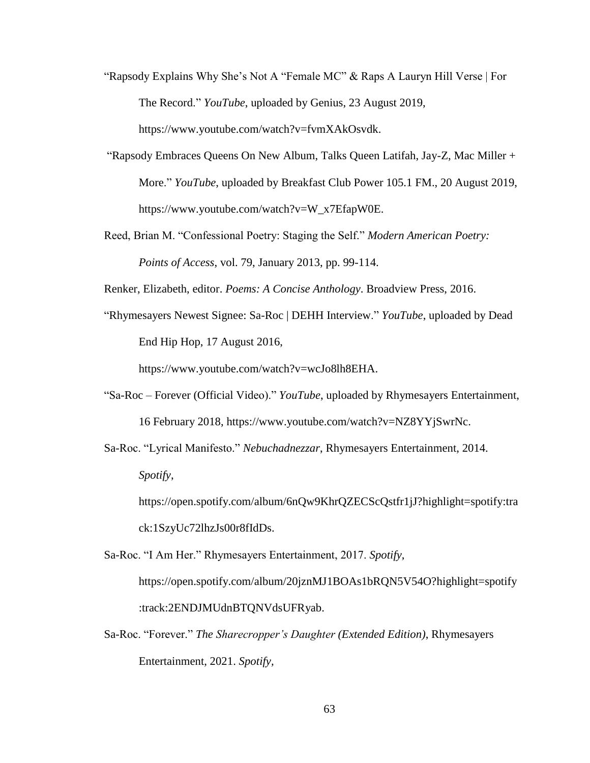"Rapsody Explains Why She's Not A "Female MC" & Raps A Lauryn Hill Verse | For The Record." *YouTube*, uploaded by Genius, 23 August 2019, https://www.youtube.com/watch?v=fvmXAkOsvdk.

"Rapsody Embraces Queens On New Album, Talks Queen Latifah, Jay-Z, Mac Miller + More." *YouTube*, uploaded by Breakfast Club Power 105.1 FM., 20 August 2019, https://www.youtube.com/watch?v=W_x7EfapW0E.

Reed, Brian M. "Confessional Poetry: Staging the Self." *Modern American Poetry: Points of Access*, vol. 79, January 2013, pp. 99-114.

Renker, Elizabeth, editor. *Poems: A Concise Anthology*. Broadview Press, 2016.

"Rhymesayers Newest Signee: Sa-Roc | DEHH Interview." *YouTube*, uploaded by Dead End Hip Hop, 17 August 2016, https://www.youtube.com/watch?v=wcJo8lh8EHA.

"Sa-Roc – Forever (Official Video)." *YouTube*, uploaded by Rhymesayers Entertainment, 16 February 2018, https://www.youtube.com/watch?v=NZ8YYjSwrNc.

Sa-Roc. "Lyrical Manifesto." *Nebuchadnezzar*, Rhymesayers Entertainment, 2014. *Spotify*, https://open.spotify.com/album/6nQw9KhrQZECScQstfr1jJ?highlight=spotify:track:1SzyUc72lhzJs00r8fIdDs.

Sa-Roc. "I Am Her." Rhymesayers Entertainment, 2017. *Spotify*, https://open.spotify.com/album/20jznMJ1BOAs1bRQN5V54O?highlight=spotify:track:2ENDJMUdnBTQNVdsUFRyab.

Sa-Roc. "Forever." *The Sharecropper's Daughter (Extended Edition)*, Rhymesayers Entertainment, 2021. *Spotify*,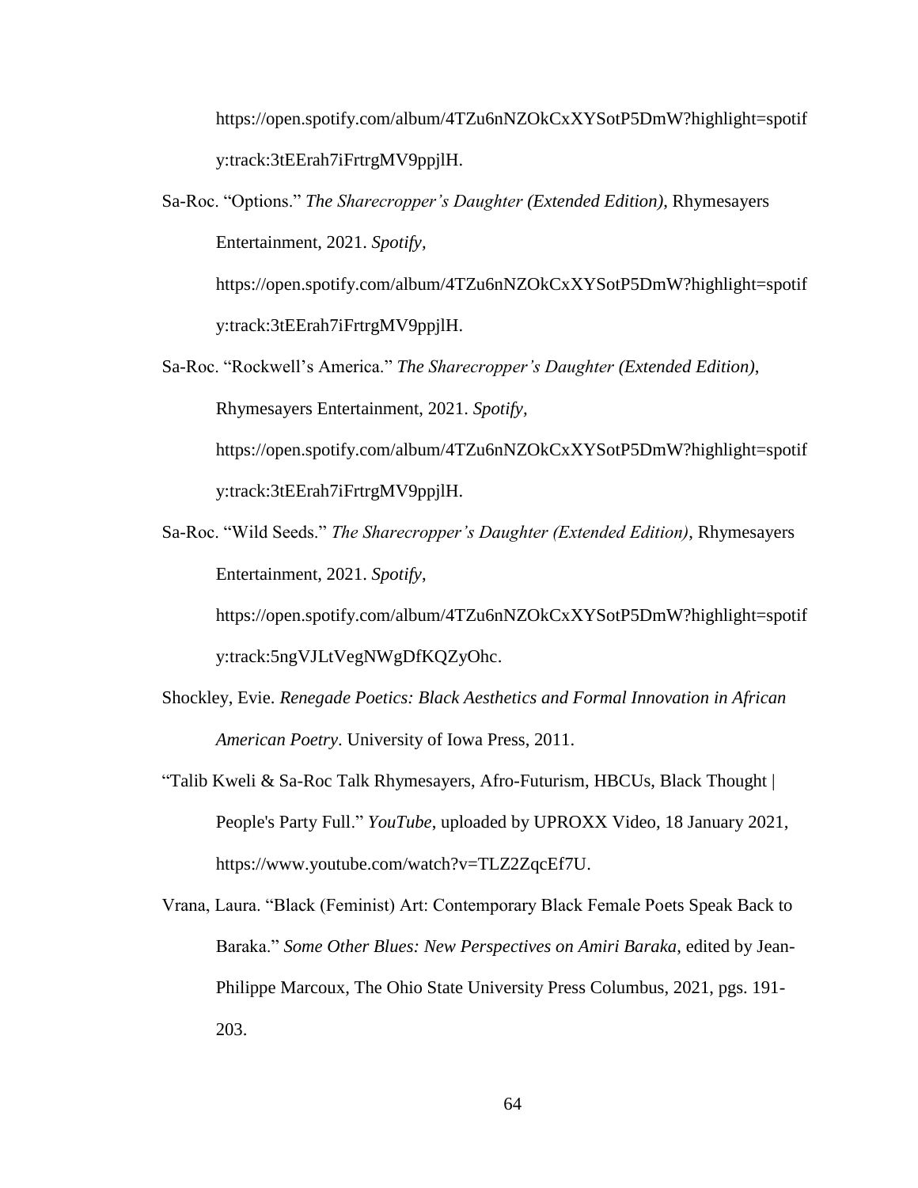https://open.spotify.com/album/4TZu6nNZOkCxXYSotP5DmW?highlight=spotify:track:3tEErah7iFrtrgMV9ppjlH.

Sa-Roc. "Options." *The Sharecropper's Daughter (Extended Edition)*, Rhymesayers Entertainment, 2021. *Spotify*, https://open.spotify.com/album/4TZu6nNZOkCxXYSotP5DmW?highlight=spotify:track:3tEErah7iFrtrgMV9ppjlH.

Sa-Roc. "Rockwell's America." *The Sharecropper's Daughter (Extended Edition)*, Rhymesayers Entertainment, 2021. *Spotify*, https://open.spotify.com/album/4TZu6nNZOkCxXYSotP5DmW?highlight=spotify:track:3tEErah7iFrtrgMV9ppjlH.

Sa-Roc. "Wild Seeds." *The Sharecropper's Daughter (Extended Edition)*, Rhymesayers Entertainment, 2021. *Spotify*, https://open.spotify.com/album/4TZu6nNZOkCxXYSotP5DmW?highlight=spotify:track:5ngVJLtVegNWgDfKQZyOhc.

Shockley, Evie. *Renegade Poetics: Black Aesthetics and Formal Innovation in African American Poetry*. University of Iowa Press, 2011.

"Talib Kweli & Sa-Roc Talk Rhymesayers, Afro-Futurism, HBCUs, Black Thought | People's Party Full." *YouTube*, uploaded by UPROXX Video, 18 January 2021, https://www.youtube.com/watch?v=TLZ2ZqcEf7U.

Vrana, Laura. "Black (Feminist) Art: Contemporary Black Female Poets Speak Back to Baraka." *Some Other Blues: New Perspectives on Amiri Baraka*, edited by Jean-Philippe Marcoux, The Ohio State University Press Columbus, 2021, pgs. 191-203.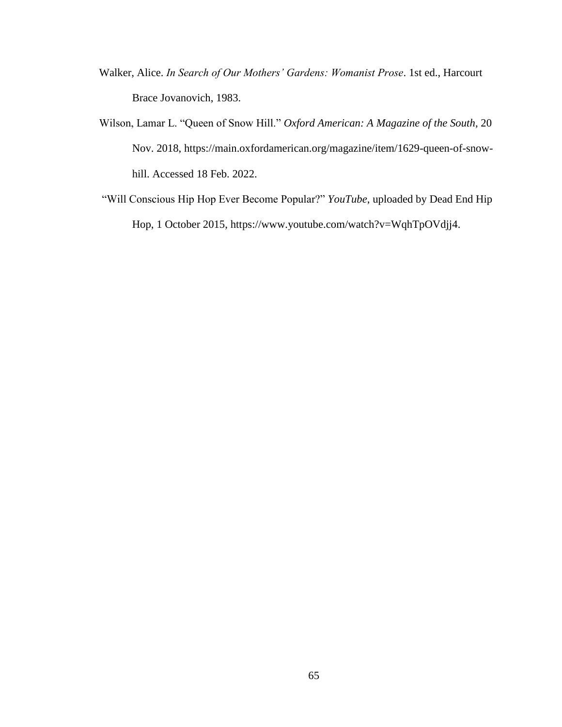Walker, Alice. *In Search of Our Mothers' Gardens: Womanist Prose*. 1st ed., Harcourt Brace Jovanovich, 1983.

Wilson, Lamar L. "Queen of Snow Hill." *Oxford American: A Magazine of the South*, 20 Nov. 2018, https://main.oxfordamerican.org/magazine/item/1629-queen-of-snow-hill. Accessed 18 Feb. 2022.

"Will Conscious Hip Hop Ever Become Popular?" *YouTube*, uploaded by Dead End Hip Hop, 1 October 2015, https://www.youtube.com/watch?v=WqhTpOVdjj4.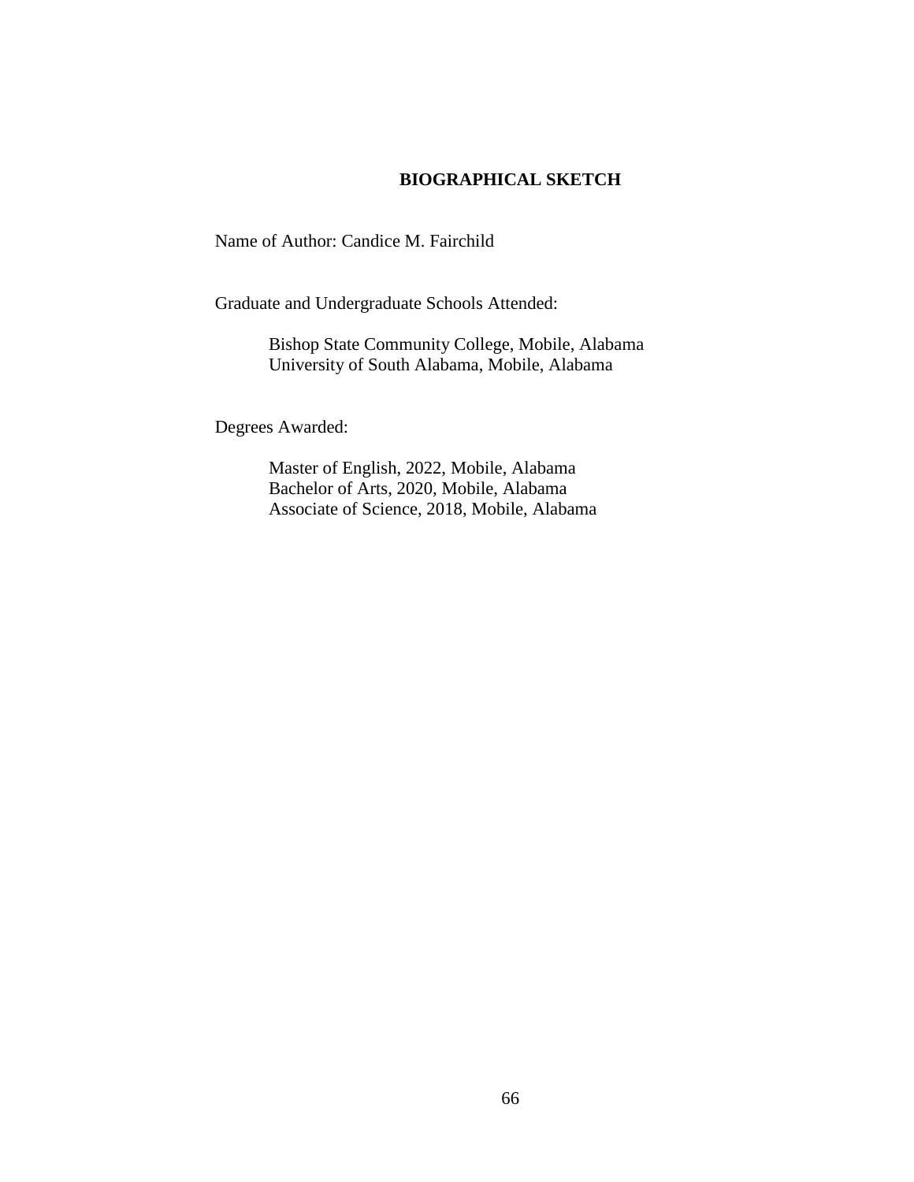# BIOGRAPHICAL SKETCH

Name of Author: Candice M. Fairchild

Graduate and Undergraduate Schools Attended:

Bishop State Community College, Mobile, Alabama
University of South Alabama, Mobile, Alabama

Degrees Awarded:

Master of English, 2022, Mobile, Alabama
Bachelor of Arts, 2020, Mobile, Alabama
Associate of Science, 2018, Mobile, Alabama